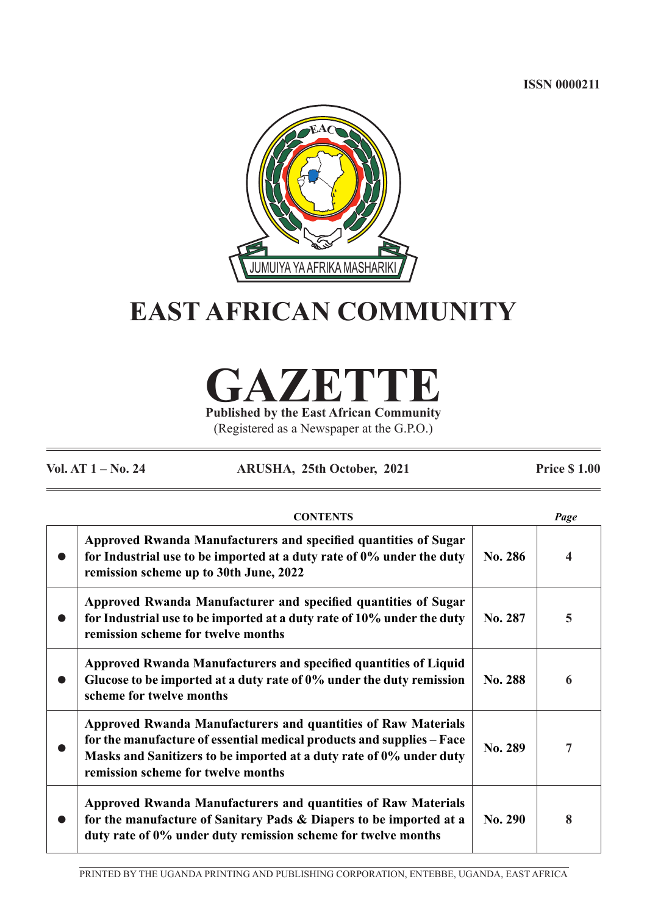ISSN 0000211

JUMUIYA YA AFRIKA MASHARIKI

# EAST AFRICAN COMMUNITY

# GAZETTE

**Published by the East African Community**

(Registered as a Newspaper at the G.P.O.)

**Vol. AT 1 – No. 24** **ARUSHA, 25th October, 2021** **Price $ 1.00**

| | **CONTENTS** | | *Page* |
|---|---|---|---|
| ● | **Approved Rwanda Manufacturers and specified quantities of Sugar for Industrial use to be imported at a duty rate of 0% under the duty remission scheme up to 30th June, 2022** | **No. 286** | **4** |
| ● | **Approved Rwanda Manufacturer and specified quantities of Sugar for Industrial use to be imported at a duty rate of 10% under the duty remission scheme for twelve months** | **No. 287** | **5** |
| ● | **Approved Rwanda Manufacturers and specified quantities of Liquid Glucose to be imported at a duty rate of 0% under the duty remission scheme for twelve months** | **No. 288** | **6** |
| ● | **Approved Rwanda Manufacturers and quantities of Raw Materials for the manufacture of essential medical products and supplies – Face Masks and Sanitizers to be imported at a duty rate of 0% under duty remission scheme for twelve months** | **No. 289** | **7** |
| ● | **Approved Rwanda Manufacturers and quantities of Raw Materials for the manufacture of Sanitary Pads & Diapers to be imported at a duty rate of 0% under duty remission scheme for twelve months** | **No. 290** | **8** |

PRINTED BY THE UGANDA PRINTING AND PUBLISHING CORPORATION, ENTEBBE, UGANDA, EAST AFRICA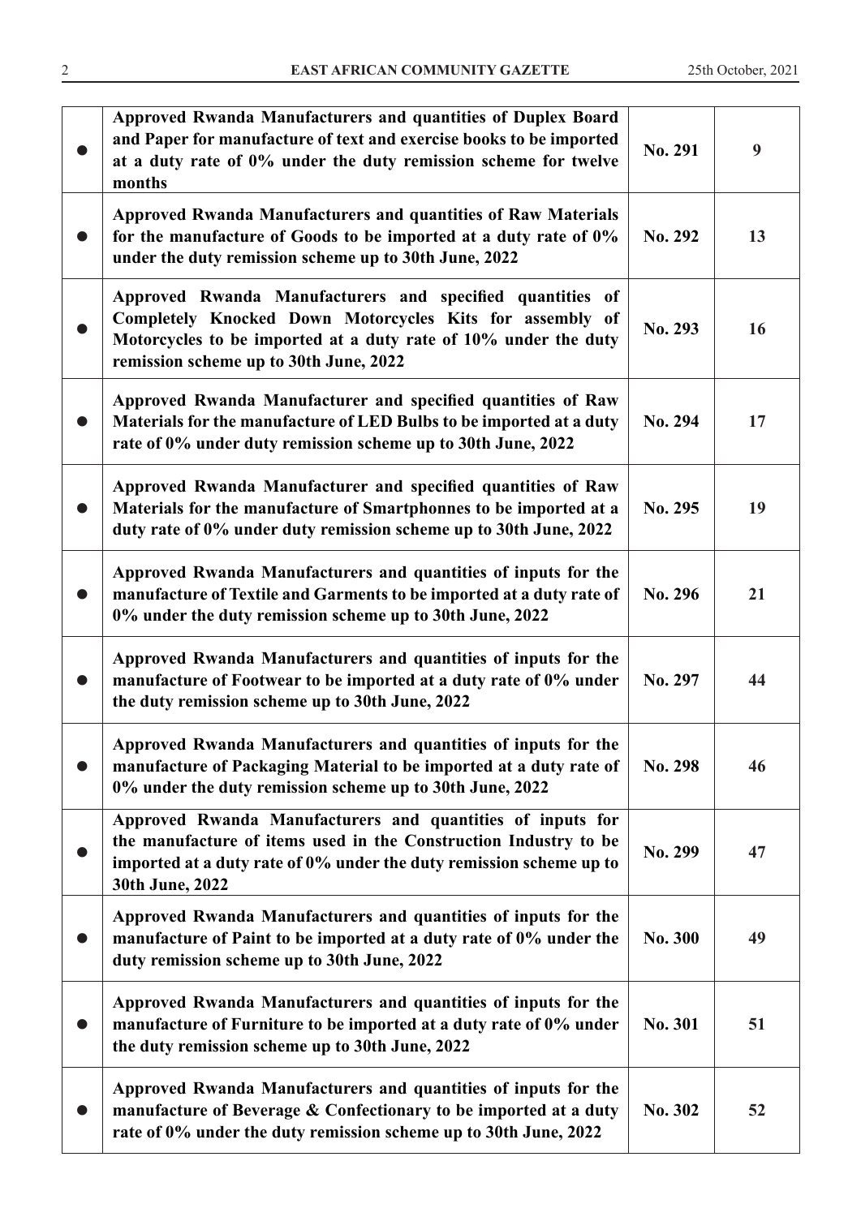| | | | |
|---|---|---|---|
| ● | **Approved Rwanda Manufacturers and quantities of Duplex Board and Paper for manufacture of text and exercise books to be imported at a duty rate of 0% under the duty remission scheme for twelve months** | **No. 291** | **9** |
| ● | **Approved Rwanda Manufacturers and quantities of Raw Materials for the manufacture of Goods to be imported at a duty rate of 0% under the duty remission scheme up to 30th June, 2022** | **No. 292** | **13** |
| ● | **Approved Rwanda Manufacturers and specified quantities of Completely Knocked Down Motorcycles Kits for assembly of Motorcycles to be imported at a duty rate of 10% under the duty remission scheme up to 30th June, 2022** | **No. 293** | **16** |
| ● | **Approved Rwanda Manufacturer and specified quantities of Raw Materials for the manufacture of LED Bulbs to be imported at a duty rate of 0% under duty remission scheme up to 30th June, 2022** | **No. 294** | **17** |
| ● | **Approved Rwanda Manufacturer and specified quantities of Raw Materials for the manufacture of Smartphonnes to be imported at a duty rate of 0% under duty remission scheme up to 30th June, 2022** | **No. 295** | **19** |
| ● | **Approved Rwanda Manufacturers and quantities of inputs for the manufacture of Textile and Garments to be imported at a duty rate of 0% under the duty remission scheme up to 30th June, 2022** | **No. 296** | **21** |
| ● | **Approved Rwanda Manufacturers and quantities of inputs for the manufacture of Footwear to be imported at a duty rate of 0% under the duty remission scheme up to 30th June, 2022** | **No. 297** | **44** |
| ● | **Approved Rwanda Manufacturers and quantities of inputs for the manufacture of Packaging Material to be imported at a duty rate of 0% under the duty remission scheme up to 30th June, 2022** | **No. 298** | **46** |
| ● | **Approved Rwanda Manufacturers and quantities of inputs for the manufacture of items used in the Construction Industry to be imported at a duty rate of 0% under the duty remission scheme up to 30th June, 2022** | **No. 299** | **47** |
| ● | **Approved Rwanda Manufacturers and quantities of inputs for the manufacture of Paint to be imported at a duty rate of 0% under the duty remission scheme up to 30th June, 2022** | **No. 300** | **49** |
| ● | **Approved Rwanda Manufacturers and quantities of inputs for the manufacture of Furniture to be imported at a duty rate of 0% under the duty remission scheme up to 30th June, 2022** | **No. 301** | **51** |
| ● | **Approved Rwanda Manufacturers and quantities of inputs for the manufacture of Beverage & Confectionary to be imported at a duty rate of 0% under the duty remission scheme up to 30th June, 2022** | **No. 302** | **52** |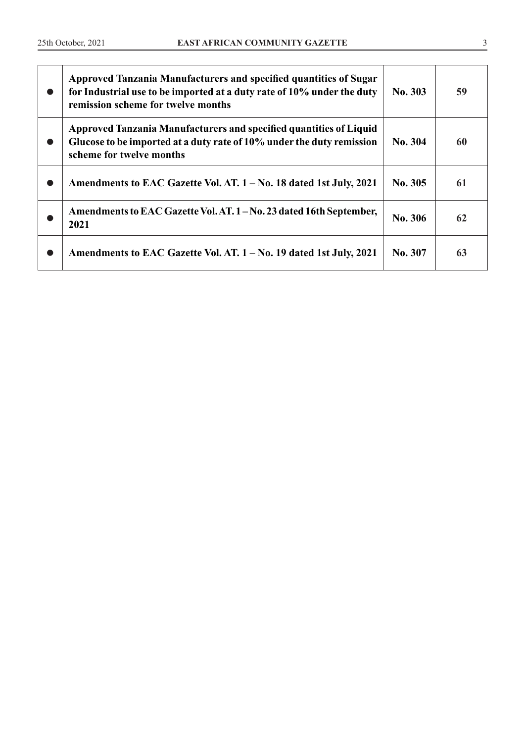| | | | |
|---|---|---|---|
| ● | **Approved Tanzania Manufacturers and specified quantities of Sugar for Industrial use to be imported at a duty rate of 10% under the duty remission scheme for twelve months** | **No. 303** | **59** |
| ● | **Approved Tanzania Manufacturers and specified quantities of Liquid Glucose to be imported at a duty rate of 10% under the duty remission scheme for twelve months** | **No. 304** | **60** |
| ● | **Amendments to EAC Gazette Vol. AT. 1 – No. 18 dated 1st July, 2021** | **No. 305** | **61** |
| ● | **Amendments to EAC Gazette Vol. AT. 1 – No. 23 dated 16th September, 2021** | **No. 306** | **62** |
| ● | **Amendments to EAC Gazette Vol. AT. 1 – No. 19 dated 1st July, 2021** | **No. 307** | **63** |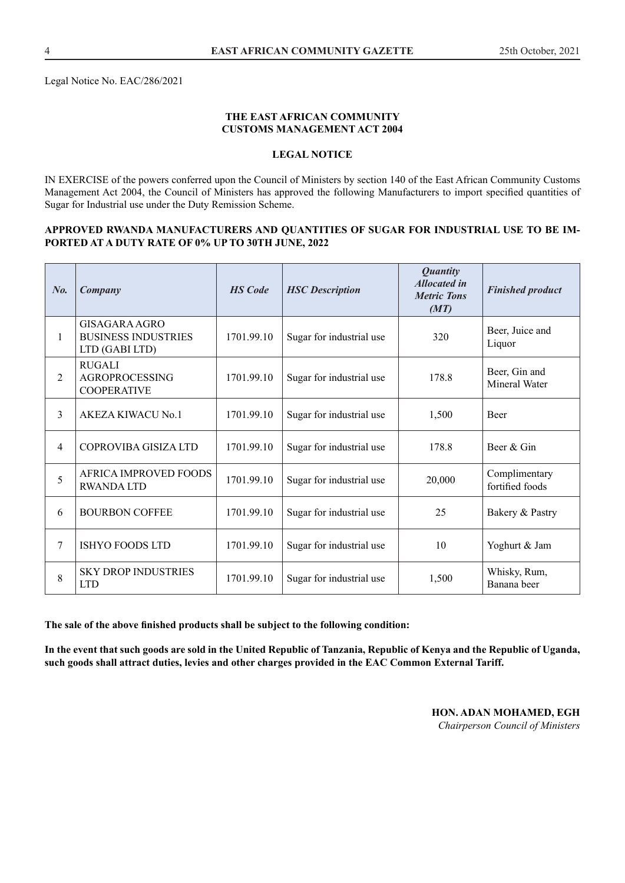Legal Notice No. EAC/286/2021

**THE EAST AFRICAN COMMUNITY**
**CUSTOMS MANAGEMENT ACT 2004**

**LEGAL NOTICE**

IN EXERCISE of the powers conferred upon the Council of Ministers by section 140 of the East African Community Customs Management Act 2004, the Council of Ministers has approved the following Manufacturers to import specified quantities of Sugar for Industrial use under the Duty Remission Scheme.

**APPROVED RWANDA MANUFACTURERS AND QUANTITIES OF SUGAR FOR INDUSTRIAL USE TO BE IMPORTED AT A DUTY RATE OF 0% UP TO 30TH JUNE, 2022**

| *No.* | *Company* | *HS Code* | *HSC Description* | *Quantity Allocated in Metric Tons (MT)* | *Finished product* |
|---|---|---|---|---|---|
| 1 | GISAGARA AGRO BUSINESS INDUSTRIES LTD (GABI LTD) | 1701.99.10 | Sugar for industrial use | 320 | Beer, Juice and Liquor |
| 2 | RUGALI AGROPROCESSING COOPERATIVE | 1701.99.10 | Sugar for industrial use | 178.8 | Beer, Gin and Mineral Water |
| 3 | AKEZA KIWACU No.1 | 1701.99.10 | Sugar for industrial use | 1,500 | Beer |
| 4 | COPROVIBA GISIZA LTD | 1701.99.10 | Sugar for industrial use | 178.8 | Beer & Gin |
| 5 | AFRICA IMPROVED FOODS RWANDA LTD | 1701.99.10 | Sugar for industrial use | 20,000 | Complimentary fortified foods |
| 6 | BOURBON COFFEE | 1701.99.10 | Sugar for industrial use | 25 | Bakery & Pastry |
| 7 | ISHYO FOODS LTD | 1701.99.10 | Sugar for industrial use | 10 | Yoghurt & Jam |
| 8 | SKY DROP INDUSTRIES LTD | 1701.99.10 | Sugar for industrial use | 1,500 | Whisky, Rum, Banana beer |

**The sale of the above finished products shall be subject to the following condition:**

**In the event that such goods are sold in the United Republic of Tanzania, Republic of Kenya and the Republic of Uganda, such goods shall attract duties, levies and other charges provided in the EAC Common External Tariff.**

**HON. ADAN MOHAMED, EGH**
*Chairperson Council of Ministers*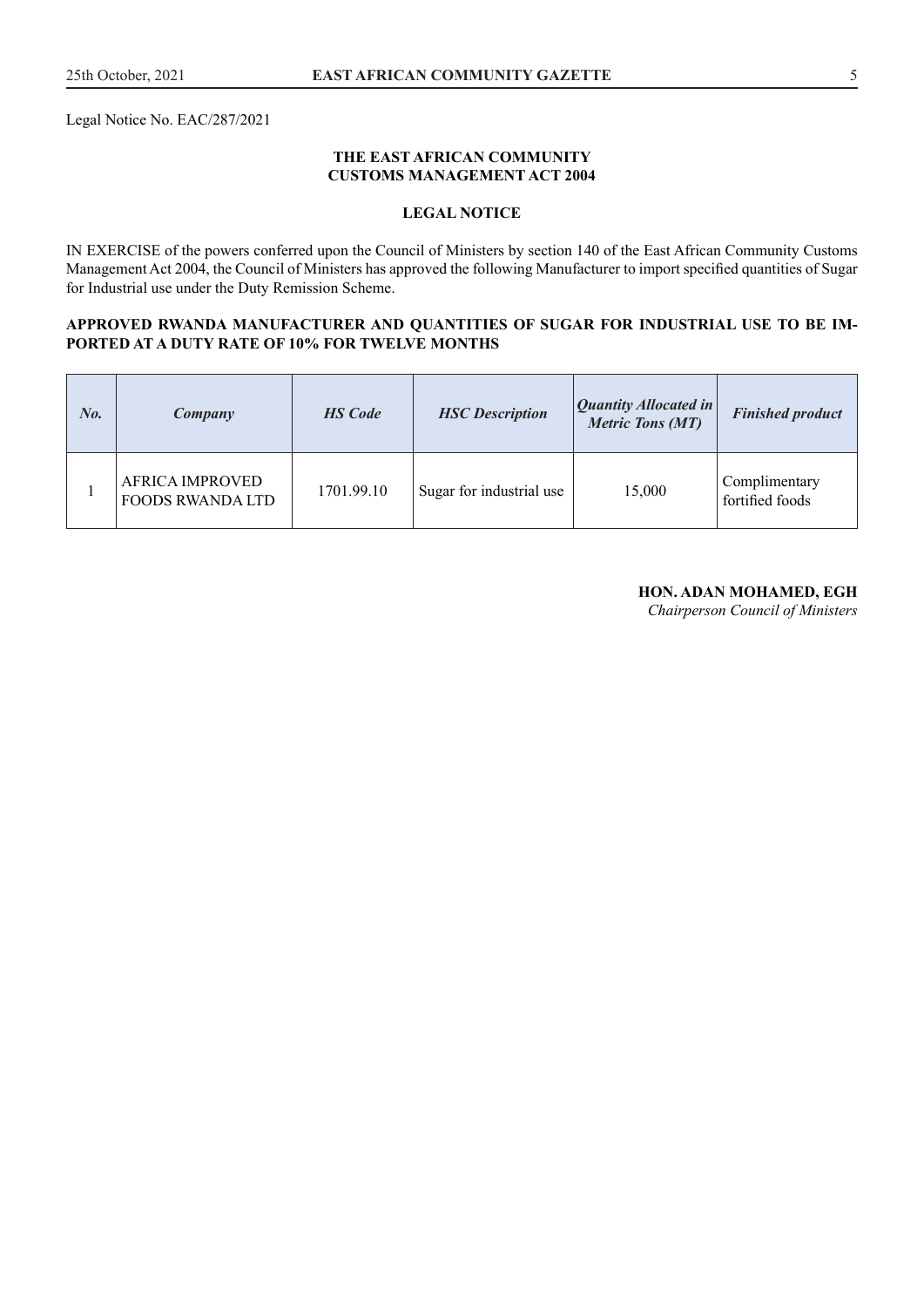Legal Notice No. EAC/287/2021

**THE EAST AFRICAN COMMUNITY**
**CUSTOMS MANAGEMENT ACT 2004**

**LEGAL NOTICE**

IN EXERCISE of the powers conferred upon the Council of Ministers by section 140 of the East African Community Customs Management Act 2004, the Council of Ministers has approved the following Manufacturer to import specified quantities of Sugar for Industrial use under the Duty Remission Scheme.

**APPROVED RWANDA MANUFACTURER AND QUANTITIES OF SUGAR FOR INDUSTRIAL USE TO BE IMPORTED AT A DUTY RATE OF 10% FOR TWELVE MONTHS**

| *No.* | *Company* | *HS Code* | *HSC Description* | *Quantity Allocated in Metric Tons (MT)* | *Finished product* |
|---|---|---|---|---|---|
| 1 | AFRICA IMPROVED FOODS RWANDA LTD | 1701.99.10 | Sugar for industrial use | 15,000 | Complimentary fortified foods |

**HON. ADAN MOHAMED, EGH**
*Chairperson Council of Ministers*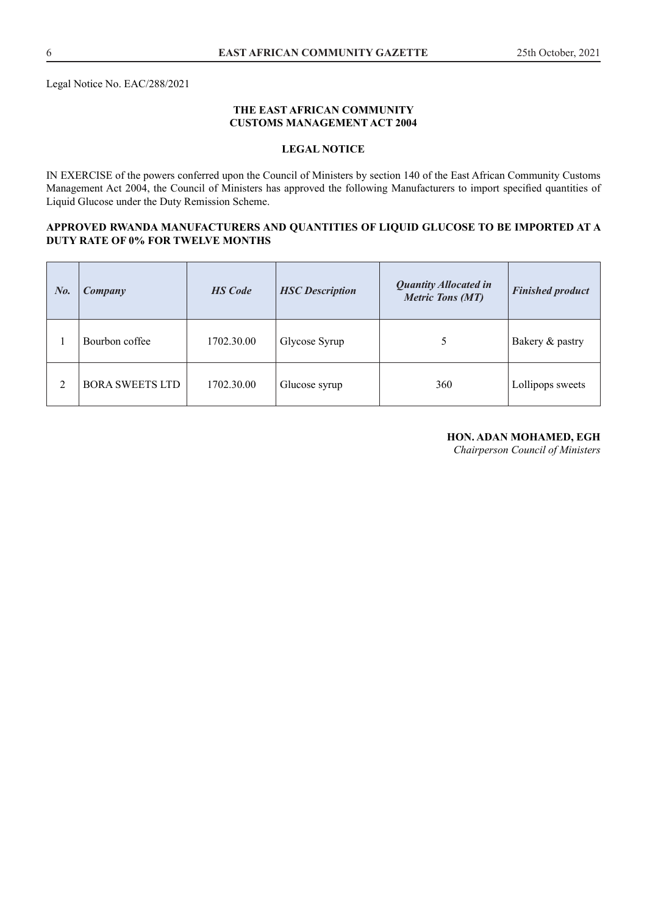Legal Notice No. EAC/288/2021

**THE EAST AFRICAN COMMUNITY**
**CUSTOMS MANAGEMENT ACT 2004**

**LEGAL NOTICE**

IN EXERCISE of the powers conferred upon the Council of Ministers by section 140 of the East African Community Customs Management Act 2004, the Council of Ministers has approved the following Manufacturers to import specified quantities of Liquid Glucose under the Duty Remission Scheme.

**APPROVED RWANDA MANUFACTURERS AND QUANTITIES OF LIQUID GLUCOSE TO BE IMPORTED AT A DUTY RATE OF 0% FOR TWELVE MONTHS**

| ***No.*** | ***Company*** | ***HS Code*** | ***HSC Description*** | ***Quantity Allocated in Metric Tons (MT)*** | ***Finished product*** |
|---|---|---|---|---|---|
| 1 | Bourbon coffee | 1702.30.00 | Glycose Syrup | 5 | Bakery & pastry |
| 2 | BORA SWEETS LTD | 1702.30.00 | Glucose syrup | 360 | Lollipops sweets |

**HON. ADAN MOHAMED, EGH**
*Chairperson Council of Ministers*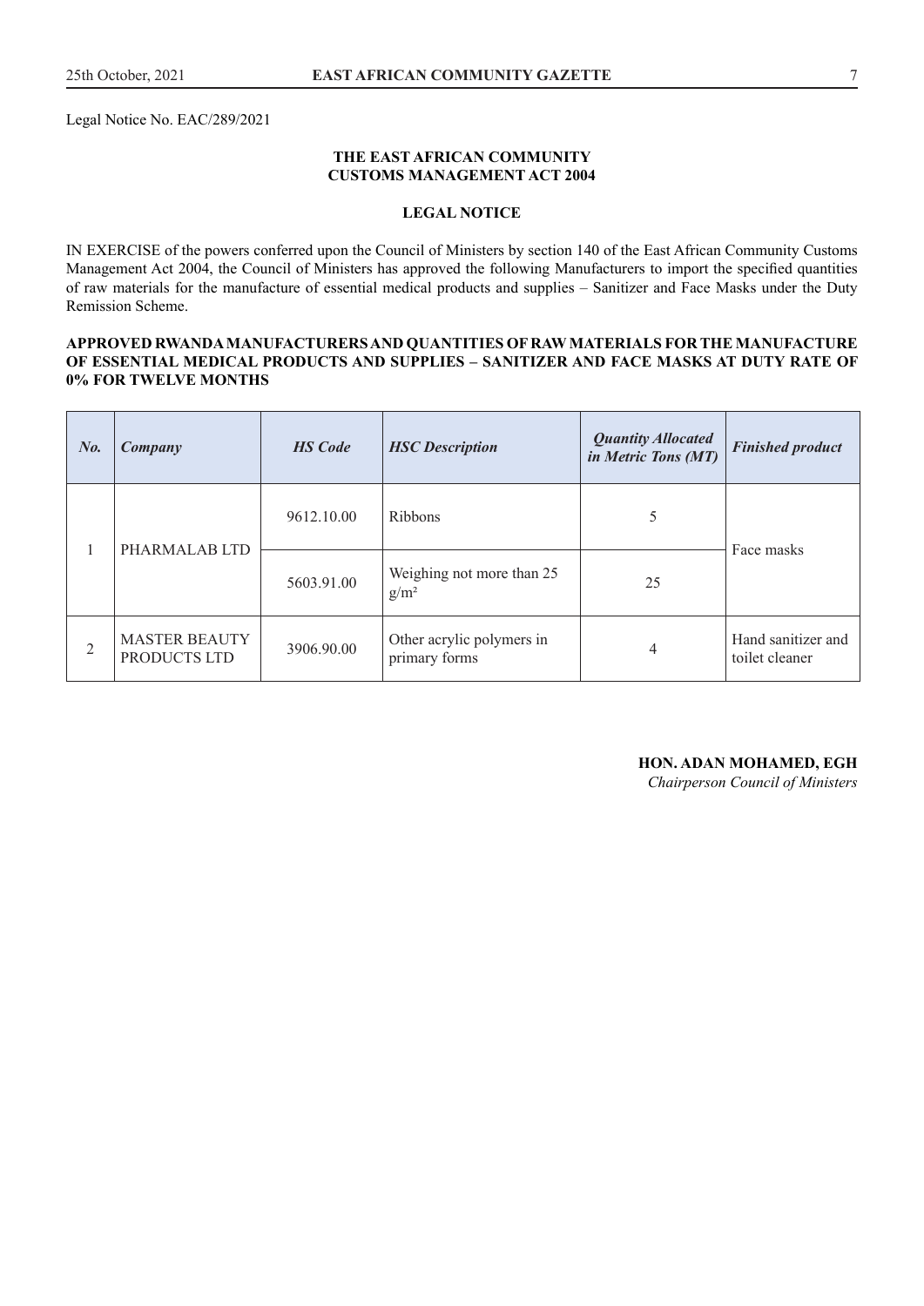Legal Notice No. EAC/289/2021

**THE EAST AFRICAN COMMUNITY**
**CUSTOMS MANAGEMENT ACT 2004**

**LEGAL NOTICE**

IN EXERCISE of the powers conferred upon the Council of Ministers by section 140 of the East African Community Customs Management Act 2004, the Council of Ministers has approved the following Manufacturers to import the specified quantities of raw materials for the manufacture of essential medical products and supplies – Sanitizer and Face Masks under the Duty Remission Scheme.

**APPROVED RWANDA MANUFACTURERS AND QUANTITIES OF RAW MATERIALS FOR THE MANUFACTURE OF ESSENTIAL MEDICAL PRODUCTS AND SUPPLIES – SANITIZER AND FACE MASKS AT DUTY RATE OF 0% FOR TWELVE MONTHS**

| *No.* | *Company* | *HS Code* | *HSC Description* | *Quantity Allocated in Metric Tons (MT)* | *Finished product* |
|---|---|---|---|---|---|
| 1 | PHARMALAB LTD | 9612.10.00 | Ribbons | 5 | Face masks |
| | | 5603.91.00 | Weighing not more than 25 g/m² | 25 | |
| 2 | MASTER BEAUTY PRODUCTS LTD | 3906.90.00 | Other acrylic polymers in primary forms | 4 | Hand sanitizer and toilet cleaner |

**HON. ADAN MOHAMED, EGH**
*Chairperson Council of Ministers*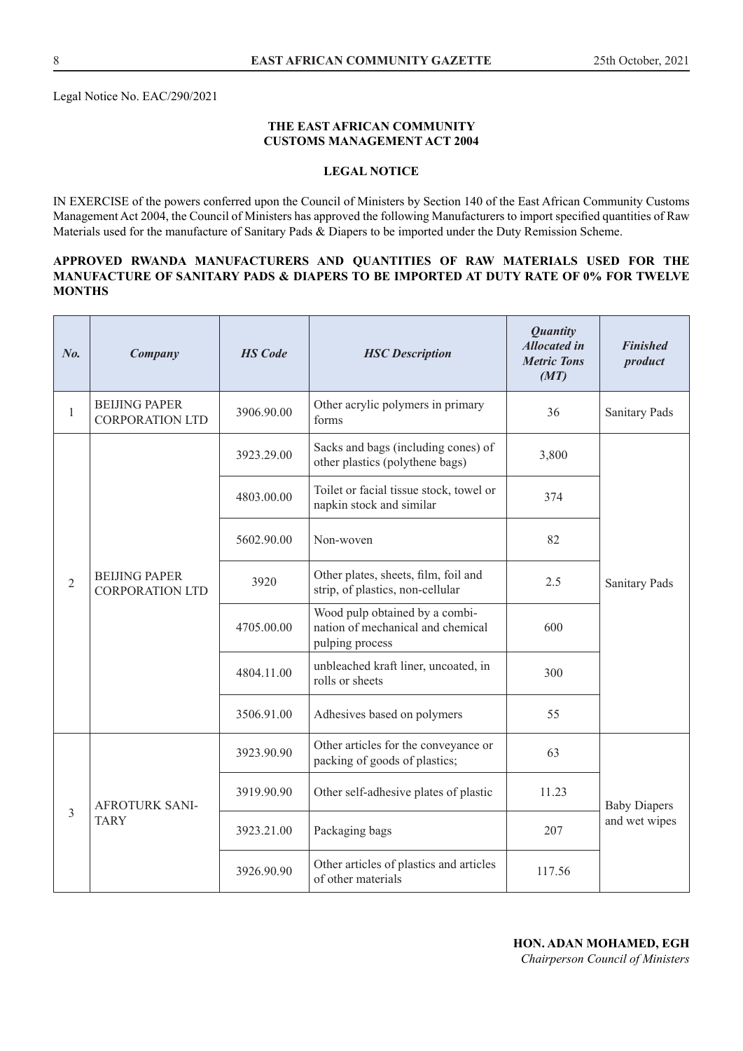Legal Notice No. EAC/290/2021

**THE EAST AFRICAN COMMUNITY**
**CUSTOMS MANAGEMENT ACT 2004**

**LEGAL NOTICE**

IN EXERCISE of the powers conferred upon the Council of Ministers by Section 140 of the East African Community Customs Management Act 2004, the Council of Ministers has approved the following Manufacturers to import specified quantities of Raw Materials used for the manufacture of Sanitary Pads & Diapers to be imported under the Duty Remission Scheme.

**APPROVED RWANDA MANUFACTURERS AND QUANTITIES OF RAW MATERIALS USED FOR THE MANUFACTURE OF SANITARY PADS & DIAPERS TO BE IMPORTED AT DUTY RATE OF 0% FOR TWELVE MONTHS**

| *No.* | *Company* | *HS Code* | *HSC Description* | *Quantity Allocated in Metric Tons (MT)* | *Finished product* |
|---|---|---|---|---|---|
| 1 | BEIJING PAPER CORPORATION LTD | 3906.90.00 | Other acrylic polymers in primary forms | 36 | Sanitary Pads |
| 2 | BEIJING PAPER CORPORATION LTD | 3923.29.00 | Sacks and bags (including cones) of other plastics (polythene bags) | 3,800 | Sanitary Pads |
| | | 4803.00.00 | Toilet or facial tissue stock, towel or napkin stock and similar | 374 | |
| | | 5602.90.00 | Non-woven | 82 | |
| | | 3920 | Other plates, sheets, film, foil and strip, of plastics, non-cellular | 2.5 | |
| | | 4705.00.00 | Wood pulp obtained by a combination of mechanical and chemical pulping process | 600 | |
| | | 4804.11.00 | unbleached kraft liner, uncoated, in rolls or sheets | 300 | |
| | | 3506.91.00 | Adhesives based on polymers | 55 | |
| 3 | AFROTURK SANITARY | 3923.90.90 | Other articles for the conveyance or packing of goods of plastics; | 63 | Baby Diapers and wet wipes |
| | | 3919.90.90 | Other self-adhesive plates of plastic | 11.23 | |
| | | 3923.21.00 | Packaging bags | 207 | |
| | | 3926.90.90 | Other articles of plastics and articles of other materials | 117.56 | |

**HON. ADAN MOHAMED, EGH**
*Chairperson Council of Ministers*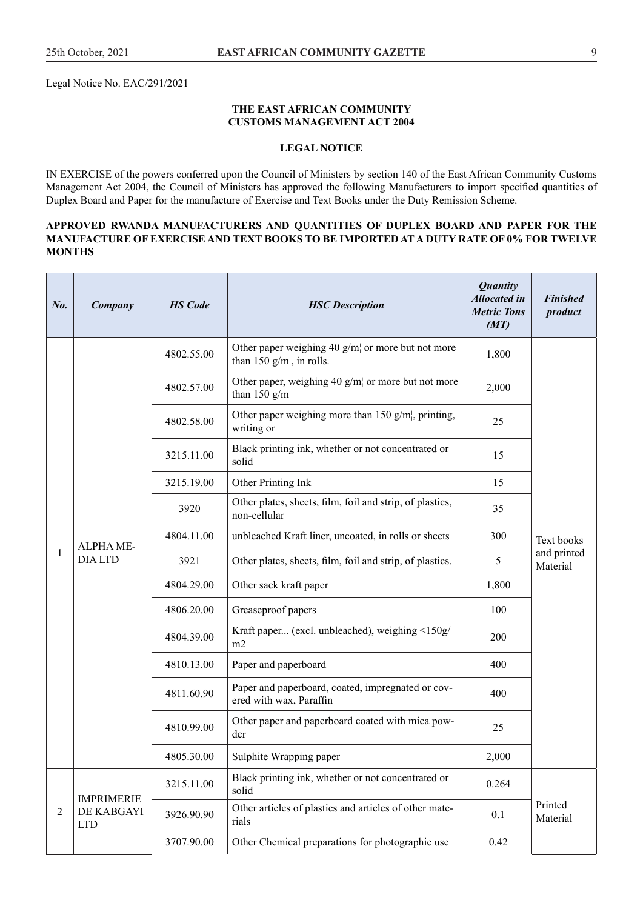Legal Notice No. EAC/291/2021

**THE EAST AFRICAN COMMUNITY**
**CUSTOMS MANAGEMENT ACT 2004**

**LEGAL NOTICE**

IN EXERCISE of the powers conferred upon the Council of Ministers by section 140 of the East African Community Customs Management Act 2004, the Council of Ministers has approved the following Manufacturers to import specified quantities of Duplex Board and Paper for the manufacture of Exercise and Text Books under the Duty Remission Scheme.

**APPROVED RWANDA MANUFACTURERS AND QUANTITIES OF DUPLEX BOARD AND PAPER FOR THE MANUFACTURE OF EXERCISE AND TEXT BOOKS TO BE IMPORTED AT A DUTY RATE OF 0% FOR TWELVE MONTHS**

| *No.* | *Company* | *HS Code* | *HSC Description* | *Quantity Allocated in Metric Tons (MT)* | *Finished product* |
|---|---|---|---|---|---|
| 1 | ALPHA MEDIA LTD | 4802.55.00 | Other paper weighing 40 g/m¦ or more but not more than 150 g/m¦, in rolls. | 1,800 | Text books and printed Material |
| | | 4802.57.00 | Other paper, weighing 40 g/m¦ or more but not more than 150 g/m¦ | 2,000 | |
| | | 4802.58.00 | Other paper weighing more than 150 g/m¦, printing, writing or | 25 | |
| | | 3215.11.00 | Black printing ink, whether or not concentrated or solid | 15 | |
| | | 3215.19.00 | Other Printing Ink | 15 | |
| | | 3920 | Other plates, sheets, film, foil and strip, of plastics, non-cellular | 35 | |
| | | 4804.11.00 | unbleached Kraft liner, uncoated, in rolls or sheets | 300 | |
| | | 3921 | Other plates, sheets, film, foil and strip, of plastics. | 5 | |
| | | 4804.29.00 | Other sack kraft paper | 1,800 | |
| | | 4806.20.00 | Greaseproof papers | 100 | |
| | | 4804.39.00 | Kraft paper... (excl. unbleached), weighing <150g/m2 | 200 | |
| | | 4810.13.00 | Paper and paperboard | 400 | |
| | | 4811.60.90 | Paper and paperboard, coated, impregnated or covered with wax, Paraffin | 400 | |
| | | 4810.99.00 | Other paper and paperboard coated with mica powder | 25 | |
| | | 4805.30.00 | Sulphite Wrapping paper | 2,000 | |
| 2 | IMPRIMERIE DE KABGAYI LTD | 3215.11.00 | Black printing ink, whether or not concentrated or solid | 0.264 | Printed Material |
| | | 3926.90.90 | Other articles of plastics and articles of other materials | 0.1 | |
| | | 3707.90.00 | Other Chemical preparations for photographic use | 0.42 | |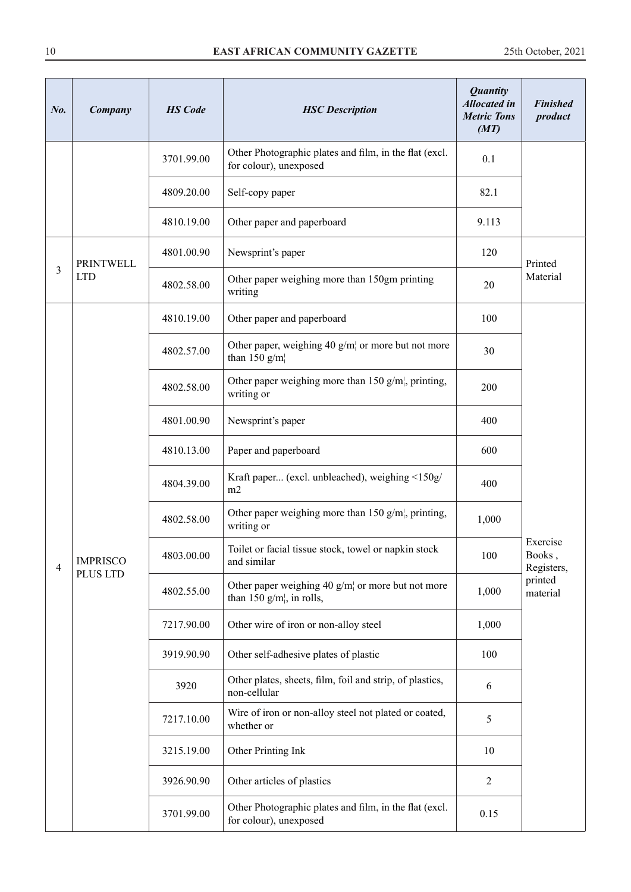| *No.* | *Company* | *HS Code* | *HSC Description* | *Quantity Allocated in Metric Tons (MT)* | *Finished product* |
|---|---|---|---|---|---|
| | | 3701.99.00 | Other Photographic plates and film, in the flat (excl. for colour), unexposed | 0.1 | |
| | | 4809.20.00 | Self-copy paper | 82.1 | |
| | | 4810.19.00 | Other paper and paperboard | 9.113 | |
| 3 | PRINTWELL LTD | 4801.00.90 | Newsprint's paper | 120 | Printed Material |
| | | 4802.58.00 | Other paper weighing more than 150gm printing writing | 20 | |
| 4 | IMPRISCO PLUS LTD | 4810.19.00 | Other paper and paperboard | 100 | Exercise Books , Registers, printed material |
| | | 4802.57.00 | Other paper, weighing 40 g/m¦ or more but not more than 150 g/m¦ | 30 | |
| | | 4802.58.00 | Other paper weighing more than 150 g/m¦, printing, writing or | 200 | |
| | | 4801.00.90 | Newsprint's paper | 400 | |
| | | 4810.13.00 | Paper and paperboard | 600 | |
| | | 4804.39.00 | Kraft paper... (excl. unbleached), weighing <150g/m2 | 400 | |
| | | 4802.58.00 | Other paper weighing more than 150 g/m¦, printing, writing or | 1,000 | |
| | | 4803.00.00 | Toilet or facial tissue stock, towel or napkin stock and similar | 100 | |
| | | 4802.55.00 | Other paper weighing 40 g/m¦ or more but not more than 150 g/m¦, in rolls, | 1,000 | |
| | | 7217.90.00 | Other wire of iron or non-alloy steel | 1,000 | |
| | | 3919.90.90 | Other self-adhesive plates of plastic | 100 | |
| | | 3920 | Other plates, sheets, film, foil and strip, of plastics, non-cellular | 6 | |
| | | 7217.10.00 | Wire of iron or non-alloy steel not plated or coated, whether or | 5 | |
| | | 3215.19.00 | Other Printing Ink | 10 | |
| | | 3926.90.90 | Other articles of plastics | 2 | |
| | | 3701.99.00 | Other Photographic plates and film, in the flat (excl. for colour), unexposed | 0.15 | |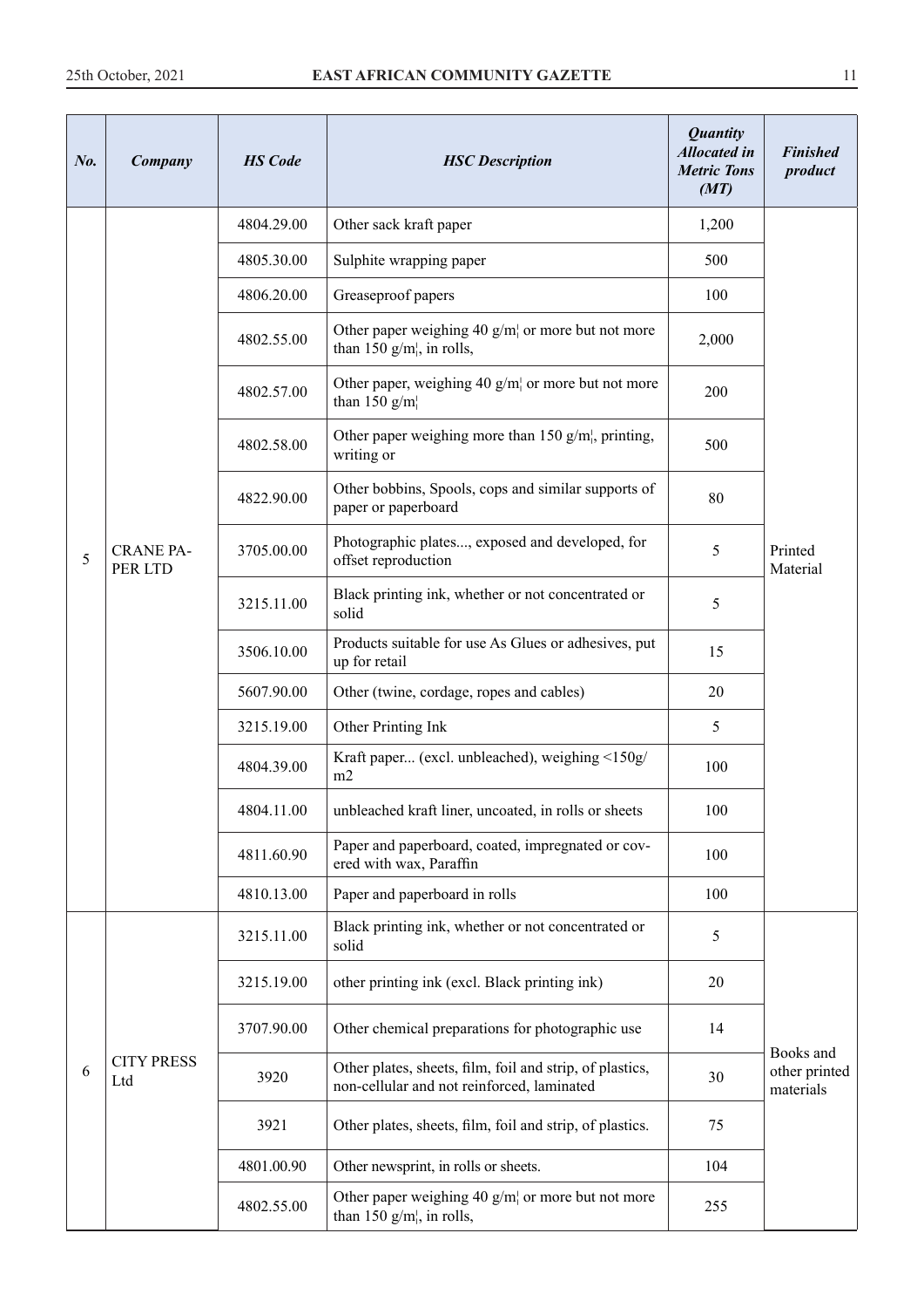| No. | Company | HS Code | HSC Description | Quantity Allocated in Metric Tons (MT) | Finished product |
|---|---|---|---|---|---|
| 5 | CRANE PAPER LTD | 4804.29.00 | Other sack kraft paper | 1,200 | Printed Material |
| | | 4805.30.00 | Sulphite wrapping paper | 500 | |
| | | 4806.20.00 | Greaseproof papers | 100 | |
| | | 4802.55.00 | Other paper weighing 40 g/m¦ or more but not more than 150 g/m¦, in rolls, | 2,000 | |
| | | 4802.57.00 | Other paper, weighing 40 g/m¦ or more but not more than 150 g/m¦ | 200 | |
| | | 4802.58.00 | Other paper weighing more than 150 g/m¦, printing, writing or | 500 | |
| | | 4822.90.00 | Other bobbins, Spools, cops and similar supports of paper or paperboard | 80 | |
| | | 3705.00.00 | Photographic plates..., exposed and developed, for offset reproduction | 5 | |
| | | 3215.11.00 | Black printing ink, whether or not concentrated or solid | 5 | |
| | | 3506.10.00 | Products suitable for use As Glues or adhesives, put up for retail | 15 | |
| | | 5607.90.00 | Other (twine, cordage, ropes and cables) | 20 | |
| | | 3215.19.00 | Other Printing Ink | 5 | |
| | | 4804.39.00 | Kraft paper... (excl. unbleached), weighing <150g/m2 | 100 | |
| | | 4804.11.00 | unbleached kraft liner, uncoated, in rolls or sheets | 100 | |
| | | 4811.60.90 | Paper and paperboard, coated, impregnated or covered with wax, Paraffin | 100 | |
| | | 4810.13.00 | Paper and paperboard in rolls | 100 | |
| 6 | CITY PRESS Ltd | 3215.11.00 | Black printing ink, whether or not concentrated or solid | 5 | Books and other printed materials |
| | | 3215.19.00 | other printing ink (excl. Black printing ink) | 20 | |
| | | 3707.90.00 | Other chemical preparations for photographic use | 14 | |
| | | 3920 | Other plates, sheets, film, foil and strip, of plastics, non-cellular and not reinforced, laminated | 30 | |
| | | 3921 | Other plates, sheets, film, foil and strip, of plastics. | 75 | |
| | | 4801.00.90 | Other newsprint, in rolls or sheets. | 104 | |
| | | 4802.55.00 | Other paper weighing 40 g/m¦ or more but not more than 150 g/m¦, in rolls, | 255 | |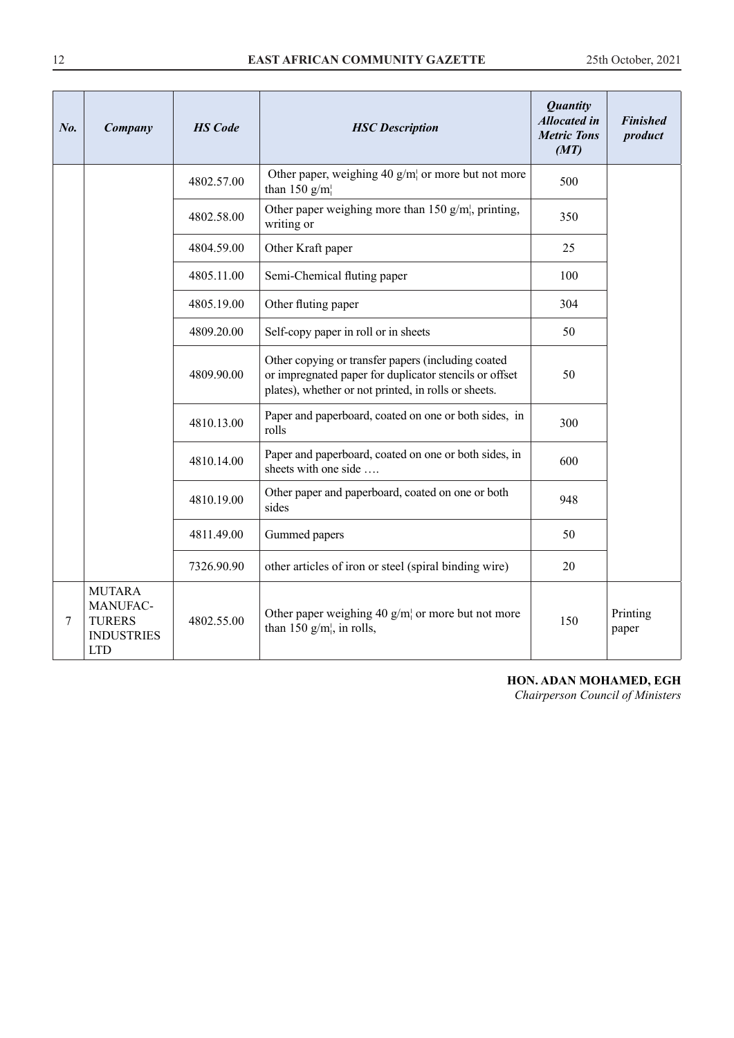| No. | Company | HS Code | HSC Description | Quantity Allocated in Metric Tons (MT) | Finished product |
|---|---|---|---|---|---|
| | | 4802.57.00 | Other paper, weighing 40 g/m¦ or more but not more than 150 g/m¦ | 500 | |
| | | 4802.58.00 | Other paper weighing more than 150 g/m¦, printing, writing or | 350 | |
| | | 4804.59.00 | Other Kraft paper | 25 | |
| | | 4805.11.00 | Semi-Chemical fluting paper | 100 | |
| | | 4805.19.00 | Other fluting paper | 304 | |
| | | 4809.20.00 | Self-copy paper in roll or in sheets | 50 | |
| | | 4809.90.00 | Other copying or transfer papers (including coated or impregnated paper for duplicator stencils or offset plates), whether or not printed, in rolls or sheets. | 50 | |
| | | 4810.13.00 | Paper and paperboard, coated on one or both sides, in rolls | 300 | |
| | | 4810.14.00 | Paper and paperboard, coated on one or both sides, in sheets with one side …. | 600 | |
| | | 4810.19.00 | Other paper and paperboard, coated on one or both sides | 948 | |
| | | 4811.49.00 | Gummed papers | 50 | |
| | | 7326.90.90 | other articles of iron or steel (spiral binding wire) | 20 | |
| 7 | MUTARA MANUFAC-TURERS INDUSTRIES LTD | 4802.55.00 | Other paper weighing 40 g/m¦ or more but not more than 150 g/m¦, in rolls, | 150 | Printing paper |

**HON. ADAN MOHAMED, EGH**
*Chairperson Council of Ministers*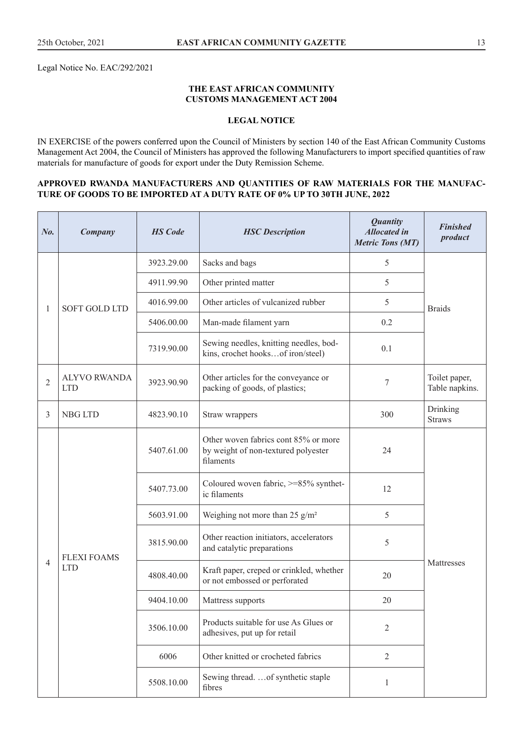Legal Notice No. EAC/292/2021

**THE EAST AFRICAN COMMUNITY**
**CUSTOMS MANAGEMENT ACT 2004**

**LEGAL NOTICE**

IN EXERCISE of the powers conferred upon the Council of Ministers by section 140 of the East African Community Customs Management Act 2004, the Council of Ministers has approved the following Manufacturers to import specified quantities of raw materials for manufacture of goods for export under the Duty Remission Scheme.

**APPROVED RWANDA MANUFACTURERS AND QUANTITIES OF RAW MATERIALS FOR THE MANUFACTURE OF GOODS TO BE IMPORTED AT A DUTY RATE OF 0% UP TO 30TH JUNE, 2022**

| *No.* | *Company* | *HS Code* | *HSC Description* | *Quantity Allocated in Metric Tons (MT)* | *Finished product* |
|---|---|---|---|---|---|
| 1 | SOFT GOLD LTD | 3923.29.00 | Sacks and bags | 5 | Braids |
| | | 4911.99.90 | Other printed matter | 5 | |
| | | 4016.99.00 | Other articles of vulcanized rubber | 5 | |
| | | 5406.00.00 | Man-made filament yarn | 0.2 | |
| | | 7319.90.00 | Sewing needles, knitting needles, bodkins, crochet hooks…of iron/steel) | 0.1 | |
| 2 | ALYVO RWANDA LTD | 3923.90.90 | Other articles for the conveyance or packing of goods, of plastics; | 7 | Toilet paper, Table napkins. |
| 3 | NBG LTD | 4823.90.10 | Straw wrappers | 300 | Drinking Straws |
| 4 | FLEXI FOAMS LTD | 5407.61.00 | Other woven fabrics cont 85% or more by weight of non-textured polyester filaments | 24 | Mattresses |
| | | 5407.73.00 | Coloured woven fabric, >=85% synthetic filaments | 12 | |
| | | 5603.91.00 | Weighing not more than 25 g/m² | 5 | |
| | | 3815.90.00 | Other reaction initiators, accelerators and catalytic preparations | 5 | |
| | | 4808.40.00 | Kraft paper, creped or crinkled, whether or not embossed or perforated | 20 | |
| | | 9404.10.00 | Mattress supports | 20 | |
| | | 3506.10.00 | Products suitable for use As Glues or adhesives, put up for retail | 2 | |
| | | 6006 | Other knitted or crocheted fabrics | 2 | |
| | | 5508.10.00 | Sewing thread. …of synthetic staple fibres | 1 | |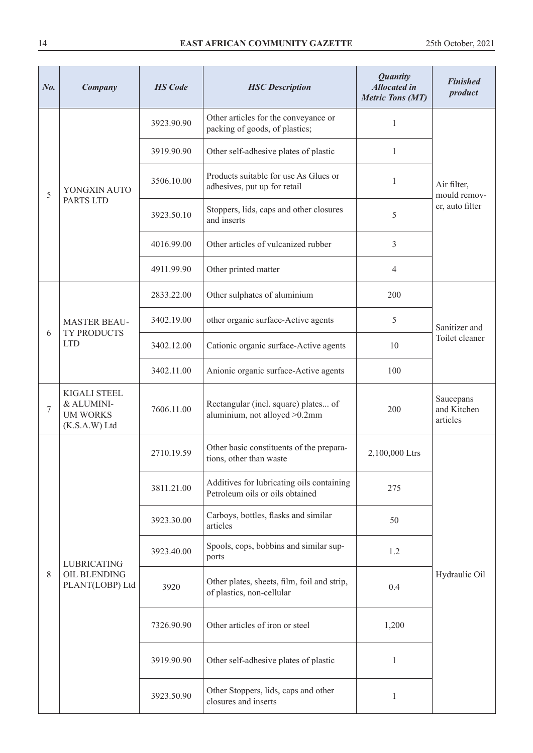| No. | Company | HS Code | HSC Description | Quantity Allocated in Metric Tons (MT) | Finished product |
|---|---|---|---|---|---|
| 5 | YONGXIN AUTO PARTS LTD | 3923.90.90 | Other articles for the conveyance or packing of goods, of plastics; | 1 | Air filter, mould remover, auto filter |
| | | 3919.90.90 | Other self-adhesive plates of plastic | 1 | |
| | | 3506.10.00 | Products suitable for use As Glues or adhesives, put up for retail | 1 | |
| | | 3923.50.10 | Stoppers, lids, caps and other closures and inserts | 5 | |
| | | 4016.99.00 | Other articles of vulcanized rubber | 3 | |
| | | 4911.99.90 | Other printed matter | 4 | |
| 6 | MASTER BEAUTY PRODUCTS LTD | 2833.22.00 | Other sulphates of aluminium | 200 | Sanitizer and Toilet cleaner |
| | | 3402.19.00 | other organic surface-Active agents | 5 | |
| | | 3402.12.00 | Cationic organic surface-Active agents | 10 | |
| | | 3402.11.00 | Anionic organic surface-Active agents | 100 | |
| 7 | KIGALI STEEL & ALUMINIUM WORKS (K.S.A.W) Ltd | 7606.11.00 | Rectangular (incl. square) plates... of aluminium, not alloyed >0.2mm | 200 | Saucepans and Kitchen articles |
| 8 | LUBRICATING OIL BLENDING PLANT(LOBP) Ltd | 2710.19.59 | Other basic constituents of the preparations, other than waste | 2,100,000 Ltrs | Hydraulic Oil |
| | | 3811.21.00 | Additives for lubricating oils containing Petroleum oils or oils obtained | 275 | |
| | | 3923.30.00 | Carboys, bottles, flasks and similar articles | 50 | |
| | | 3923.40.00 | Spools, cops, bobbins and similar supports | 1.2 | |
| | | 3920 | Other plates, sheets, film, foil and strip, of plastics, non-cellular | 0.4 | |
| | | 7326.90.90 | Other articles of iron or steel | 1,200 | |
| | | 3919.90.90 | Other self-adhesive plates of plastic | 1 | |
| | | 3923.50.90 | Other Stoppers, lids, caps and other closures and inserts | 1 | |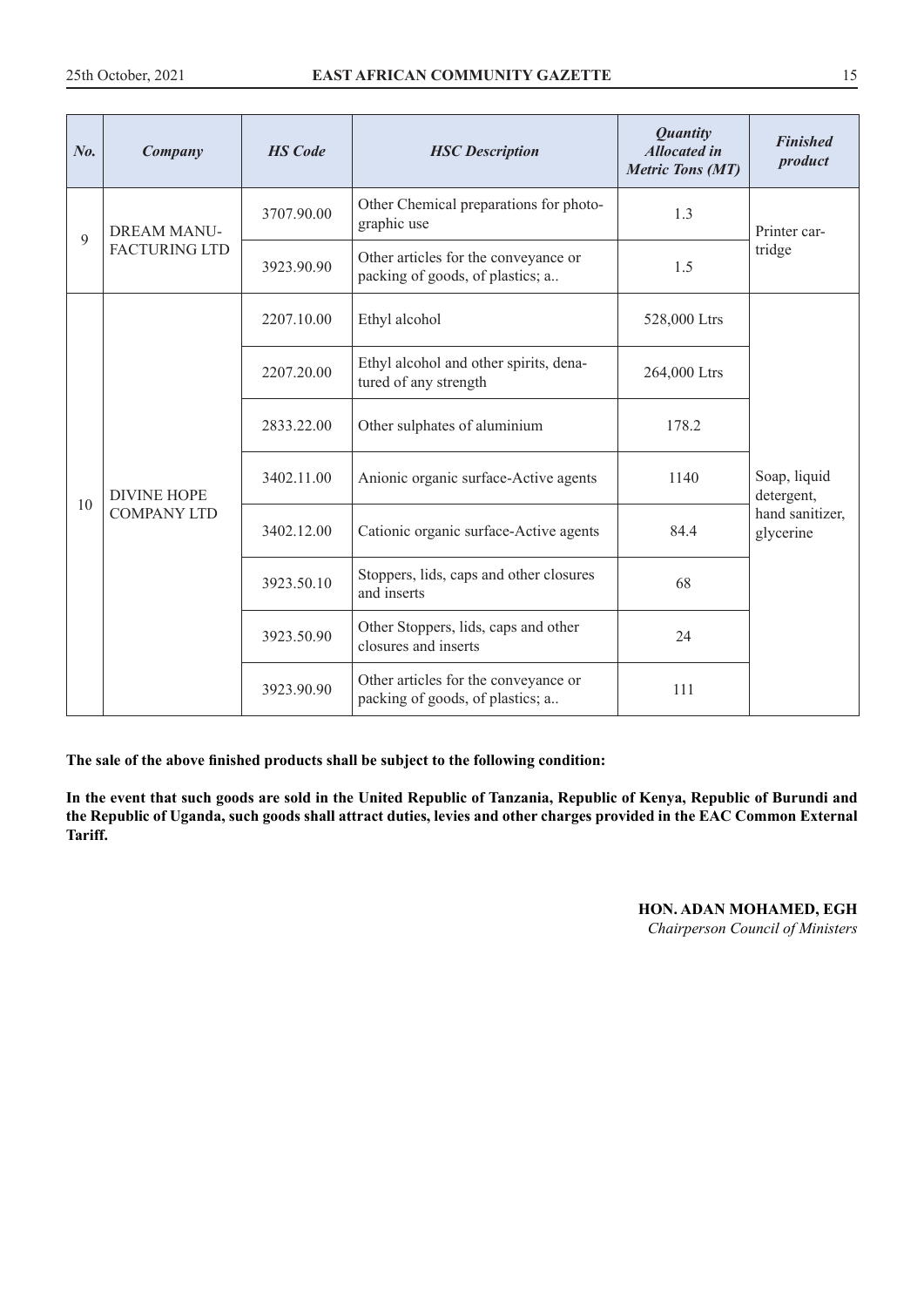| No. | Company | HS Code | HSC Description | Quantity Allocated in Metric Tons (MT) | Finished product |
|---|---|---|---|---|---|
| 9 | DREAM MANUFACTURING LTD | 3707.90.00 | Other Chemical preparations for photographic use | 1.3 | Printer cartridge |
| | | 3923.90.90 | Other articles for the conveyance or packing of goods, of plastics; a.. | 1.5 | |
| 10 | DIVINE HOPE COMPANY LTD | 2207.10.00 | Ethyl alcohol | 528,000 Ltrs | Soap, liquid detergent, hand sanitizer, glycerine |
| | | 2207.20.00 | Ethyl alcohol and other spirits, denatured of any strength | 264,000 Ltrs | |
| | | 2833.22.00 | Other sulphates of aluminium | 178.2 | |
| | | 3402.11.00 | Anionic organic surface-Active agents | 1140 | |
| | | 3402.12.00 | Cationic organic surface-Active agents | 84.4 | |
| | | 3923.50.10 | Stoppers, lids, caps and other closures and inserts | 68 | |
| | | 3923.50.90 | Other Stoppers, lids, caps and other closures and inserts | 24 | |
| | | 3923.90.90 | Other articles for the conveyance or packing of goods, of plastics; a.. | 111 | |

**The sale of the above finished products shall be subject to the following condition:**

**In the event that such goods are sold in the United Republic of Tanzania, Republic of Kenya, Republic of Burundi and the Republic of Uganda, such goods shall attract duties, levies and other charges provided in the EAC Common External Tariff.**

**HON. ADAN MOHAMED, EGH**
*Chairperson Council of Ministers*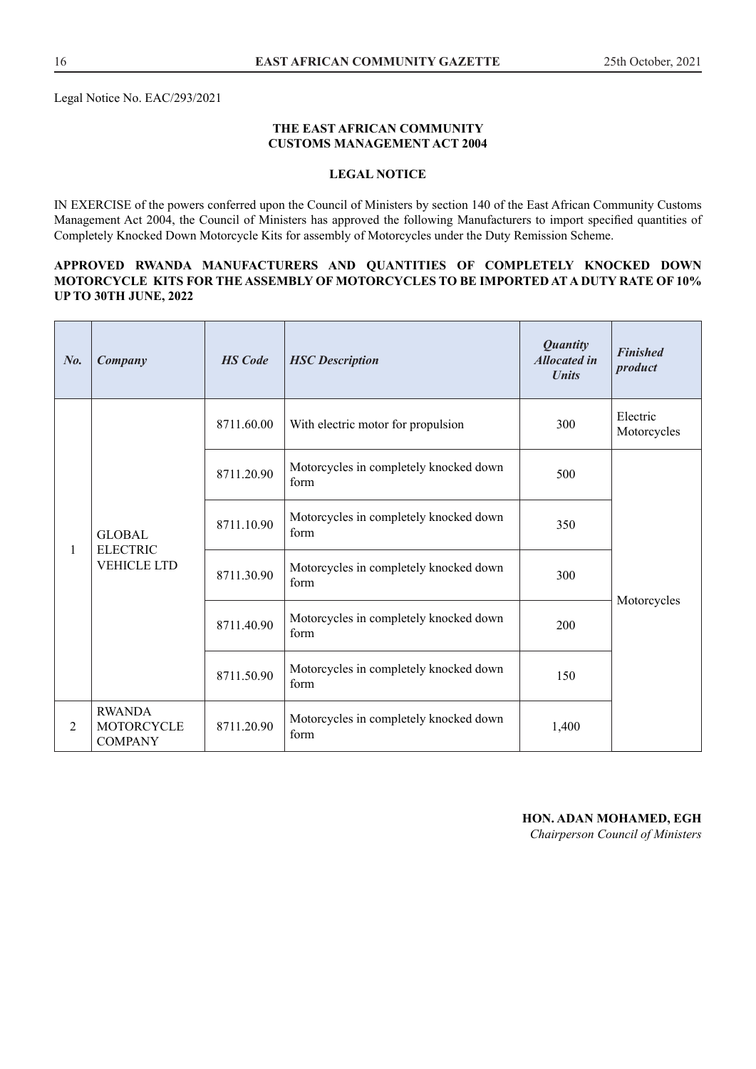Legal Notice No. EAC/293/2021

**THE EAST AFRICAN COMMUNITY**
**CUSTOMS MANAGEMENT ACT 2004**

**LEGAL NOTICE**

IN EXERCISE of the powers conferred upon the Council of Ministers by section 140 of the East African Community Customs Management Act 2004, the Council of Ministers has approved the following Manufacturers to import specified quantities of Completely Knocked Down Motorcycle Kits for assembly of Motorcycles under the Duty Remission Scheme.

**APPROVED RWANDA MANUFACTURERS AND QUANTITIES OF COMPLETELY KNOCKED DOWN MOTORCYCLE KITS FOR THE ASSEMBLY OF MOTORCYCLES TO BE IMPORTED AT A DUTY RATE OF 10% UP TO 30TH JUNE, 2022**

| *No.* | *Company* | *HS Code* | *HSC Description* | *Quantity Allocated in Units* | *Finished product* |
|---|---|---|---|---|---|
| 1 | GLOBAL ELECTRIC VEHICLE LTD | 8711.60.00 | With electric motor for propulsion | 300 | Electric Motorcycles |
| | | 8711.20.90 | Motorcycles in completely knocked down form | 500 | Motorcycles |
| | | 8711.10.90 | Motorcycles in completely knocked down form | 350 | |
| | | 8711.30.90 | Motorcycles in completely knocked down form | 300 | |
| | | 8711.40.90 | Motorcycles in completely knocked down form | 200 | |
| | | 8711.50.90 | Motorcycles in completely knocked down form | 150 | |
| 2 | RWANDA MOTORCYCLE COMPANY | 8711.20.90 | Motorcycles in completely knocked down form | 1,400 | |

**HON. ADAN MOHAMED, EGH**
*Chairperson Council of Ministers*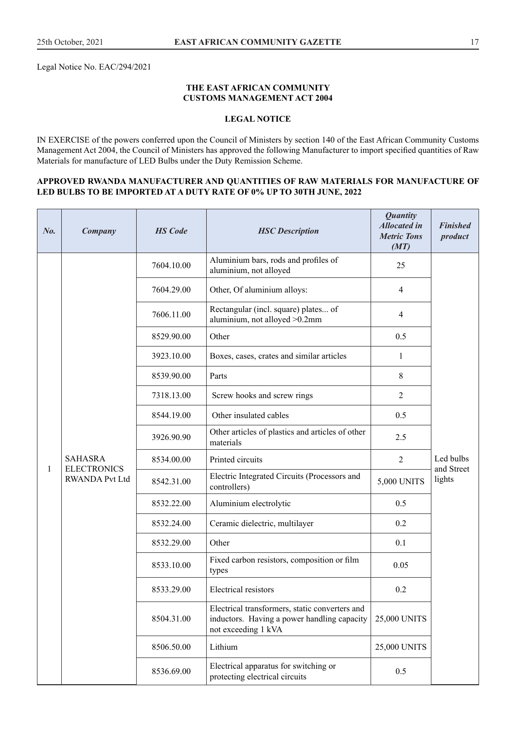Legal Notice No. EAC/294/2021

**THE EAST AFRICAN COMMUNITY**
**CUSTOMS MANAGEMENT ACT 2004**

**LEGAL NOTICE**

IN EXERCISE of the powers conferred upon the Council of Ministers by section 140 of the East African Community Customs Management Act 2004, the Council of Ministers has approved the following Manufacturer to import specified quantities of Raw Materials for manufacture of LED Bulbs under the Duty Remission Scheme.

**APPROVED RWANDA MANUFACTURER AND QUANTITIES OF RAW MATERIALS FOR MANUFACTURE OF LED BULBS TO BE IMPORTED AT A DUTY RATE OF 0% UP TO 30TH JUNE, 2022**

| *No.* | *Company* | *HS Code* | *HSC Description* | *Quantity Allocated in Metric Tons (MT)* | *Finished product* |
|---|---|---|---|---|---|
| 1 | SAHASRA ELECTRONICS RWANDA Pvt Ltd | 7604.10.00 | Aluminium bars, rods and profiles of aluminium, not alloyed | 25 | Led bulbs and Street lights |
| | | 7604.29.00 | Other, Of aluminium alloys: | 4 | |
| | | 7606.11.00 | Rectangular (incl. square) plates... of aluminium, not alloyed >0.2mm | 4 | |
| | | 8529.90.00 | Other | 0.5 | |
| | | 3923.10.00 | Boxes, cases, crates and similar articles | 1 | |
| | | 8539.90.00 | Parts | 8 | |
| | | 7318.13.00 | Screw hooks and screw rings | 2 | |
| | | 8544.19.00 | Other insulated cables | 0.5 | |
| | | 3926.90.90 | Other articles of plastics and articles of other materials | 2.5 | |
| | | 8534.00.00 | Printed circuits | 2 | |
| | | 8542.31.00 | Electric Integrated Circuits (Processors and controllers) | 5,000 UNITS | |
| | | 8532.22.00 | Aluminium electrolytic | 0.5 | |
| | | 8532.24.00 | Ceramic dielectric, multilayer | 0.2 | |
| | | 8532.29.00 | Other | 0.1 | |
| | | 8533.10.00 | Fixed carbon resistors, composition or film types | 0.05 | |
| | | 8533.29.00 | Electrical resistors | 0.2 | |
| | | 8504.31.00 | Electrical transformers, static converters and inductors. Having a power handling capacity not exceeding 1 kVA | 25,000 UNITS | |
| | | 8506.50.00 | Lithium | 25,000 UNITS | |
| | | 8536.69.00 | Electrical apparatus for switching or protecting electrical circuits | 0.5 | |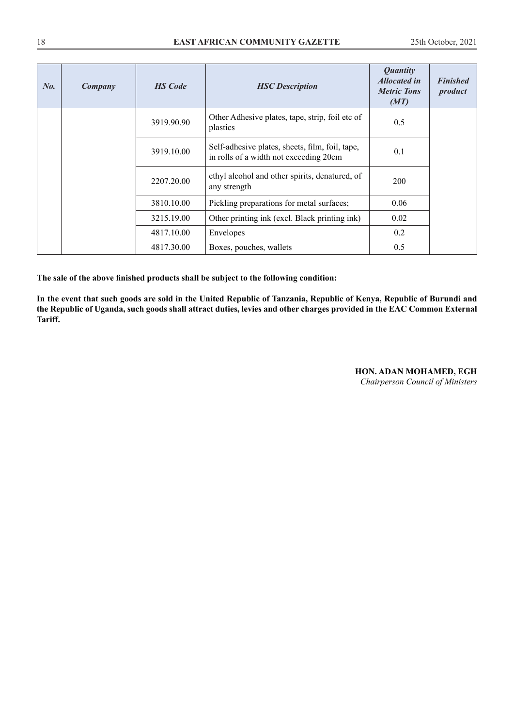| *No.* | *Company* | *HS Code* | *HSC Description* | *Quantity Allocated in Metric Tons (MT)* | *Finished product* |
|---|---|---|---|---|---|
| | | 3919.90.90 | Other Adhesive plates, tape, strip, foil etc of plastics | 0.5 | |
| | | 3919.10.00 | Self-adhesive plates, sheets, film, foil, tape, in rolls of a width not exceeding 20cm | 0.1 | |
| | | 2207.20.00 | ethyl alcohol and other spirits, denatured, of any strength | 200 | |
| | | 3810.10.00 | Pickling preparations for metal surfaces; | 0.06 | |
| | | 3215.19.00 | Other printing ink (excl. Black printing ink) | 0.02 | |
| | | 4817.10.00 | Envelopes | 0.2 | |
| | | 4817.30.00 | Boxes, pouches, wallets | 0.5 | |

**The sale of the above finished products shall be subject to the following condition:**

**In the event that such goods are sold in the United Republic of Tanzania, Republic of Kenya, Republic of Burundi and the Republic of Uganda, such goods shall attract duties, levies and other charges provided in the EAC Common External Tariff.**

**HON. ADAN MOHAMED, EGH**
*Chairperson Council of Ministers*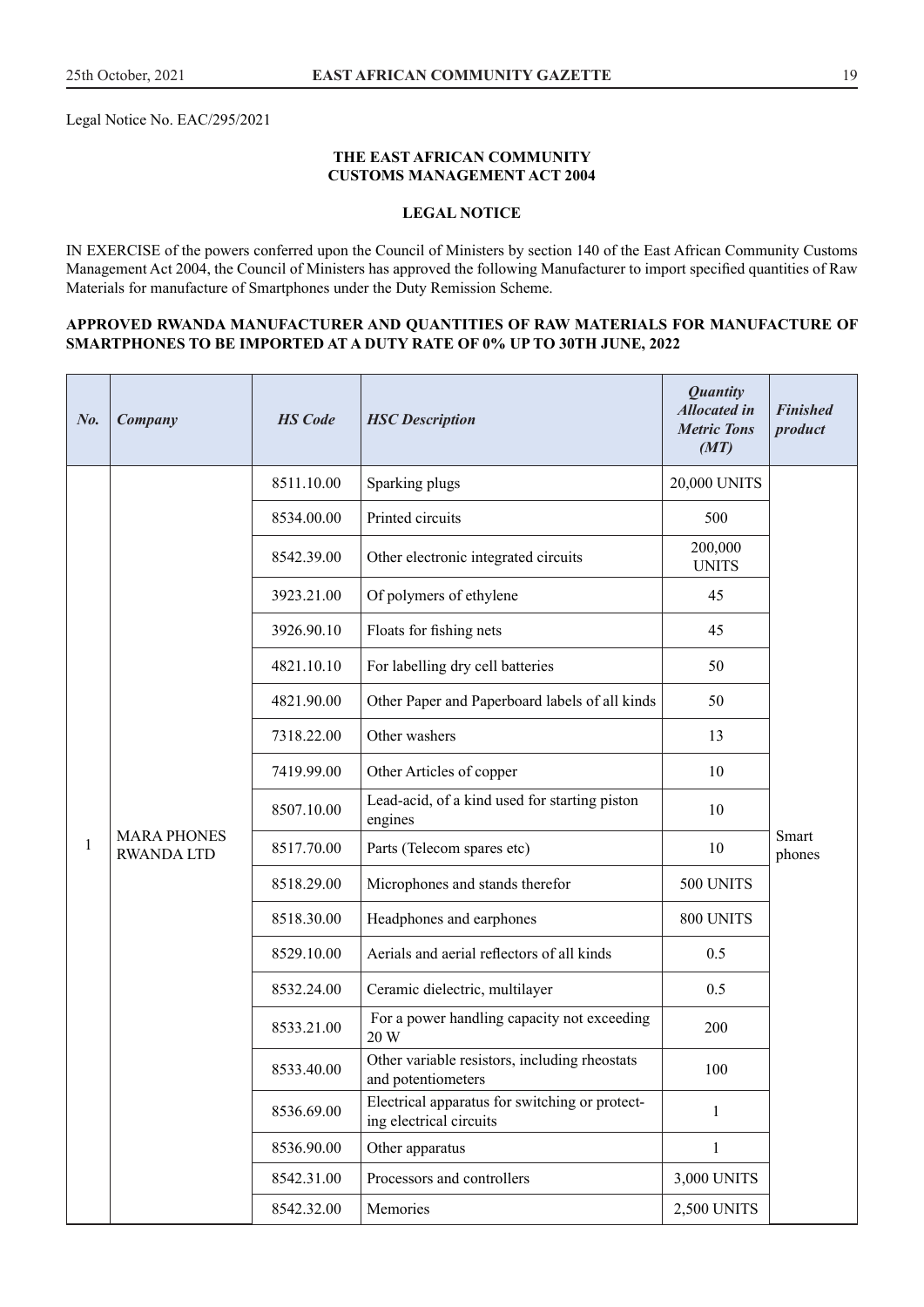Legal Notice No. EAC/295/2021

**THE EAST AFRICAN COMMUNITY**
**CUSTOMS MANAGEMENT ACT 2004**

**LEGAL NOTICE**

IN EXERCISE of the powers conferred upon the Council of Ministers by section 140 of the East African Community Customs Management Act 2004, the Council of Ministers has approved the following Manufacturer to import specified quantities of Raw Materials for manufacture of Smartphones under the Duty Remission Scheme.

**APPROVED RWANDA MANUFACTURER AND QUANTITIES OF RAW MATERIALS FOR MANUFACTURE OF SMARTPHONES TO BE IMPORTED AT A DUTY RATE OF 0% UP TO 30TH JUNE, 2022**

| *No.* | *Company* | *HS Code* | *HSC Description* | *Quantity Allocated in Metric Tons (MT)* | *Finished product* |
|---|---|---|---|---|---|
| 1 | MARA PHONES RWANDA LTD | 8511.10.00 | Sparking plugs | 20,000 UNITS | Smart phones |
| | | 8534.00.00 | Printed circuits | 500 | |
| | | 8542.39.00 | Other electronic integrated circuits | 200,000 UNITS | |
| | | 3923.21.00 | Of polymers of ethylene | 45 | |
| | | 3926.90.10 | Floats for fishing nets | 45 | |
| | | 4821.10.10 | For labelling dry cell batteries | 50 | |
| | | 4821.90.00 | Other Paper and Paperboard labels of all kinds | 50 | |
| | | 7318.22.00 | Other washers | 13 | |
| | | 7419.99.00 | Other Articles of copper | 10 | |
| | | 8507.10.00 | Lead-acid, of a kind used for starting piston engines | 10 | |
| | | 8517.70.00 | Parts (Telecom spares etc) | 10 | |
| | | 8518.29.00 | Microphones and stands therefor | 500 UNITS | |
| | | 8518.30.00 | Headphones and earphones | 800 UNITS | |
| | | 8529.10.00 | Aerials and aerial reflectors of all kinds | 0.5 | |
| | | 8532.24.00 | Ceramic dielectric, multilayer | 0.5 | |
| | | 8533.21.00 | For a power handling capacity not exceeding 20 W | 200 | |
| | | 8533.40.00 | Other variable resistors, including rheostats and potentiometers | 100 | |
| | | 8536.69.00 | Electrical apparatus for switching or protecting electrical circuits | 1 | |
| | | 8536.90.00 | Other apparatus | 1 | |
| | | 8542.31.00 | Processors and controllers | 3,000 UNITS | |
| | | 8542.32.00 | Memories | 2,500 UNITS | |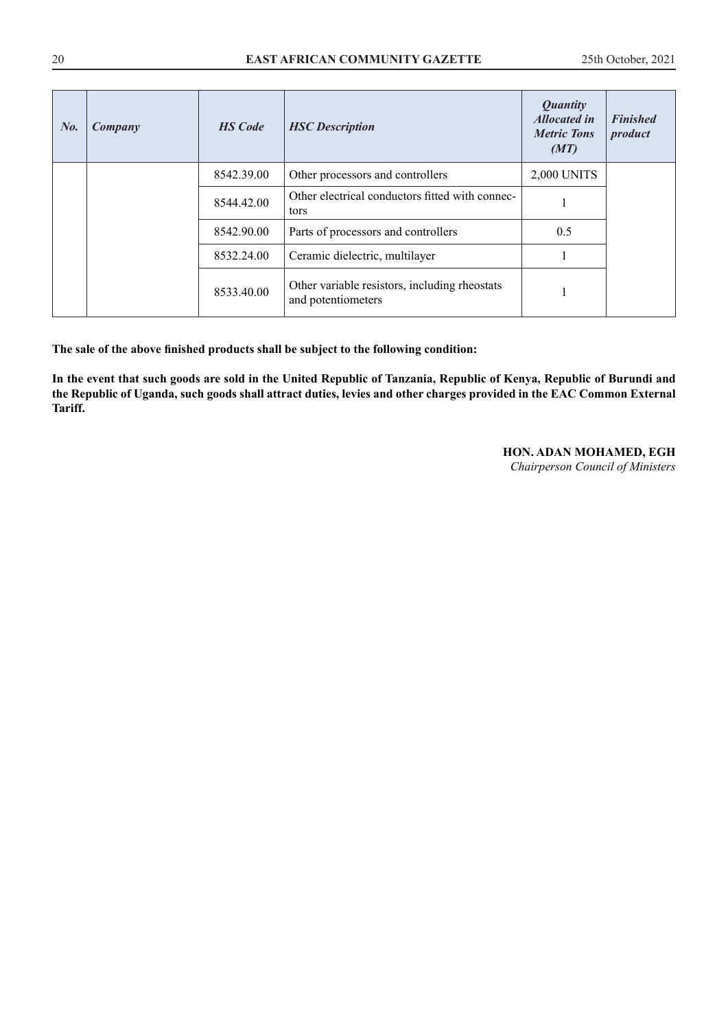| *No.* | *Company* | *HS Code* | *HSC Description* | *Quantity Allocated in Metric Tons (MT)* | *Finished product* |
|---|---|---|---|---|---|
| | | 8542.39.00 | Other processors and controllers | 2,000 UNITS | |
| | | 8544.42.00 | Other electrical conductors fitted with connectors | 1 | |
| | | 8542.90.00 | Parts of processors and controllers | 0.5 | |
| | | 8532.24.00 | Ceramic dielectric, multilayer | 1 | |
| | | 8533.40.00 | Other variable resistors, including rheostats and potentiometers | 1 | |

**The sale of the above finished products shall be subject to the following condition:**

**In the event that such goods are sold in the United Republic of Tanzania, Republic of Kenya, Republic of Burundi and the Republic of Uganda, such goods shall attract duties, levies and other charges provided in the EAC Common External Tariff.**

**HON. ADAN MOHAMED, EGH**
*Chairperson Council of Ministers*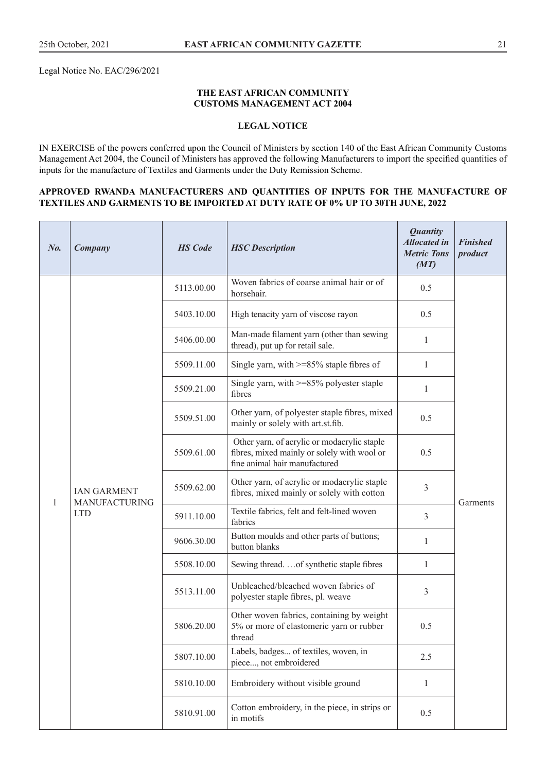Legal Notice No. EAC/296/2021

**THE EAST AFRICAN COMMUNITY**
**CUSTOMS MANAGEMENT ACT 2004**

**LEGAL NOTICE**

IN EXERCISE of the powers conferred upon the Council of Ministers by section 140 of the East African Community Customs Management Act 2004, the Council of Ministers has approved the following Manufacturers to import the specified quantities of inputs for the manufacture of Textiles and Garments under the Duty Remission Scheme.

**APPROVED RWANDA MANUFACTURERS AND QUANTITIES OF INPUTS FOR THE MANUFACTURE OF TEXTILES AND GARMENTS TO BE IMPORTED AT DUTY RATE OF 0% UP TO 30TH JUNE, 2022**

| *No.* | *Company* | *HS Code* | *HSC Description* | *Quantity Allocated in Metric Tons (MT)* | *Finished product* |
|---|---|---|---|---|---|
| 1 | IAN GARMENT MANUFACTURING LTD | 5113.00.00 | Woven fabrics of coarse animal hair or of horsehair. | 0.5 | Garments |
| | | 5403.10.00 | High tenacity yarn of viscose rayon | 0.5 | |
| | | 5406.00.00 | Man-made filament yarn (other than sewing thread), put up for retail sale. | 1 | |
| | | 5509.11.00 | Single yarn, with >=85% staple fibres of | 1 | |
| | | 5509.21.00 | Single yarn, with >=85% polyester staple fibres | 1 | |
| | | 5509.51.00 | Other yarn, of polyester staple fibres, mixed mainly or solely with art.st.fib. | 0.5 | |
| | | 5509.61.00 | Other yarn, of acrylic or modacrylic staple fibres, mixed mainly or solely with wool or fine animal hair manufactured | 0.5 | |
| | | 5509.62.00 | Other yarn, of acrylic or modacrylic staple fibres, mixed mainly or solely with cotton | 3 | |
| | | 5911.10.00 | Textile fabrics, felt and felt-lined woven fabrics | 3 | |
| | | 9606.30.00 | Button moulds and other parts of buttons; button blanks | 1 | |
| | | 5508.10.00 | Sewing thread. …of synthetic staple fibres | 1 | |
| | | 5513.11.00 | Unbleached/bleached woven fabrics of polyester staple fibres, pl. weave | 3 | |
| | | 5806.20.00 | Other woven fabrics, containing by weight 5% or more of elastomeric yarn or rubber thread | 0.5 | |
| | | 5807.10.00 | Labels, badges... of textiles, woven, in piece..., not embroidered | 2.5 | |
| | | 5810.10.00 | Embroidery without visible ground | 1 | |
| | | 5810.91.00 | Cotton embroidery, in the piece, in strips or in motifs | 0.5 | |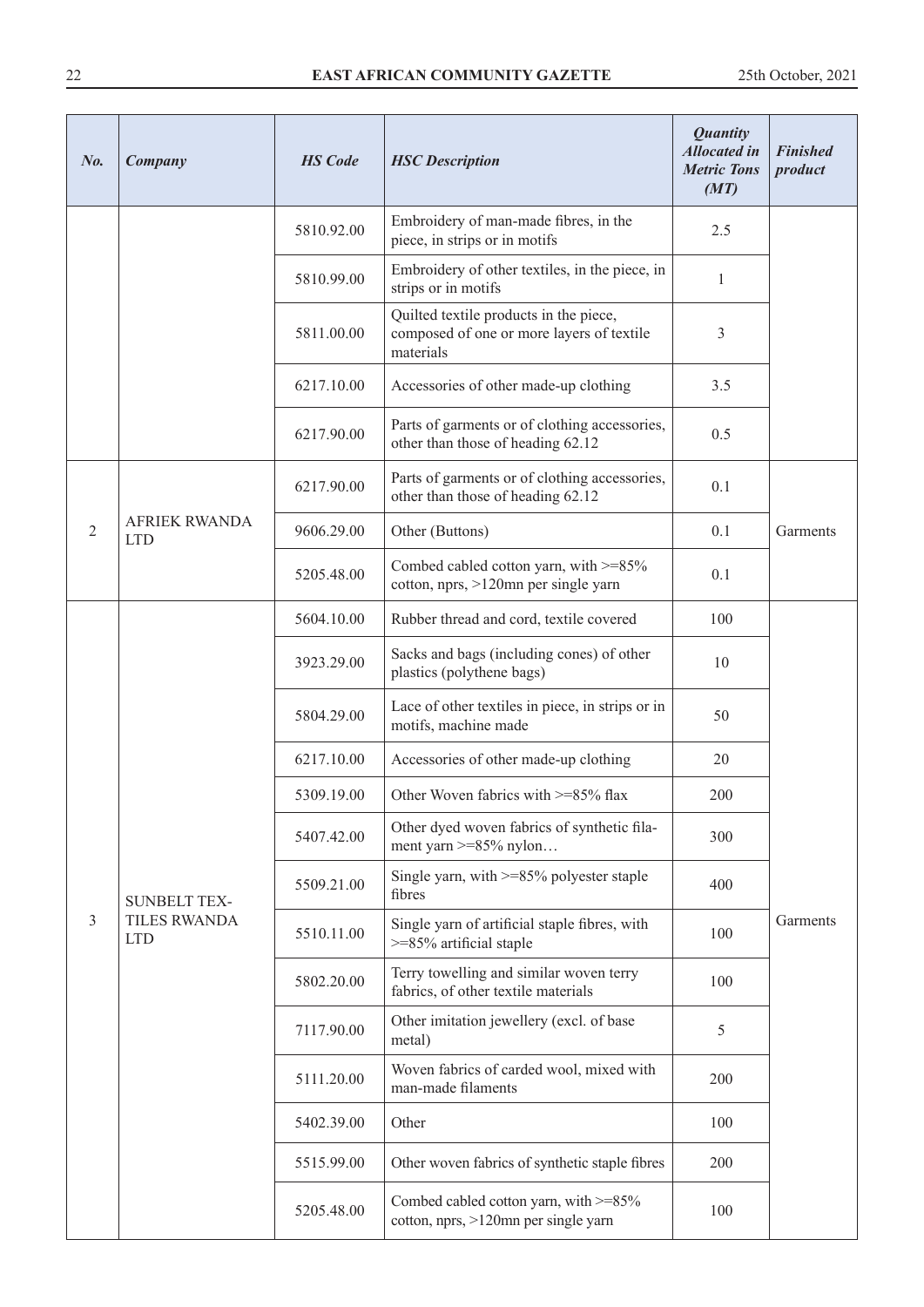| No. | Company | HS Code | HSC Description | Quantity Allocated in Metric Tons (MT) | Finished product |
|---|---|---|---|---|---|
| | | 5810.92.00 | Embroidery of man-made fibres, in the piece, in strips or in motifs | 2.5 | |
| | | 5810.99.00 | Embroidery of other textiles, in the piece, in strips or in motifs | 1 | |
| | | 5811.00.00 | Quilted textile products in the piece, composed of one or more layers of textile materials | 3 | |
| | | 6217.10.00 | Accessories of other made-up clothing | 3.5 | |
| | | 6217.90.00 | Parts of garments or of clothing accessories, other than those of heading 62.12 | 0.5 | |
| 2 | AFRIEK RWANDA LTD | 6217.90.00 | Parts of garments or of clothing accessories, other than those of heading 62.12 | 0.1 | Garments |
| | | 9606.29.00 | Other (Buttons) | 0.1 | |
| | | 5205.48.00 | Combed cabled cotton yarn, with >=85% cotton, nprs, >120mn per single yarn | 0.1 | |
| 3 | SUNBELT TEXTILES RWANDA LTD | 5604.10.00 | Rubber thread and cord, textile covered | 100 | Garments |
| | | 3923.29.00 | Sacks and bags (including cones) of other plastics (polythene bags) | 10 | |
| | | 5804.29.00 | Lace of other textiles in piece, in strips or in motifs, machine made | 50 | |
| | | 6217.10.00 | Accessories of other made-up clothing | 20 | |
| | | 5309.19.00 | Other Woven fabrics with >=85% flax | 200 | |
| | | 5407.42.00 | Other dyed woven fabrics of synthetic filament yarn >=85% nylon… | 300 | |
| | | 5509.21.00 | Single yarn, with >=85% polyester staple fibres | 400 | |
| | | 5510.11.00 | Single yarn of artificial staple fibres, with >=85% artificial staple | 100 | |
| | | 5802.20.00 | Terry towelling and similar woven terry fabrics, of other textile materials | 100 | |
| | | 7117.90.00 | Other imitation jewellery (excl. of base metal) | 5 | |
| | | 5111.20.00 | Woven fabrics of carded wool, mixed with man-made filaments | 200 | |
| | | 5402.39.00 | Other | 100 | |
| | | 5515.99.00 | Other woven fabrics of synthetic staple fibres | 200 | |
| | | 5205.48.00 | Combed cabled cotton yarn, with >=85% cotton, nprs, >120mn per single yarn | 100 | |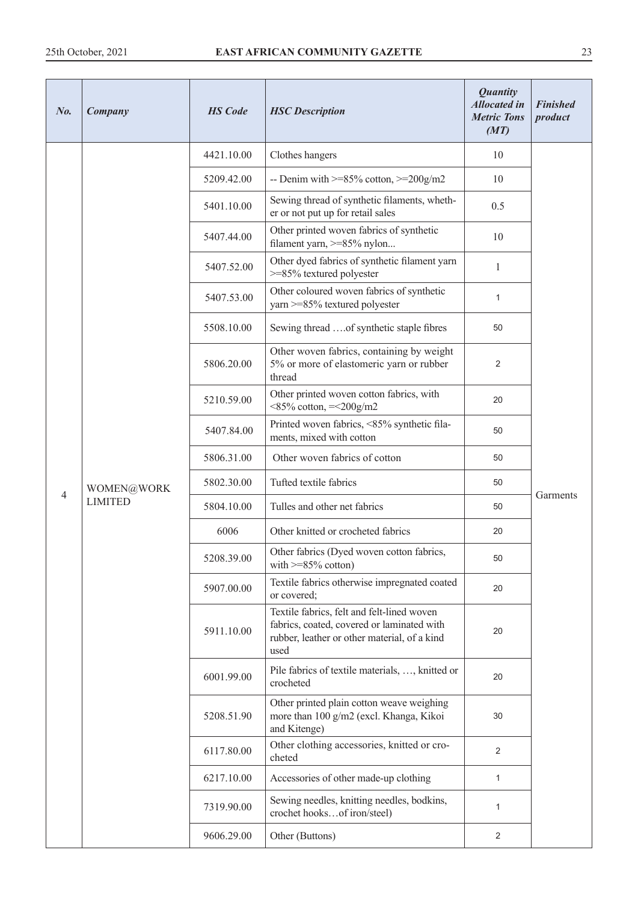| *No.* | *Company* | *HS Code* | *HSC Description* | *Quantity Allocated in Metric Tons (MT)* | *Finished product* |
|---|---|---|---|---|---|
| 4 | WOMEN@WORK LIMITED | 4421.10.00 | Clothes hangers | 10 | Garments |
| | | 5209.42.00 | -- Denim with >=85% cotton, >=200g/m2 | 10 | |
| | | 5401.10.00 | Sewing thread of synthetic filaments, whether or not put up for retail sales | 0.5 | |
| | | 5407.44.00 | Other printed woven fabrics of synthetic filament yarn, >=85% nylon... | 10 | |
| | | 5407.52.00 | Other dyed fabrics of synthetic filament yarn >=85% textured polyester | 1 | |
| | | 5407.53.00 | Other coloured woven fabrics of synthetic yarn >=85% textured polyester | 1 | |
| | | 5508.10.00 | Sewing thread ….of synthetic staple fibres | 50 | |
| | | 5806.20.00 | Other woven fabrics, containing by weight 5% or more of elastomeric yarn or rubber thread | 2 | |
| | | 5210.59.00 | Other printed woven cotton fabrics, with <85% cotton, =<200g/m2 | 20 | |
| | | 5407.84.00 | Printed woven fabrics, <85% synthetic filaments, mixed with cotton | 50 | |
| | | 5806.31.00 | Other woven fabrics of cotton | 50 | |
| | | 5802.30.00 | Tufted textile fabrics | 50 | |
| | | 5804.10.00 | Tulles and other net fabrics | 50 | |
| | | 6006 | Other knitted or crocheted fabrics | 20 | |
| | | 5208.39.00 | Other fabrics (Dyed woven cotton fabrics, with >=85% cotton) | 50 | |
| | | 5907.00.00 | Textile fabrics otherwise impregnated coated or covered; | 20 | |
| | | 5911.10.00 | Textile fabrics, felt and felt-lined woven fabrics, coated, covered or laminated with rubber, leather or other material, of a kind used | 20 | |
| | | 6001.99.00 | Pile fabrics of textile materials, …, knitted or crocheted | 20 | |
| | | 5208.51.90 | Other printed plain cotton weave weighing more than 100 g/m2 (excl. Khanga, Kikoi and Kitenge) | 30 | |
| | | 6117.80.00 | Other clothing accessories, knitted or crocheted | 2 | |
| | | 6217.10.00 | Accessories of other made-up clothing | 1 | |
| | | 7319.90.00 | Sewing needles, knitting needles, bodkins, crochet hooks…of iron/steel) | 1 | |
| | | 9606.29.00 | Other (Buttons) | 2 | |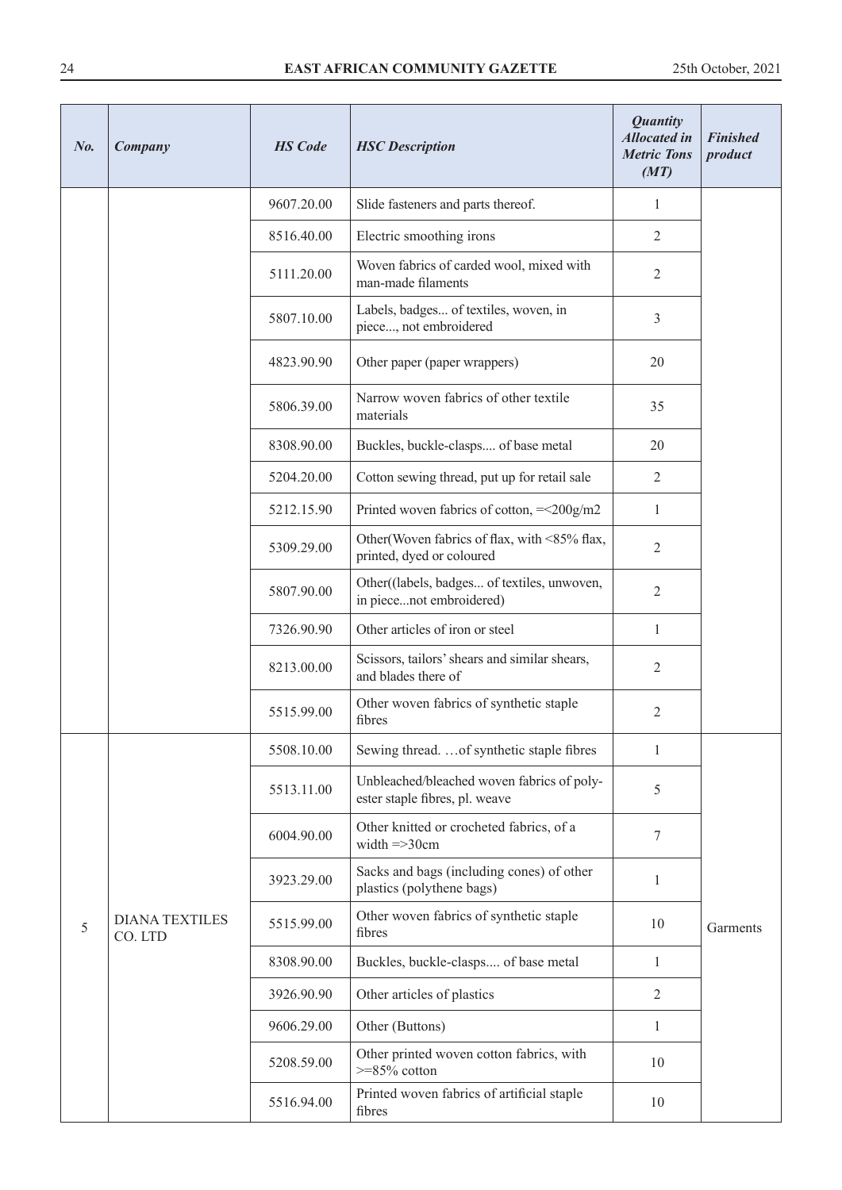| No. | Company | HS Code | HSC Description | Quantity Allocated in Metric Tons (MT) | Finished product |
|---|---|---|---|---|---|
| | | 9607.20.00 | Slide fasteners and parts thereof. | 1 | |
| | | 8516.40.00 | Electric smoothing irons | 2 | |
| | | 5111.20.00 | Woven fabrics of carded wool, mixed with man-made filaments | 2 | |
| | | 5807.10.00 | Labels, badges... of textiles, woven, in piece..., not embroidered | 3 | |
| | | 4823.90.90 | Other paper (paper wrappers) | 20 | |
| | | 5806.39.00 | Narrow woven fabrics of other textile materials | 35 | |
| | | 8308.90.00 | Buckles, buckle-clasps.... of base metal | 20 | |
| | | 5204.20.00 | Cotton sewing thread, put up for retail sale | 2 | |
| | | 5212.15.90 | Printed woven fabrics of cotton, =<200g/m2 | 1 | |
| | | 5309.29.00 | Other(Woven fabrics of flax, with <85% flax, printed, dyed or coloured | 2 | |
| | | 5807.90.00 | Other((labels, badges... of textiles, unwoven, in piece...not embroidered) | 2 | |
| | | 7326.90.90 | Other articles of iron or steel | 1 | |
| | | 8213.00.00 | Scissors, tailors' shears and similar shears, and blades there of | 2 | |
| | | 5515.99.00 | Other woven fabrics of synthetic staple fibres | 2 | |
| 5 | DIANA TEXTILES CO. LTD | 5508.10.00 | Sewing thread. …of synthetic staple fibres | 1 | Garments |
| | | 5513.11.00 | Unbleached/bleached woven fabrics of polyester staple fibres, pl. weave | 5 | |
| | | 6004.90.00 | Other knitted or crocheted fabrics, of a width =>30cm | 7 | |
| | | 3923.29.00 | Sacks and bags (including cones) of other plastics (polythene bags) | 1 | |
| | | 5515.99.00 | Other woven fabrics of synthetic staple fibres | 10 | |
| | | 8308.90.00 | Buckles, buckle-clasps.... of base metal | 1 | |
| | | 3926.90.90 | Other articles of plastics | 2 | |
| | | 9606.29.00 | Other (Buttons) | 1 | |
| | | 5208.59.00 | Other printed woven cotton fabrics, with >=85% cotton | 10 | |
| | | 5516.94.00 | Printed woven fabrics of artificial staple fibres | 10 | |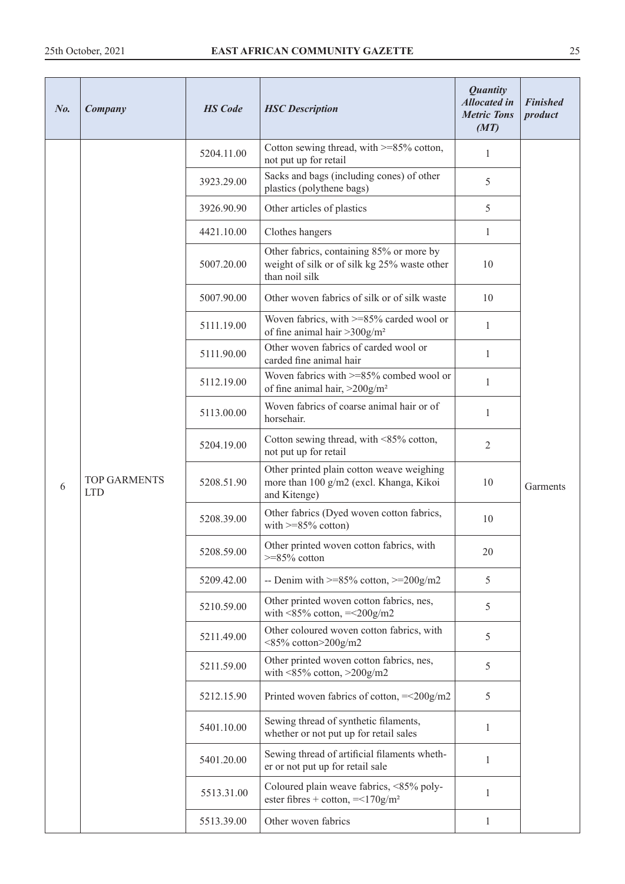| No. | Company | HS Code | HSC Description | Quantity Allocated in Metric Tons (MT) | Finished product |
|---|---|---|---|---|---|
| 6 | TOP GARMENTS LTD | 5204.11.00 | Cotton sewing thread, with >=85% cotton, not put up for retail | 1 | Garments |
| | | 3923.29.00 | Sacks and bags (including cones) of other plastics (polythene bags) | 5 | |
| | | 3926.90.90 | Other articles of plastics | 5 | |
| | | 4421.10.00 | Clothes hangers | 1 | |
| | | 5007.20.00 | Other fabrics, containing 85% or more by weight of silk or of silk kg 25% waste other than noil silk | 10 | |
| | | 5007.90.00 | Other woven fabrics of silk or of silk waste | 10 | |
| | | 5111.19.00 | Woven fabrics, with >=85% carded wool or of fine animal hair >300g/m² | 1 | |
| | | 5111.90.00 | Other woven fabrics of carded wool or carded fine animal hair | 1 | |
| | | 5112.19.00 | Woven fabrics with >=85% combed wool or of fine animal hair, >200g/m² | 1 | |
| | | 5113.00.00 | Woven fabrics of coarse animal hair or of horsehair. | 1 | |
| | | 5204.19.00 | Cotton sewing thread, with <85% cotton, not put up for retail | 2 | |
| | | 5208.51.90 | Other printed plain cotton weave weighing more than 100 g/m2 (excl. Khanga, Kikoi and Kitenge) | 10 | |
| | | 5208.39.00 | Other fabrics (Dyed woven cotton fabrics, with >=85% cotton) | 10 | |
| | | 5208.59.00 | Other printed woven cotton fabrics, with >=85% cotton | 20 | |
| | | 5209.42.00 | -- Denim with >=85% cotton, >=200g/m2 | 5 | |
| | | 5210.59.00 | Other printed woven cotton fabrics, nes, with <85% cotton, =<200g/m2 | 5 | |
| | | 5211.49.00 | Other coloured woven cotton fabrics, with <85% cotton>200g/m2 | 5 | |
| | | 5211.59.00 | Other printed woven cotton fabrics, nes, with <85% cotton, >200g/m2 | 5 | |
| | | 5212.15.90 | Printed woven fabrics of cotton, =<200g/m2 | 5 | |
| | | 5401.10.00 | Sewing thread of synthetic filaments, whether or not put up for retail sales | 1 | |
| | | 5401.20.00 | Sewing thread of artificial filaments whether or not put up for retail sale | 1 | |
| | | 5513.31.00 | Coloured plain weave fabrics, <85% polyester fibres + cotton, =<170g/m² | 1 | |
| | | 5513.39.00 | Other woven fabrics | 1 | |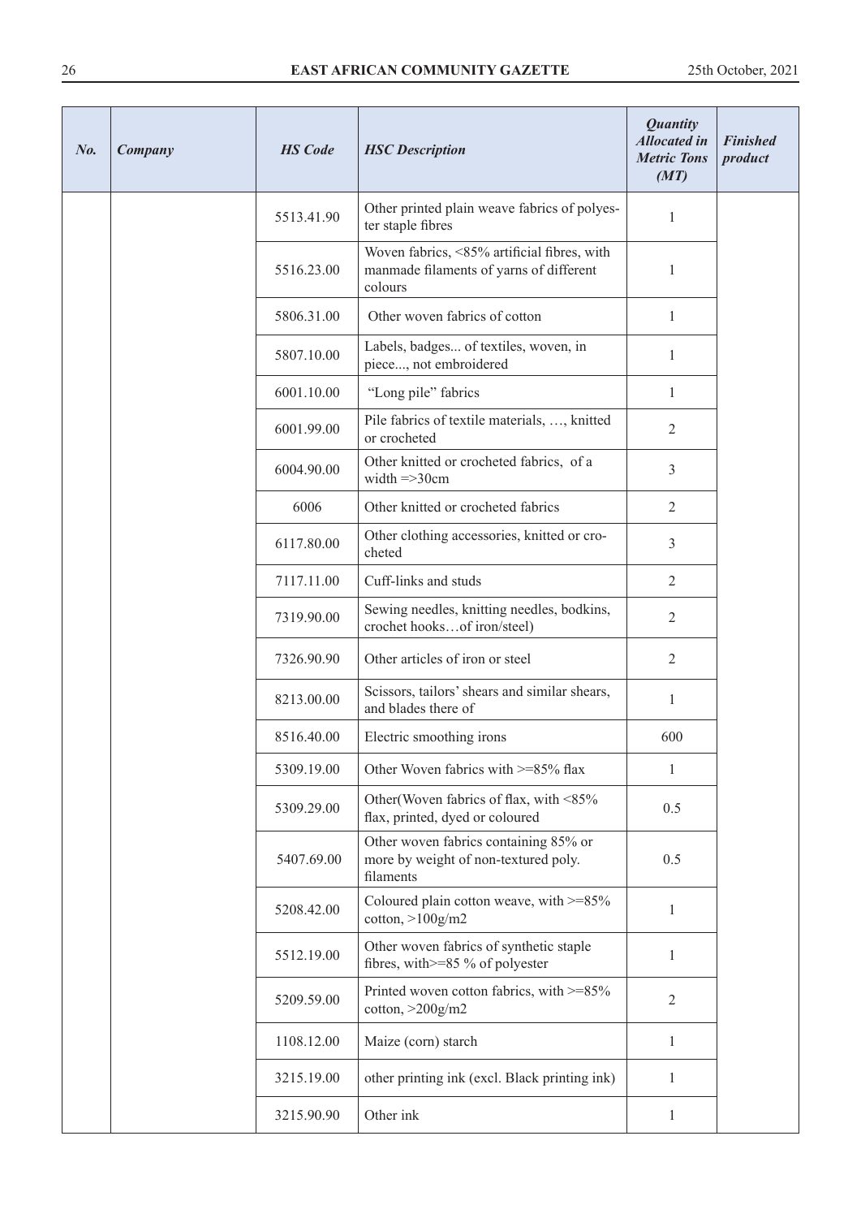| No. | Company | HS Code | HSC Description | Quantity Allocated in Metric Tons (MT) | Finished product |
|---|---|---|---|---|---|
| | | 5513.41.90 | Other printed plain weave fabrics of polyester staple fibres | 1 | |
| | | 5516.23.00 | Woven fabrics, <85% artificial fibres, with manmade filaments of yarns of different colours | 1 | |
| | | 5806.31.00 | Other woven fabrics of cotton | 1 | |
| | | 5807.10.00 | Labels, badges... of textiles, woven, in piece..., not embroidered | 1 | |
| | | 6001.10.00 | "Long pile" fabrics | 1 | |
| | | 6001.99.00 | Pile fabrics of textile materials, …, knitted or crocheted | 2 | |
| | | 6004.90.00 | Other knitted or crocheted fabrics, of a width =>30cm | 3 | |
| | | 6006 | Other knitted or crocheted fabrics | 2 | |
| | | 6117.80.00 | Other clothing accessories, knitted or crocheted | 3 | |
| | | 7117.11.00 | Cuff-links and studs | 2 | |
| | | 7319.90.00 | Sewing needles, knitting needles, bodkins, crochet hooks…of iron/steel) | 2 | |
| | | 7326.90.90 | Other articles of iron or steel | 2 | |
| | | 8213.00.00 | Scissors, tailors' shears and similar shears, and blades there of | 1 | |
| | | 8516.40.00 | Electric smoothing irons | 600 | |
| | | 5309.19.00 | Other Woven fabrics with >=85% flax | 1 | |
| | | 5309.29.00 | Other(Woven fabrics of flax, with <85% flax, printed, dyed or coloured | 0.5 | |
| | | 5407.69.00 | Other woven fabrics containing 85% or more by weight of non-textured poly. filaments | 0.5 | |
| | | 5208.42.00 | Coloured plain cotton weave, with >=85% cotton, >100g/m2 | 1 | |
| | | 5512.19.00 | Other woven fabrics of synthetic staple fibres, with>=85 % of polyester | 1 | |
| | | 5209.59.00 | Printed woven cotton fabrics, with >=85% cotton, >200g/m2 | 2 | |
| | | 1108.12.00 | Maize (corn) starch | 1 | |
| | | 3215.19.00 | other printing ink (excl. Black printing ink) | 1 | |
| | | 3215.90.90 | Other ink | 1 | |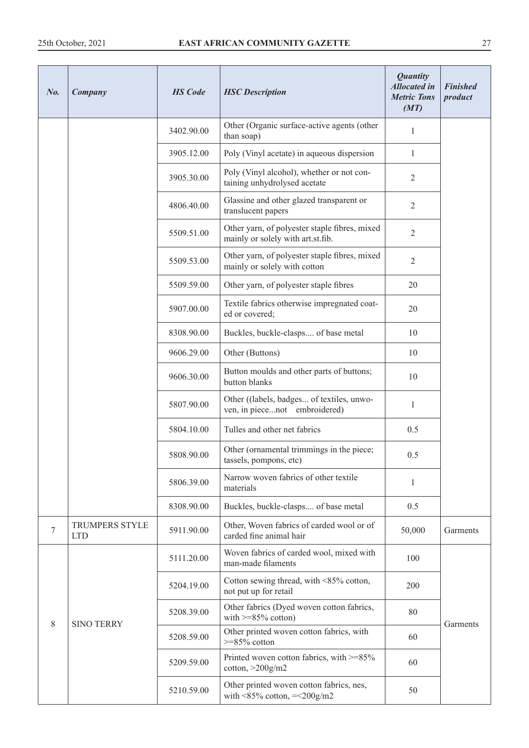| *No.* | *Company* | *HS Code* | *HSC Description* | *Quantity Allocated in Metric Tons (MT)* | *Finished product* |
|---|---|---|---|---|---|
| | | 3402.90.00 | Other (Organic surface-active agents (other than soap) | 1 | |
| | | 3905.12.00 | Poly (Vinyl acetate) in aqueous dispersion | 1 | |
| | | 3905.30.00 | Poly (Vinyl alcohol), whether or not containing unhydrolysed acetate | 2 | |
| | | 4806.40.00 | Glassine and other glazed transparent or translucent papers | 2 | |
| | | 5509.51.00 | Other yarn, of polyester staple fibres, mixed mainly or solely with art.st.fib. | 2 | |
| | | 5509.53.00 | Other yarn, of polyester staple fibres, mixed mainly or solely with cotton | 2 | |
| | | 5509.59.00 | Other yarn, of polyester staple fibres | 20 | |
| | | 5907.00.00 | Textile fabrics otherwise impregnated coated or covered; | 20 | |
| | | 8308.90.00 | Buckles, buckle-clasps.... of base metal | 10 | |
| | | 9606.29.00 | Other (Buttons) | 10 | |
| | | 9606.30.00 | Button moulds and other parts of buttons; button blanks | 10 | |
| | | 5807.90.00 | Other ((labels, badges... of textiles, unwoven, in piece...not embroidered) | 1 | |
| | | 5804.10.00 | Tulles and other net fabrics | 0.5 | |
| | | 5808.90.00 | Other (ornamental trimmings in the piece; tassels, pompons, etc) | 0.5 | |
| | | 5806.39.00 | Narrow woven fabrics of other textile materials | 1 | |
| | | 8308.90.00 | Buckles, buckle-clasps.... of base metal | 0.5 | |
| 7 | TRUMPERS STYLE LTD | 5911.90.00 | Other, Woven fabrics of carded wool or of carded fine animal hair | 50,000 | Garments |
| 8 | SINO TERRY | 5111.20.00 | Woven fabrics of carded wool, mixed with man-made filaments | 100 | Garments |
| | | 5204.19.00 | Cotton sewing thread, with <85% cotton, not put up for retail | 200 | |
| | | 5208.39.00 | Other fabrics (Dyed woven cotton fabrics, with >=85% cotton) | 80 | |
| | | 5208.59.00 | Other printed woven cotton fabrics, with >=85% cotton | 60 | |
| | | 5209.59.00 | Printed woven cotton fabrics, with >=85% cotton, >200g/m2 | 60 | |
| | | 5210.59.00 | Other printed woven cotton fabrics, nes, with <85% cotton, =<200g/m2 | 50 | |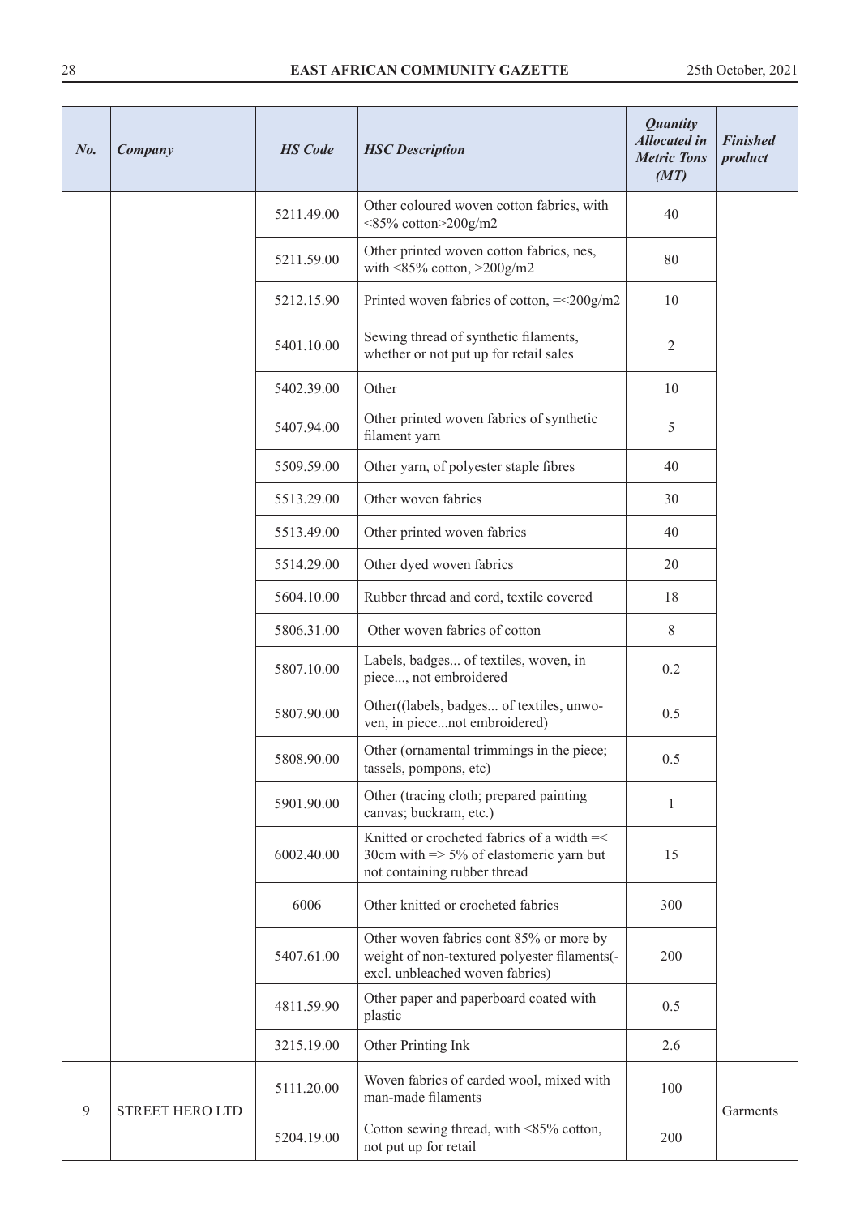| *No.* | *Company* | *HS Code* | *HSC Description* | *Quantity Allocated in Metric Tons (MT)* | *Finished product* |
|---|---|---|---|---|---|
| | | 5211.49.00 | Other coloured woven cotton fabrics, with <85% cotton>200g/m2 | 40 | |
| | | 5211.59.00 | Other printed woven cotton fabrics, nes, with <85% cotton, >200g/m2 | 80 | |
| | | 5212.15.90 | Printed woven fabrics of cotton, =<200g/m2 | 10 | |
| | | 5401.10.00 | Sewing thread of synthetic filaments, whether or not put up for retail sales | 2 | |
| | | 5402.39.00 | Other | 10 | |
| | | 5407.94.00 | Other printed woven fabrics of synthetic filament yarn | 5 | |
| | | 5509.59.00 | Other yarn, of polyester staple fibres | 40 | |
| | | 5513.29.00 | Other woven fabrics | 30 | |
| | | 5513.49.00 | Other printed woven fabrics | 40 | |
| | | 5514.29.00 | Other dyed woven fabrics | 20 | |
| | | 5604.10.00 | Rubber thread and cord, textile covered | 18 | |
| | | 5806.31.00 | Other woven fabrics of cotton | 8 | |
| | | 5807.10.00 | Labels, badges... of textiles, woven, in piece..., not embroidered | 0.2 | |
| | | 5807.90.00 | Other((labels, badges... of textiles, unwoven, in piece...not embroidered) | 0.5 | |
| | | 5808.90.00 | Other (ornamental trimmings in the piece; tassels, pompons, etc) | 0.5 | |
| | | 5901.90.00 | Other (tracing cloth; prepared painting canvas; buckram, etc.) | 1 | |
| | | 6002.40.00 | Knitted or crocheted fabrics of a width =< 30cm with => 5% of elastomeric yarn but not containing rubber thread | 15 | |
| | | 6006 | Other knitted or crocheted fabrics | 300 | |
| | | 5407.61.00 | Other woven fabrics cont 85% or more by weight of non-textured polyester filaments(-excl. unbleached woven fabrics) | 200 | |
| | | 4811.59.90 | Other paper and paperboard coated with plastic | 0.5 | |
| | | 3215.19.00 | Other Printing Ink | 2.6 | |
| 9 | STREET HERO LTD | 5111.20.00 | Woven fabrics of carded wool, mixed with man-made filaments | 100 | Garments |
| | | 5204.19.00 | Cotton sewing thread, with <85% cotton, not put up for retail | 200 | |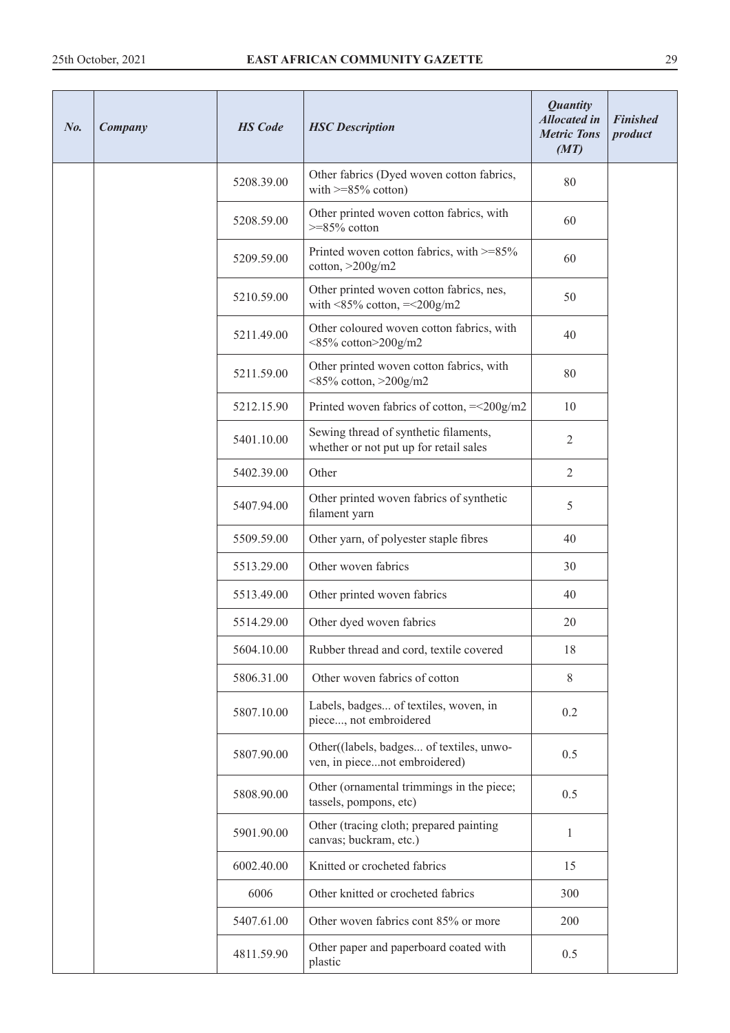| No. | Company | HS Code | HSC Description | Quantity Allocated in Metric Tons (MT) | Finished product |
|---|---|---|---|---|---|
| | | 5208.39.00 | Other fabrics (Dyed woven cotton fabrics, with >=85% cotton) | 80 | |
| | | 5208.59.00 | Other printed woven cotton fabrics, with >=85% cotton | 60 | |
| | | 5209.59.00 | Printed woven cotton fabrics, with >=85% cotton, >200g/m2 | 60 | |
| | | 5210.59.00 | Other printed woven cotton fabrics, nes, with <85% cotton, =<200g/m2 | 50 | |
| | | 5211.49.00 | Other coloured woven cotton fabrics, with <85% cotton>200g/m2 | 40 | |
| | | 5211.59.00 | Other printed woven cotton fabrics, with <85% cotton, >200g/m2 | 80 | |
| | | 5212.15.90 | Printed woven fabrics of cotton, =<200g/m2 | 10 | |
| | | 5401.10.00 | Sewing thread of synthetic filaments, whether or not put up for retail sales | 2 | |
| | | 5402.39.00 | Other | 2 | |
| | | 5407.94.00 | Other printed woven fabrics of synthetic filament yarn | 5 | |
| | | 5509.59.00 | Other yarn, of polyester staple fibres | 40 | |
| | | 5513.29.00 | Other woven fabrics | 30 | |
| | | 5513.49.00 | Other printed woven fabrics | 40 | |
| | | 5514.29.00 | Other dyed woven fabrics | 20 | |
| | | 5604.10.00 | Rubber thread and cord, textile covered | 18 | |
| | | 5806.31.00 | Other woven fabrics of cotton | 8 | |
| | | 5807.10.00 | Labels, badges... of textiles, woven, in piece..., not embroidered | 0.2 | |
| | | 5807.90.00 | Other((labels, badges... of textiles, unwoven, in piece...not embroidered) | 0.5 | |
| | | 5808.90.00 | Other (ornamental trimmings in the piece; tassels, pompons, etc) | 0.5 | |
| | | 5901.90.00 | Other (tracing cloth; prepared painting canvas; buckram, etc.) | 1 | |
| | | 6002.40.00 | Knitted or crocheted fabrics | 15 | |
| | | 6006 | Other knitted or crocheted fabrics | 300 | |
| | | 5407.61.00 | Other woven fabrics cont 85% or more | 200 | |
| | | 4811.59.90 | Other paper and paperboard coated with plastic | 0.5 | |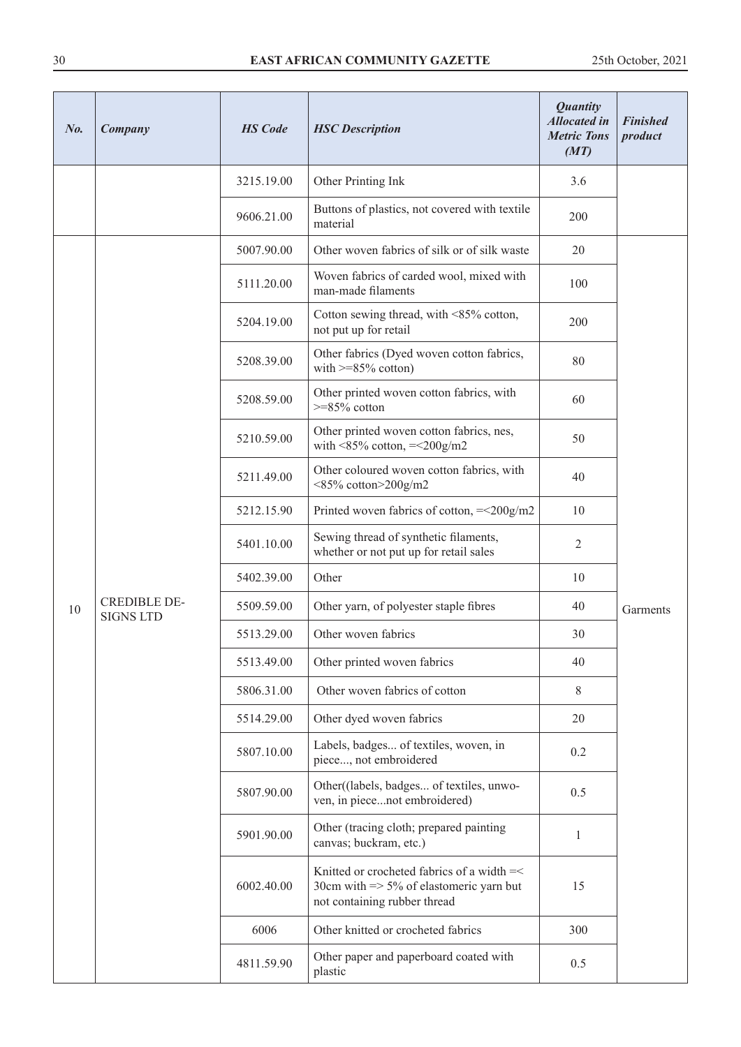| No. | Company | HS Code | HSC Description | Quantity Allocated in Metric Tons (MT) | Finished product |
|---|---|---|---|---|---|
| | | 3215.19.00 | Other Printing Ink | 3.6 | |
| | | 9606.21.00 | Buttons of plastics, not covered with textile material | 200 | |
| 10 | CREDIBLE DE-SIGNS LTD | 5007.90.00 | Other woven fabrics of silk or of silk waste | 20 | Garments |
| | | 5111.20.00 | Woven fabrics of carded wool, mixed with man-made filaments | 100 | |
| | | 5204.19.00 | Cotton sewing thread, with <85% cotton, not put up for retail | 200 | |
| | | 5208.39.00 | Other fabrics (Dyed woven cotton fabrics, with >=85% cotton) | 80 | |
| | | 5208.59.00 | Other printed woven cotton fabrics, with >=85% cotton | 60 | |
| | | 5210.59.00 | Other printed woven cotton fabrics, nes, with <85% cotton, =<200g/m2 | 50 | |
| | | 5211.49.00 | Other coloured woven cotton fabrics, with <85% cotton>200g/m2 | 40 | |
| | | 5212.15.90 | Printed woven fabrics of cotton, =<200g/m2 | 10 | |
| | | 5401.10.00 | Sewing thread of synthetic filaments, whether or not put up for retail sales | 2 | |
| | | 5402.39.00 | Other | 10 | |
| | | 5509.59.00 | Other yarn, of polyester staple fibres | 40 | |
| | | 5513.29.00 | Other woven fabrics | 30 | |
| | | 5513.49.00 | Other printed woven fabrics | 40 | |
| | | 5806.31.00 | Other woven fabrics of cotton | 8 | |
| | | 5514.29.00 | Other dyed woven fabrics | 20 | |
| | | 5807.10.00 | Labels, badges... of textiles, woven, in piece..., not embroidered | 0.2 | |
| | | 5807.90.00 | Other((labels, badges... of textiles, unwo-ven, in piece...not embroidered) | 0.5 | |
| | | 5901.90.00 | Other (tracing cloth; prepared painting canvas; buckram, etc.) | 1 | |
| | | 6002.40.00 | Knitted or crocheted fabrics of a width =< 30cm with => 5% of elastomeric yarn but not containing rubber thread | 15 | |
| | | 6006 | Other knitted or crocheted fabrics | 300 | |
| | | 4811.59.90 | Other paper and paperboard coated with plastic | 0.5 | |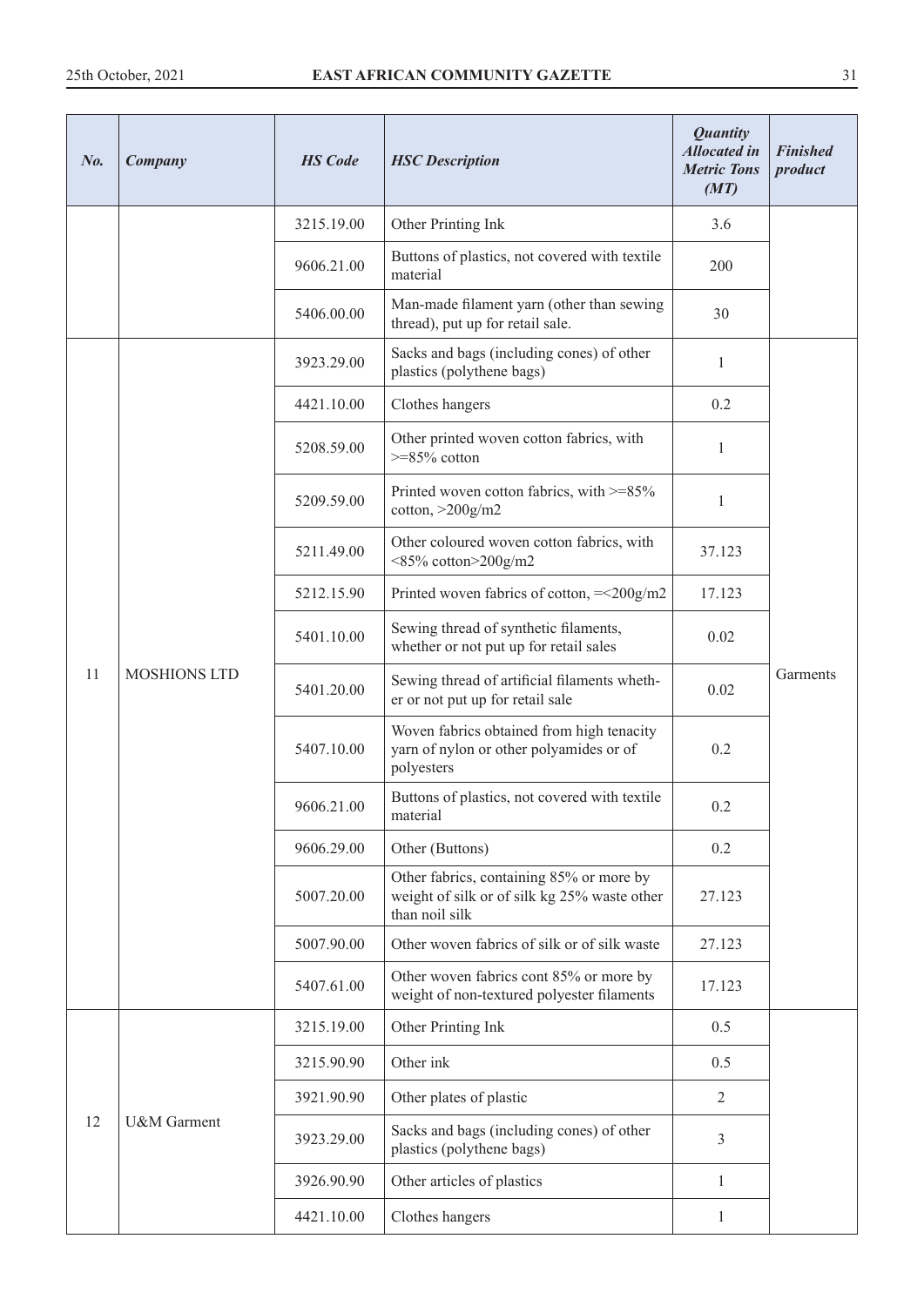| *No.* | *Company* | *HS Code* | *HSC Description* | *Quantity Allocated in Metric Tons (MT)* | *Finished product* |
|---|---|---|---|---|---|
| | | 3215.19.00 | Other Printing Ink | 3.6 | |
| | | 9606.21.00 | Buttons of plastics, not covered with textile material | 200 | |
| | | 5406.00.00 | Man-made filament yarn (other than sewing thread), put up for retail sale. | 30 | |
| 11 | MOSHIONS LTD | 3923.29.00 | Sacks and bags (including cones) of other plastics (polythene bags) | 1 | Garments |
| | | 4421.10.00 | Clothes hangers | 0.2 | |
| | | 5208.59.00 | Other printed woven cotton fabrics, with >=85% cotton | 1 | |
| | | 5209.59.00 | Printed woven cotton fabrics, with >=85% cotton, >200g/m2 | 1 | |
| | | 5211.49.00 | Other coloured woven cotton fabrics, with <85% cotton>200g/m2 | 37.123 | |
| | | 5212.15.90 | Printed woven fabrics of cotton, =<200g/m2 | 17.123 | |
| | | 5401.10.00 | Sewing thread of synthetic filaments, whether or not put up for retail sales | 0.02 | |
| | | 5401.20.00 | Sewing thread of artificial filaments whether or not put up for retail sale | 0.02 | |
| | | 5407.10.00 | Woven fabrics obtained from high tenacity yarn of nylon or other polyamides or of polyesters | 0.2 | |
| | | 9606.21.00 | Buttons of plastics, not covered with textile material | 0.2 | |
| | | 9606.29.00 | Other (Buttons) | 0.2 | |
| | | 5007.20.00 | Other fabrics, containing 85% or more by weight of silk or of silk kg 25% waste other than noil silk | 27.123 | |
| | | 5007.90.00 | Other woven fabrics of silk or of silk waste | 27.123 | |
| | | 5407.61.00 | Other woven fabrics cont 85% or more by weight of non-textured polyester filaments | 17.123 | |
| 12 | U&M Garment | 3215.19.00 | Other Printing Ink | 0.5 | |
| | | 3215.90.90 | Other ink | 0.5 | |
| | | 3921.90.90 | Other plates of plastic | 2 | |
| | | 3923.29.00 | Sacks and bags (including cones) of other plastics (polythene bags) | 3 | |
| | | 3926.90.90 | Other articles of plastics | 1 | |
| | | 4421.10.00 | Clothes hangers | 1 | |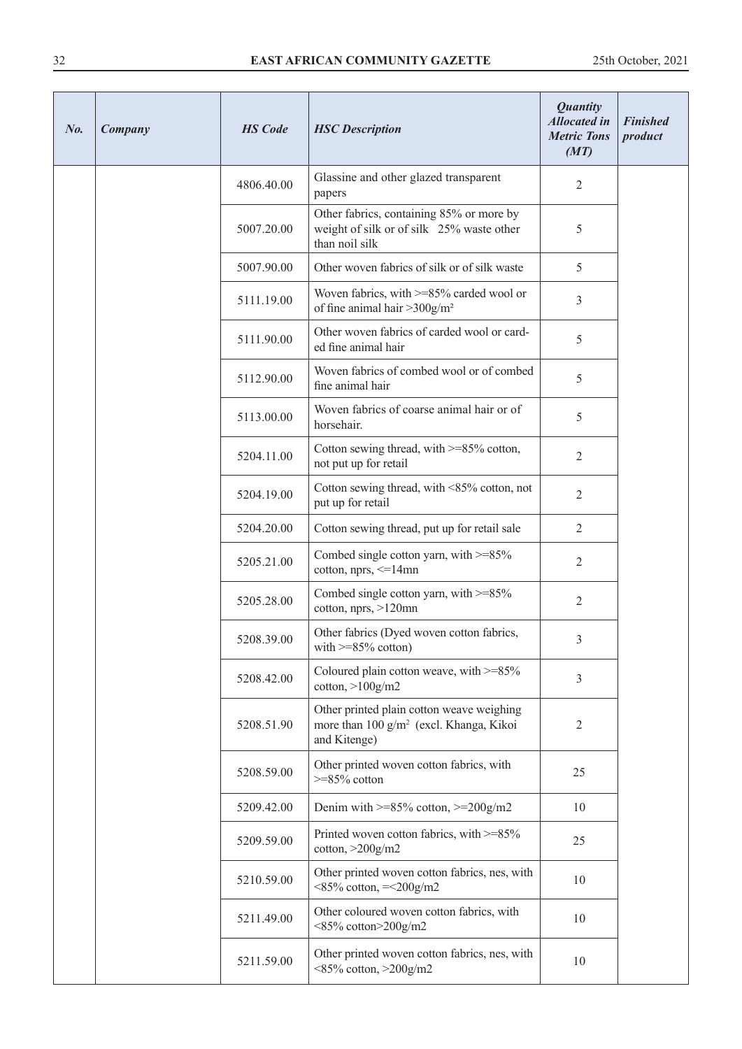| *No.* | *Company* | *HS Code* | *HSC Description* | *Quantity Allocated in Metric Tons (MT)* | *Finished product* |
|---|---|---|---|---|---|
| | | 4806.40.00 | Glassine and other glazed transparent papers | 2 | |
| | | 5007.20.00 | Other fabrics, containing 85% or more by weight of silk or of silk 25% waste other than noil silk | 5 | |
| | | 5007.90.00 | Other woven fabrics of silk or of silk waste | 5 | |
| | | 5111.19.00 | Woven fabrics, with >=85% carded wool or of fine animal hair >300g/m² | 3 | |
| | | 5111.90.00 | Other woven fabrics of carded wool or carded fine animal hair | 5 | |
| | | 5112.90.00 | Woven fabrics of combed wool or of combed fine animal hair | 5 | |
| | | 5113.00.00 | Woven fabrics of coarse animal hair or of horsehair. | 5 | |
| | | 5204.11.00 | Cotton sewing thread, with >=85% cotton, not put up for retail | 2 | |
| | | 5204.19.00 | Cotton sewing thread, with <85% cotton, not put up for retail | 2 | |
| | | 5204.20.00 | Cotton sewing thread, put up for retail sale | 2 | |
| | | 5205.21.00 | Combed single cotton yarn, with >=85% cotton, nprs, <=14mn | 2 | |
| | | 5205.28.00 | Combed single cotton yarn, with >=85% cotton, nprs, >120mn | 2 | |
| | | 5208.39.00 | Other fabrics (Dyed woven cotton fabrics, with >=85% cotton) | 3 | |
| | | 5208.42.00 | Coloured plain cotton weave, with >=85% cotton, >100g/m2 | 3 | |
| | | 5208.51.90 | Other printed plain cotton weave weighing more than 100 g/m² (excl. Khanga, Kikoi and Kitenge) | 2 | |
| | | 5208.59.00 | Other printed woven cotton fabrics, with >=85% cotton | 25 | |
| | | 5209.42.00 | Denim with >=85% cotton, >=200g/m2 | 10 | |
| | | 5209.59.00 | Printed woven cotton fabrics, with >=85% cotton, >200g/m2 | 25 | |
| | | 5210.59.00 | Other printed woven cotton fabrics, nes, with <85% cotton, =<200g/m2 | 10 | |
| | | 5211.49.00 | Other coloured woven cotton fabrics, with <85% cotton>200g/m2 | 10 | |
| | | 5211.59.00 | Other printed woven cotton fabrics, nes, with <85% cotton, >200g/m2 | 10 | |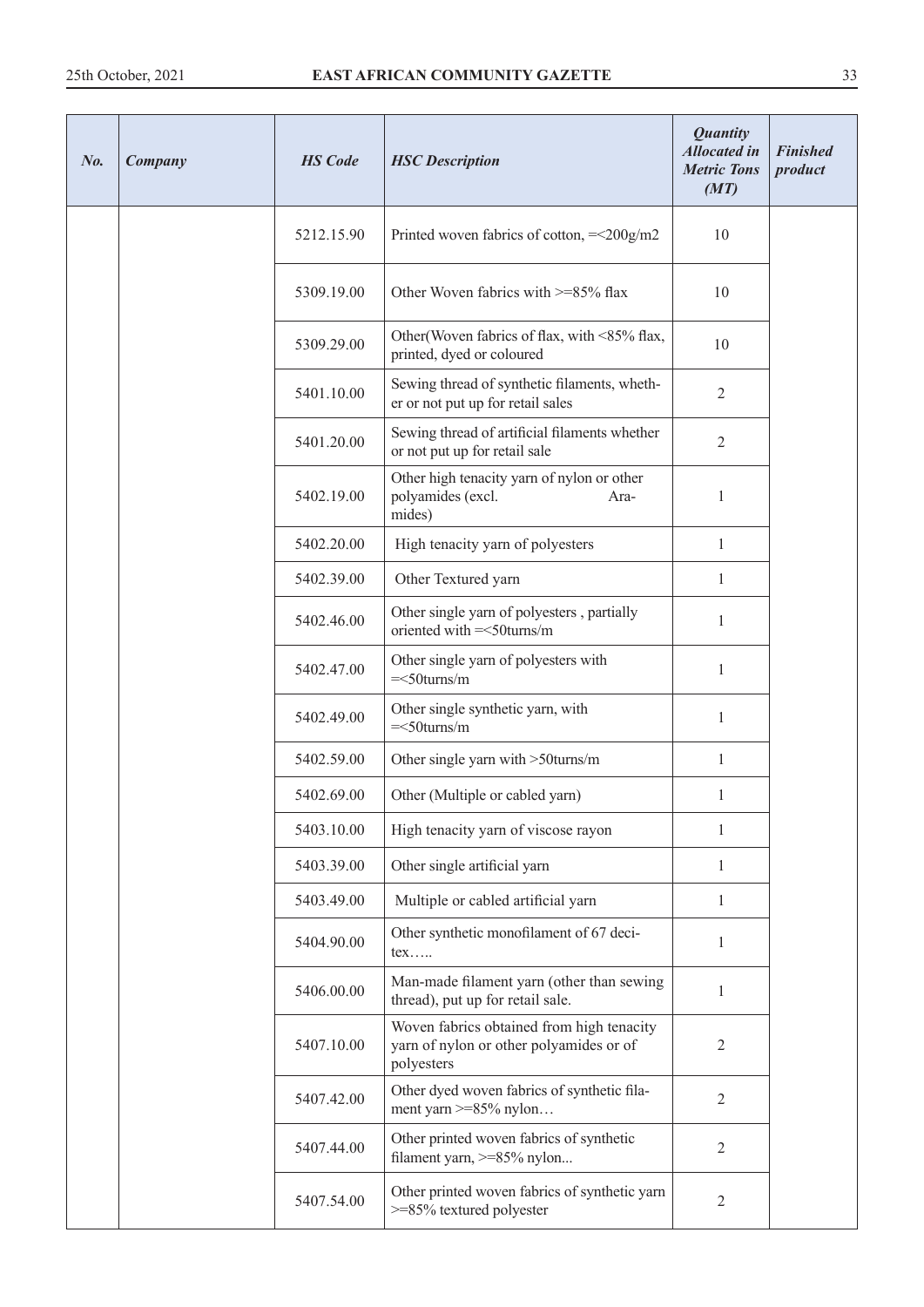| No. | Company | HS Code | HSC Description | Quantity Allocated in Metric Tons (MT) | Finished product |
|---|---|---|---|---|---|
| | | 5212.15.90 | Printed woven fabrics of cotton, =<200g/m2 | 10 | |
| | | 5309.19.00 | Other Woven fabrics with >=85% flax | 10 | |
| | | 5309.29.00 | Other(Woven fabrics of flax, with <85% flax, printed, dyed or coloured | 10 | |
| | | 5401.10.00 | Sewing thread of synthetic filaments, whether or not put up for retail sales | 2 | |
| | | 5401.20.00 | Sewing thread of artificial filaments whether or not put up for retail sale | 2 | |
| | | 5402.19.00 | Other high tenacity yarn of nylon or other polyamides (excl. Aramides) | 1 | |
| | | 5402.20.00 | High tenacity yarn of polyesters | 1 | |
| | | 5402.39.00 | Other Textured yarn | 1 | |
| | | 5402.46.00 | Other single yarn of polyesters , partially oriented with =<50turns/m | 1 | |
| | | 5402.47.00 | Other single yarn of polyesters with =<50turns/m | 1 | |
| | | 5402.49.00 | Other single synthetic yarn, with =<50turns/m | 1 | |
| | | 5402.59.00 | Other single yarn with >50turns/m | 1 | |
| | | 5402.69.00 | Other (Multiple or cabled yarn) | 1 | |
| | | 5403.10.00 | High tenacity yarn of viscose rayon | 1 | |
| | | 5403.39.00 | Other single artificial yarn | 1 | |
| | | 5403.49.00 | Multiple or cabled artificial yarn | 1 | |
| | | 5404.90.00 | Other synthetic monofilament of 67 decitex….. | 1 | |
| | | 5406.00.00 | Man-made filament yarn (other than sewing thread), put up for retail sale. | 1 | |
| | | 5407.10.00 | Woven fabrics obtained from high tenacity yarn of nylon or other polyamides or of polyesters | 2 | |
| | | 5407.42.00 | Other dyed woven fabrics of synthetic filament yarn >=85% nylon… | 2 | |
| | | 5407.44.00 | Other printed woven fabrics of synthetic filament yarn, >=85% nylon... | 2 | |
| | | 5407.54.00 | Other printed woven fabrics of synthetic yarn >=85% textured polyester | 2 | |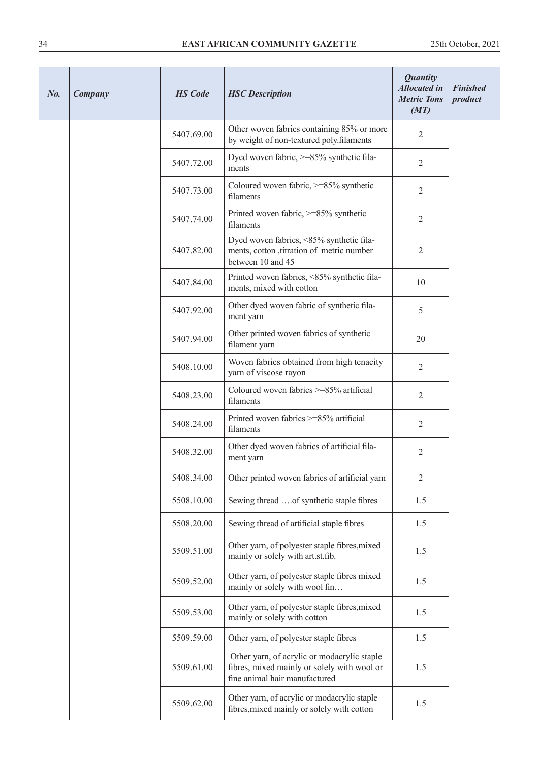| No. | Company | HS Code | HSC Description | Quantity Allocated in Metric Tons (MT) | Finished product |
|---|---|---|---|---|---|
| | | 5407.69.00 | Other woven fabrics containing 85% or more by weight of non-textured poly.filaments | 2 | |
| | | 5407.72.00 | Dyed woven fabric, >=85% synthetic filaments | 2 | |
| | | 5407.73.00 | Coloured woven fabric, >=85% synthetic filaments | 2 | |
| | | 5407.74.00 | Printed woven fabric, >=85% synthetic filaments | 2 | |
| | | 5407.82.00 | Dyed woven fabrics, <85% synthetic filaments, cotton ,titration of metric number between 10 and 45 | 2 | |
| | | 5407.84.00 | Printed woven fabrics, <85% synthetic filaments, mixed with cotton | 10 | |
| | | 5407.92.00 | Other dyed woven fabric of synthetic filament yarn | 5 | |
| | | 5407.94.00 | Other printed woven fabrics of synthetic filament yarn | 20 | |
| | | 5408.10.00 | Woven fabrics obtained from high tenacity yarn of viscose rayon | 2 | |
| | | 5408.23.00 | Coloured woven fabrics >=85% artificial filaments | 2 | |
| | | 5408.24.00 | Printed woven fabrics >=85% artificial filaments | 2 | |
| | | 5408.32.00 | Other dyed woven fabrics of artificial filament yarn | 2 | |
| | | 5408.34.00 | Other printed woven fabrics of artificial yarn | 2 | |
| | | 5508.10.00 | Sewing thread ….of synthetic staple fibres | 1.5 | |
| | | 5508.20.00 | Sewing thread of artificial staple fibres | 1.5 | |
| | | 5509.51.00 | Other yarn, of polyester staple fibres,mixed mainly or solely with art.st.fib. | 1.5 | |
| | | 5509.52.00 | Other yarn, of polyester staple fibres mixed mainly or solely with wool fin… | 1.5 | |
| | | 5509.53.00 | Other yarn, of polyester staple fibres,mixed mainly or solely with cotton | 1.5 | |
| | | 5509.59.00 | Other yarn, of polyester staple fibres | 1.5 | |
| | | 5509.61.00 | Other yarn, of acrylic or modacrylic staple fibres, mixed mainly or solely with wool or fine animal hair manufactured | 1.5 | |
| | | 5509.62.00 | Other yarn, of acrylic or modacrylic staple fibres,mixed mainly or solely with cotton | 1.5 | |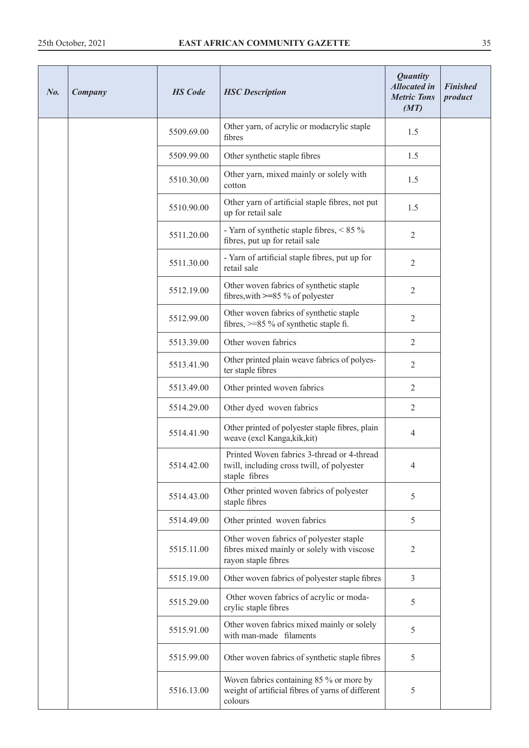| *No.* | *Company* | *HS Code* | *HSC Description* | *Quantity Allocated in Metric Tons (MT)* | *Finished product* |
|---|---|---|---|---|---|
| | | 5509.69.00 | Other yarn, of acrylic or modacrylic staple fibres | 1.5 | |
| | | 5509.99.00 | Other synthetic staple fibres | 1.5 | |
| | | 5510.30.00 | Other yarn, mixed mainly or solely with cotton | 1.5 | |
| | | 5510.90.00 | Other yarn of artificial staple fibres, not put up for retail sale | 1.5 | |
| | | 5511.20.00 | - Yarn of synthetic staple fibres, < 85 % fibres, put up for retail sale | 2 | |
| | | 5511.30.00 | - Yarn of artificial staple fibres, put up for retail sale | 2 | |
| | | 5512.19.00 | Other woven fabrics of synthetic staple fibres,with >=85 % of polyester | 2 | |
| | | 5512.99.00 | Other woven fabrics of synthetic staple fibres, >=85 % of synthetic staple fi. | 2 | |
| | | 5513.39.00 | Other woven fabrics | 2 | |
| | | 5513.41.90 | Other printed plain weave fabrics of polyester staple fibres | 2 | |
| | | 5513.49.00 | Other printed woven fabrics | 2 | |
| | | 5514.29.00 | Other dyed woven fabrics | 2 | |
| | | 5514.41.90 | Other printed of polyester staple fibres, plain weave (excl Kanga,kik,kit) | 4 | |
| | | 5514.42.00 | Printed Woven fabrics 3-thread or 4-thread twill, including cross twill, of polyester staple fibres | 4 | |
| | | 5514.43.00 | Other printed woven fabrics of polyester staple fibres | 5 | |
| | | 5514.49.00 | Other printed woven fabrics | 5 | |
| | | 5515.11.00 | Other woven fabrics of polyester staple fibres mixed mainly or solely with viscose rayon staple fibres | 2 | |
| | | 5515.19.00 | Other woven fabrics of polyester staple fibres | 3 | |
| | | 5515.29.00 | Other woven fabrics of acrylic or modacrylic staple fibres | 5 | |
| | | 5515.91.00 | Other woven fabrics mixed mainly or solely with man-made filaments | 5 | |
| | | 5515.99.00 | Other woven fabrics of synthetic staple fibres | 5 | |
| | | 5516.13.00 | Woven fabrics containing 85 % or more by weight of artificial fibres of yarns of different colours | 5 | |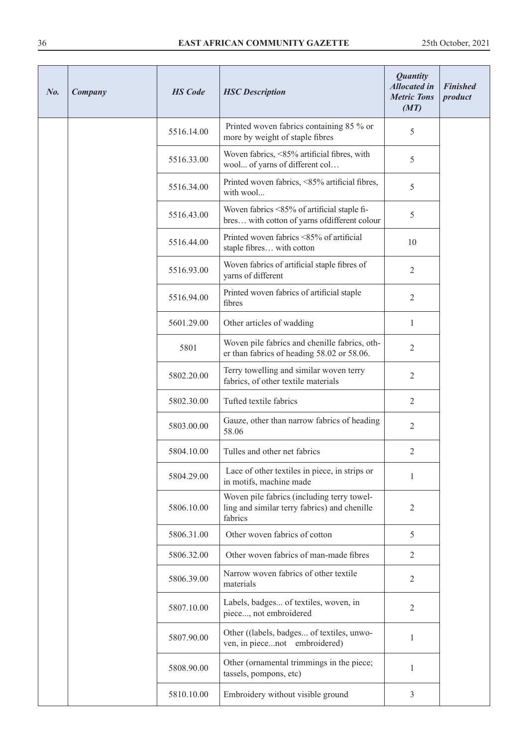| No. | Company | HS Code | HSC Description | Quantity Allocated in Metric Tons (MT) | Finished product |
|---|---|---|---|---|---|
| | | 5516.14.00 | Printed woven fabrics containing 85 % or more by weight of staple fibres | 5 | |
| | | 5516.33.00 | Woven fabrics, <85% artificial fibres, with wool... of yarns of different col… | 5 | |
| | | 5516.34.00 | Printed woven fabrics, <85% artificial fibres, with wool... | 5 | |
| | | 5516.43.00 | Woven fabrics <85% of artificial staple fibres… with cotton of yarns ofdifferent colour | 5 | |
| | | 5516.44.00 | Printed woven fabrics <85% of artificial staple fibres… with cotton | 10 | |
| | | 5516.93.00 | Woven fabrics of artificial staple fibres of yarns of different | 2 | |
| | | 5516.94.00 | Printed woven fabrics of artificial staple fibres | 2 | |
| | | 5601.29.00 | Other articles of wadding | 1 | |
| | | 5801 | Woven pile fabrics and chenille fabrics, other than fabrics of heading 58.02 or 58.06. | 2 | |
| | | 5802.20.00 | Terry towelling and similar woven terry fabrics, of other textile materials | 2 | |
| | | 5802.30.00 | Tufted textile fabrics | 2 | |
| | | 5803.00.00 | Gauze, other than narrow fabrics of heading 58.06 | 2 | |
| | | 5804.10.00 | Tulles and other net fabrics | 2 | |
| | | 5804.29.00 | Lace of other textiles in piece, in strips or in motifs, machine made | 1 | |
| | | 5806.10.00 | Woven pile fabrics (including terry towelling and similar terry fabrics) and chenille fabrics | 2 | |
| | | 5806.31.00 | Other woven fabrics of cotton | 5 | |
| | | 5806.32.00 | Other woven fabrics of man-made fibres | 2 | |
| | | 5806.39.00 | Narrow woven fabrics of other textile materials | 2 | |
| | | 5807.10.00 | Labels, badges... of textiles, woven, in piece..., not embroidered | 2 | |
| | | 5807.90.00 | Other ((labels, badges... of textiles, unwoven, in piece...not embroidered) | 1 | |
| | | 5808.90.00 | Other (ornamental trimmings in the piece; tassels, pompons, etc) | 1 | |
| | | 5810.10.00 | Embroidery without visible ground | 3 | |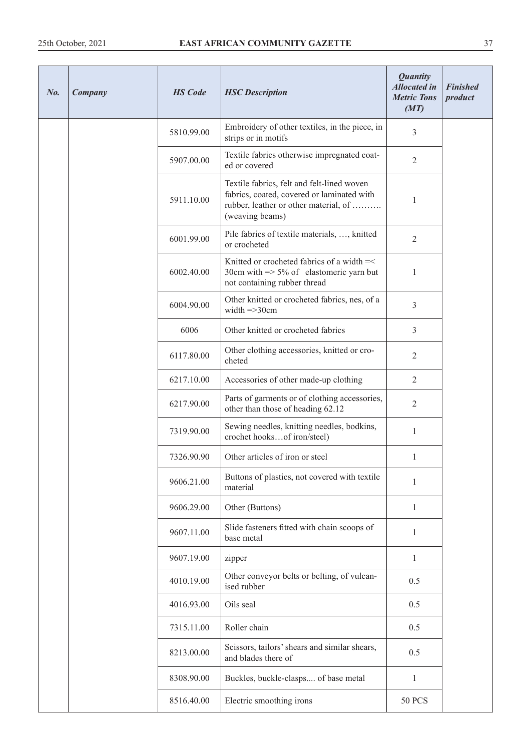| No. | Company | HS Code | HSC Description | Quantity Allocated in Metric Tons (MT) | Finished product |
|---|---|---|---|---|---|
| | | 5810.99.00 | Embroidery of other textiles, in the piece, in strips or in motifs | 3 | |
| | | 5907.00.00 | Textile fabrics otherwise impregnated coated or covered | 2 | |
| | | 5911.10.00 | Textile fabrics, felt and felt-lined woven fabrics, coated, covered or laminated with rubber, leather or other material, of ………. (weaving beams) | 1 | |
| | | 6001.99.00 | Pile fabrics of textile materials, …, knitted or crocheted | 2 | |
| | | 6002.40.00 | Knitted or crocheted fabrics of a width =< 30cm with => 5% of elastomeric yarn but not containing rubber thread | 1 | |
| | | 6004.90.00 | Other knitted or crocheted fabrics, nes, of a width =>30cm | 3 | |
| | | 6006 | Other knitted or crocheted fabrics | 3 | |
| | | 6117.80.00 | Other clothing accessories, knitted or crocheted | 2 | |
| | | 6217.10.00 | Accessories of other made-up clothing | 2 | |
| | | 6217.90.00 | Parts of garments or of clothing accessories, other than those of heading 62.12 | 2 | |
| | | 7319.90.00 | Sewing needles, knitting needles, bodkins, crochet hooks…of iron/steel) | 1 | |
| | | 7326.90.90 | Other articles of iron or steel | 1 | |
| | | 9606.21.00 | Buttons of plastics, not covered with textile material | 1 | |
| | | 9606.29.00 | Other (Buttons) | 1 | |
| | | 9607.11.00 | Slide fasteners fitted with chain scoops of base metal | 1 | |
| | | 9607.19.00 | zipper | 1 | |
| | | 4010.19.00 | Other conveyor belts or belting, of vulcanised rubber | 0.5 | |
| | | 4016.93.00 | Oils seal | 0.5 | |
| | | 7315.11.00 | Roller chain | 0.5 | |
| | | 8213.00.00 | Scissors, tailors' shears and similar shears, and blades there of | 0.5 | |
| | | 8308.90.00 | Buckles, buckle-clasps.... of base metal | 1 | |
| | | 8516.40.00 | Electric smoothing irons | 50 PCS | |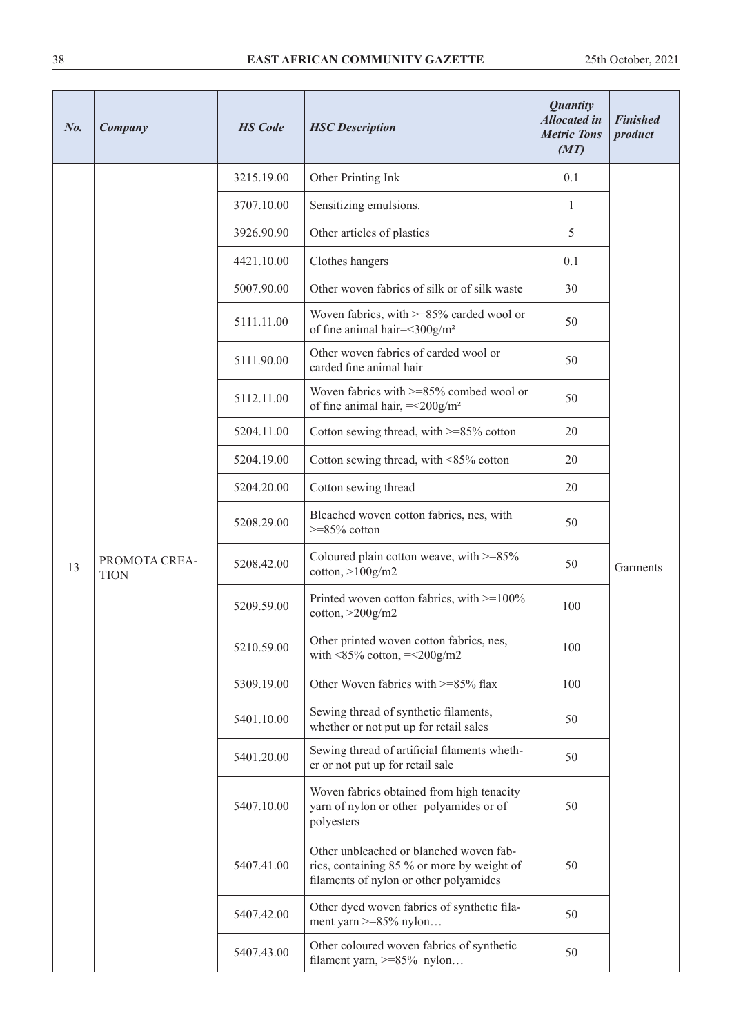| No. | Company | HS Code | HSC Description | Quantity Allocated in Metric Tons (MT) | Finished product |
|---|---|---|---|---|---|
| 13 | PROMOTA CREATION | 3215.19.00 | Other Printing Ink | 0.1 | Garments |
| | | 3707.10.00 | Sensitizing emulsions. | 1 | |
| | | 3926.90.90 | Other articles of plastics | 5 | |
| | | 4421.10.00 | Clothes hangers | 0.1 | |
| | | 5007.90.00 | Other woven fabrics of silk or of silk waste | 30 | |
| | | 5111.11.00 | Woven fabrics, with >=85% carded wool or of fine animal hair=<300g/m² | 50 | |
| | | 5111.90.00 | Other woven fabrics of carded wool or carded fine animal hair | 50 | |
| | | 5112.11.00 | Woven fabrics with >=85% combed wool or of fine animal hair, =<200g/m² | 50 | |
| | | 5204.11.00 | Cotton sewing thread, with >=85% cotton | 20 | |
| | | 5204.19.00 | Cotton sewing thread, with <85% cotton | 20 | |
| | | 5204.20.00 | Cotton sewing thread | 20 | |
| | | 5208.29.00 | Bleached woven cotton fabrics, nes, with >=85% cotton | 50 | |
| | | 5208.42.00 | Coloured plain cotton weave, with >=85% cotton, >100g/m2 | 50 | |
| | | 5209.59.00 | Printed woven cotton fabrics, with >=100% cotton, >200g/m2 | 100 | |
| | | 5210.59.00 | Other printed woven cotton fabrics, nes, with <85% cotton, =<200g/m2 | 100 | |
| | | 5309.19.00 | Other Woven fabrics with >=85% flax | 100 | |
| | | 5401.10.00 | Sewing thread of synthetic filaments, whether or not put up for retail sales | 50 | |
| | | 5401.20.00 | Sewing thread of artificial filaments whether or not put up for retail sale | 50 | |
| | | 5407.10.00 | Woven fabrics obtained from high tenacity yarn of nylon or other polyamides or of polyesters | 50 | |
| | | 5407.41.00 | Other unbleached or blanched woven fabrics, containing 85 % or more by weight of filaments of nylon or other polyamides | 50 | |
| | | 5407.42.00 | Other dyed woven fabrics of synthetic filament yarn >=85% nylon… | 50 | |
| | | 5407.43.00 | Other coloured woven fabrics of synthetic filament yarn, >=85% nylon… | 50 | |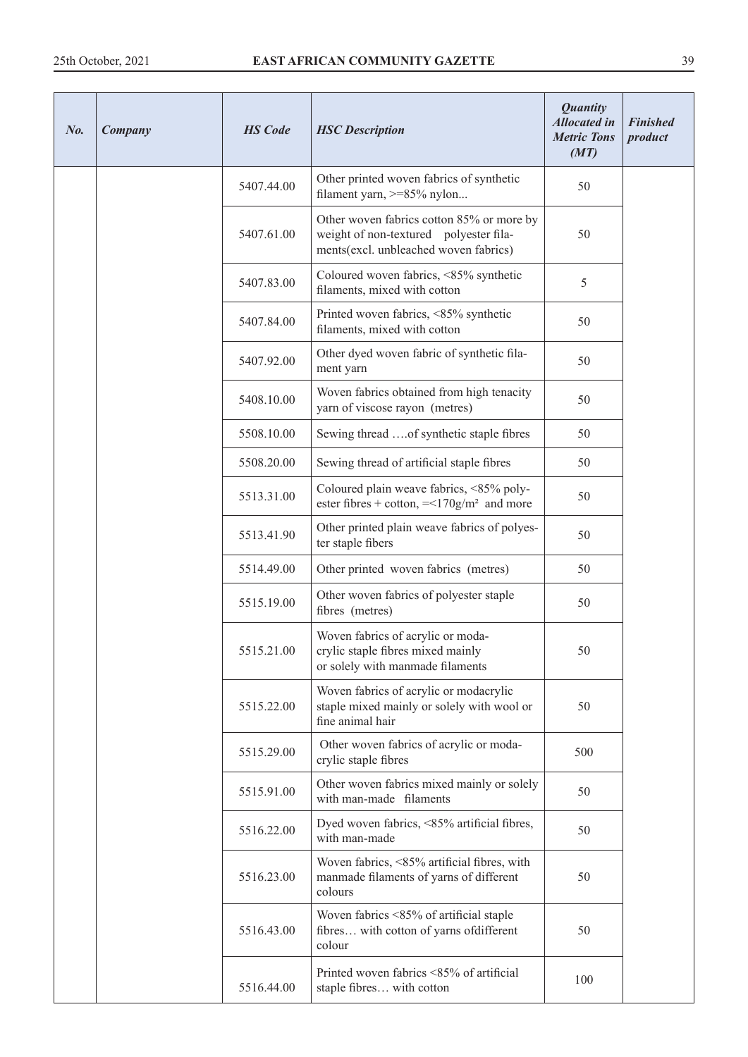| No. | Company | HS Code | HSC Description | Quantity Allocated in Metric Tons (MT) | Finished product |
|---|---|---|---|---|---|
| | | 5407.44.00 | Other printed woven fabrics of synthetic filament yarn, >=85% nylon... | 50 | |
| | | 5407.61.00 | Other woven fabrics cotton 85% or more by weight of non-textured polyester filaments(excl. unbleached woven fabrics) | 50 | |
| | | 5407.83.00 | Coloured woven fabrics, <85% synthetic filaments, mixed with cotton | 5 | |
| | | 5407.84.00 | Printed woven fabrics, <85% synthetic filaments, mixed with cotton | 50 | |
| | | 5407.92.00 | Other dyed woven fabric of synthetic filament yarn | 50 | |
| | | 5408.10.00 | Woven fabrics obtained from high tenacity yarn of viscose rayon (metres) | 50 | |
| | | 5508.10.00 | Sewing thread ….of synthetic staple fibres | 50 | |
| | | 5508.20.00 | Sewing thread of artificial staple fibres | 50 | |
| | | 5513.31.00 | Coloured plain weave fabrics, <85% polyester fibres + cotton, =<170g/m² and more | 50 | |
| | | 5513.41.90 | Other printed plain weave fabrics of polyester staple fibers | 50 | |
| | | 5514.49.00 | Other printed woven fabrics (metres) | 50 | |
| | | 5515.19.00 | Other woven fabrics of polyester staple fibres (metres) | 50 | |
| | | 5515.21.00 | Woven fabrics of acrylic or modacrylic staple fibres mixed mainly or solely with manmade filaments | 50 | |
| | | 5515.22.00 | Woven fabrics of acrylic or modacrylic staple mixed mainly or solely with wool or fine animal hair | 50 | |
| | | 5515.29.00 | Other woven fabrics of acrylic or modacrylic staple fibres | 500 | |
| | | 5515.91.00 | Other woven fabrics mixed mainly or solely with man-made filaments | 50 | |
| | | 5516.22.00 | Dyed woven fabrics, <85% artificial fibres, with man-made | 50 | |
| | | 5516.23.00 | Woven fabrics, <85% artificial fibres, with manmade filaments of yarns of different colours | 50 | |
| | | 5516.43.00 | Woven fabrics <85% of artificial staple fibres… with cotton of yarns ofdifferent colour | 50 | |
| | | 5516.44.00 | Printed woven fabrics <85% of artificial staple fibres… with cotton | 100 | |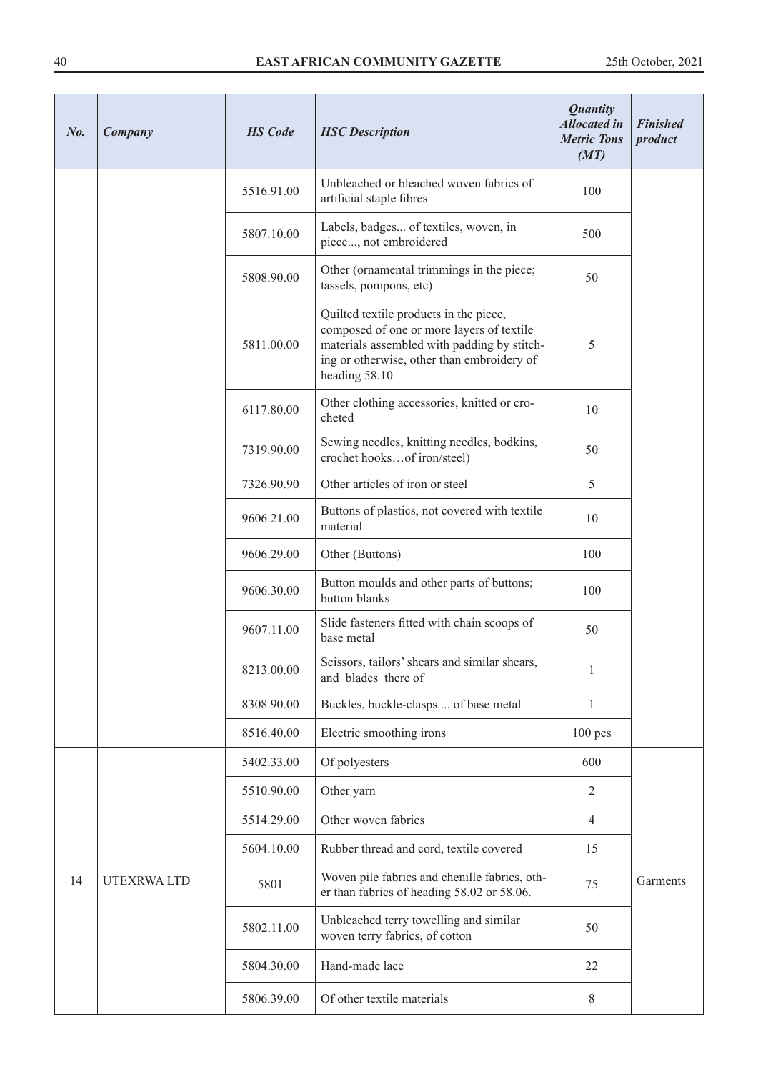| No. | Company | HS Code | HSC Description | Quantity Allocated in Metric Tons (MT) | Finished product |
|---|---|---|---|---|---|
| | | 5516.91.00 | Unbleached or bleached woven fabrics of artificial staple fibres | 100 | |
| | | 5807.10.00 | Labels, badges... of textiles, woven, in piece..., not embroidered | 500 | |
| | | 5808.90.00 | Other (ornamental trimmings in the piece; tassels, pompons, etc) | 50 | |
| | | 5811.00.00 | Quilted textile products in the piece, composed of one or more layers of textile materials assembled with padding by stitching or otherwise, other than embroidery of heading 58.10 | 5 | |
| | | 6117.80.00 | Other clothing accessories, knitted or crocheted | 10 | |
| | | 7319.90.00 | Sewing needles, knitting needles, bodkins, crochet hooks…of iron/steel) | 50 | |
| | | 7326.90.90 | Other articles of iron or steel | 5 | |
| | | 9606.21.00 | Buttons of plastics, not covered with textile material | 10 | |
| | | 9606.29.00 | Other (Buttons) | 100 | |
| | | 9606.30.00 | Button moulds and other parts of buttons; button blanks | 100 | |
| | | 9607.11.00 | Slide fasteners fitted with chain scoops of base metal | 50 | |
| | | 8213.00.00 | Scissors, tailors' shears and similar shears, and blades there of | 1 | |
| | | 8308.90.00 | Buckles, buckle-clasps.... of base metal | 1 | |
| | | 8516.40.00 | Electric smoothing irons | 100 pcs | |
| 14 | UTEXRWA LTD | 5402.33.00 | Of polyesters | 600 | Garments |
| | | 5510.90.00 | Other yarn | 2 | |
| | | 5514.29.00 | Other woven fabrics | 4 | |
| | | 5604.10.00 | Rubber thread and cord, textile covered | 15 | |
| | | 5801 | Woven pile fabrics and chenille fabrics, other than fabrics of heading 58.02 or 58.06. | 75 | |
| | | 5802.11.00 | Unbleached terry towelling and similar woven terry fabrics, of cotton | 50 | |
| | | 5804.30.00 | Hand-made lace | 22 | |
| | | 5806.39.00 | Of other textile materials | 8 | |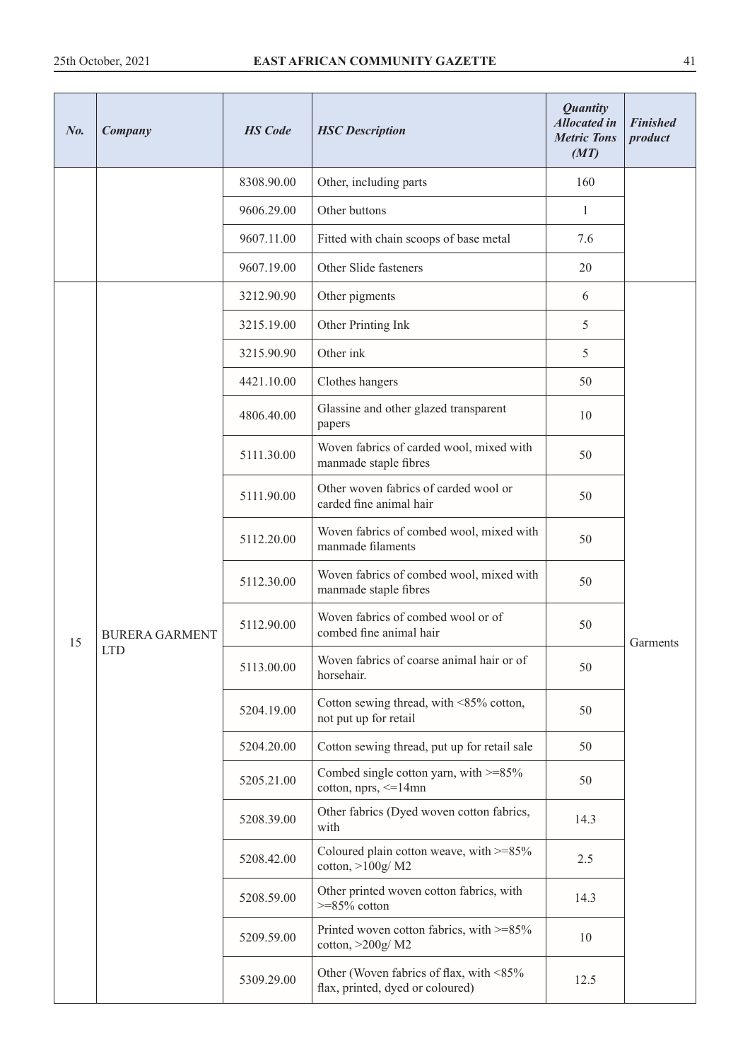| *No.* | *Company* | *HS Code* | *HSC Description* | *Quantity Allocated in Metric Tons (MT)* | *Finished product* |
|---|---|---|---|---|---|
| | | 8308.90.00 | Other, including parts | 160 | |
| | | 9606.29.00 | Other buttons | 1 | |
| | | 9607.11.00 | Fitted with chain scoops of base metal | 7.6 | |
| | | 9607.19.00 | Other Slide fasteners | 20 | |
| 15 | BURERA GARMENT LTD | 3212.90.90 | Other pigments | 6 | Garments |
| | | 3215.19.00 | Other Printing Ink | 5 | |
| | | 3215.90.90 | Other ink | 5 | |
| | | 4421.10.00 | Clothes hangers | 50 | |
| | | 4806.40.00 | Glassine and other glazed transparent papers | 10 | |
| | | 5111.30.00 | Woven fabrics of carded wool, mixed with manmade staple fibres | 50 | |
| | | 5111.90.00 | Other woven fabrics of carded wool or carded fine animal hair | 50 | |
| | | 5112.20.00 | Woven fabrics of combed wool, mixed with manmade filaments | 50 | |
| | | 5112.30.00 | Woven fabrics of combed wool, mixed with manmade staple fibres | 50 | |
| | | 5112.90.00 | Woven fabrics of combed wool or of combed fine animal hair | 50 | |
| | | 5113.00.00 | Woven fabrics of coarse animal hair or of horsehair. | 50 | |
| | | 5204.19.00 | Cotton sewing thread, with <85% cotton, not put up for retail | 50 | |
| | | 5204.20.00 | Cotton sewing thread, put up for retail sale | 50 | |
| | | 5205.21.00 | Combed single cotton yarn, with >=85% cotton, nprs, <=14mn | 50 | |
| | | 5208.39.00 | Other fabrics (Dyed woven cotton fabrics, with | 14.3 | |
| | | 5208.42.00 | Coloured plain cotton weave, with >=85% cotton, >100g/ M2 | 2.5 | |
| | | 5208.59.00 | Other printed woven cotton fabrics, with >=85% cotton | 14.3 | |
| | | 5209.59.00 | Printed woven cotton fabrics, with >=85% cotton, >200g/ M2 | 10 | |
| | | 5309.29.00 | Other (Woven fabrics of flax, with <85% flax, printed, dyed or coloured) | 12.5 | |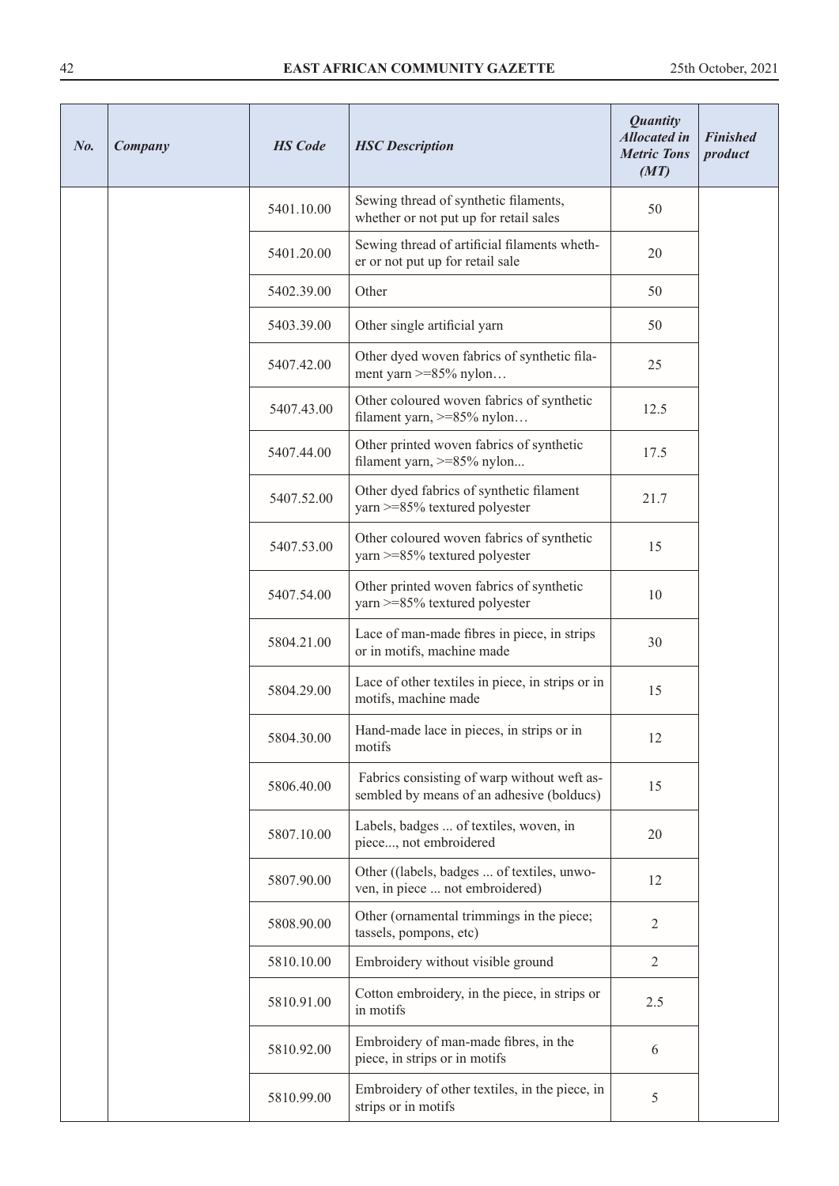| No. | Company | HS Code | HSC Description | Quantity Allocated in Metric Tons (MT) | Finished product |
|---|---|---|---|---|---|
| | | 5401.10.00 | Sewing thread of synthetic filaments, whether or not put up for retail sales | 50 | |
| | | 5401.20.00 | Sewing thread of artificial filaments whether or not put up for retail sale | 20 | |
| | | 5402.39.00 | Other | 50 | |
| | | 5403.39.00 | Other single artificial yarn | 50 | |
| | | 5407.42.00 | Other dyed woven fabrics of synthetic filament yarn >=85% nylon… | 25 | |
| | | 5407.43.00 | Other coloured woven fabrics of synthetic filament yarn, >=85% nylon… | 12.5 | |
| | | 5407.44.00 | Other printed woven fabrics of synthetic filament yarn, >=85% nylon... | 17.5 | |
| | | 5407.52.00 | Other dyed fabrics of synthetic filament yarn >=85% textured polyester | 21.7 | |
| | | 5407.53.00 | Other coloured woven fabrics of synthetic yarn >=85% textured polyester | 15 | |
| | | 5407.54.00 | Other printed woven fabrics of synthetic yarn >=85% textured polyester | 10 | |
| | | 5804.21.00 | Lace of man-made fibres in piece, in strips or in motifs, machine made | 30 | |
| | | 5804.29.00 | Lace of other textiles in piece, in strips or in motifs, machine made | 15 | |
| | | 5804.30.00 | Hand-made lace in pieces, in strips or in motifs | 12 | |
| | | 5806.40.00 | Fabrics consisting of warp without weft assembled by means of an adhesive (bolducs) | 15 | |
| | | 5807.10.00 | Labels, badges ... of textiles, woven, in piece..., not embroidered | 20 | |
| | | 5807.90.00 | Other ((labels, badges ... of textiles, unwoven, in piece ... not embroidered) | 12 | |
| | | 5808.90.00 | Other (ornamental trimmings in the piece; tassels, pompons, etc) | 2 | |
| | | 5810.10.00 | Embroidery without visible ground | 2 | |
| | | 5810.91.00 | Cotton embroidery, in the piece, in strips or in motifs | 2.5 | |
| | | 5810.92.00 | Embroidery of man-made fibres, in the piece, in strips or in motifs | 6 | |
| | | 5810.99.00 | Embroidery of other textiles, in the piece, in strips or in motifs | 5 | |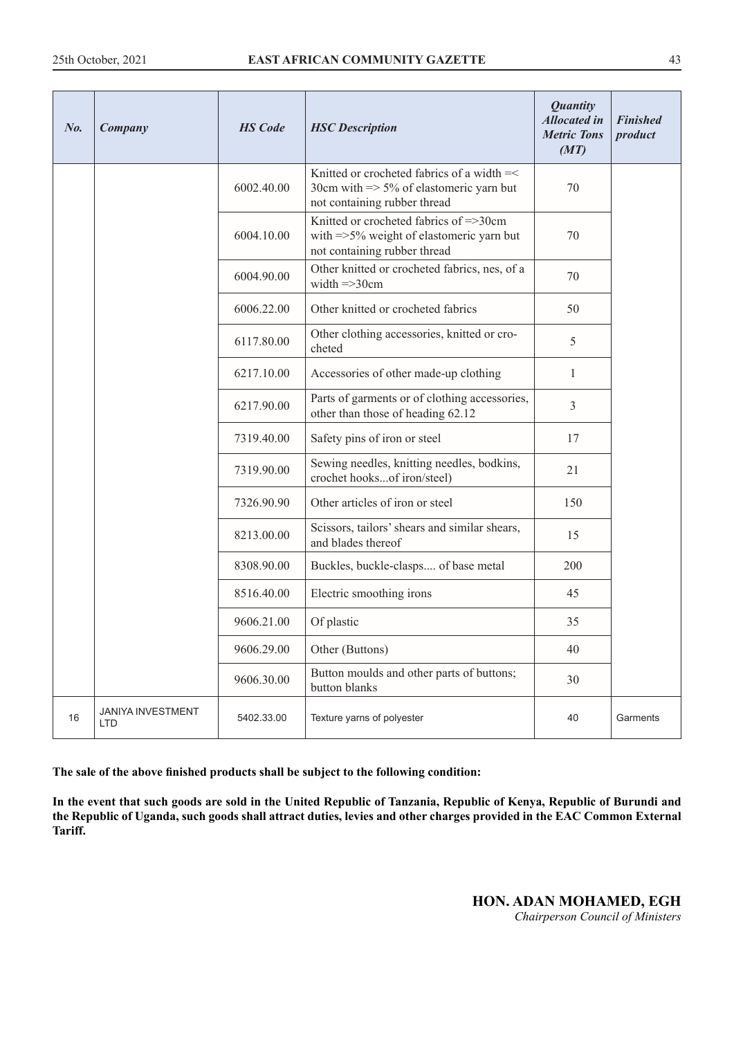| No. | Company | HS Code | HSC Description | Quantity Allocated in Metric Tons (MT) | Finished product |
|---|---|---|---|---|---|
| | | 6002.40.00 | Knitted or crocheted fabrics of a width =< 30cm with => 5% of elastomeric yarn but not containing rubber thread | 70 | |
| | | 6004.10.00 | Knitted or crocheted fabrics of =>30cm with =>5% weight of elastomeric yarn but not containing rubber thread | 70 | |
| | | 6004.90.00 | Other knitted or crocheted fabrics, nes, of a width =>30cm | 70 | |
| | | 6006.22.00 | Other knitted or crocheted fabrics | 50 | |
| | | 6117.80.00 | Other clothing accessories, knitted or crocheted | 5 | |
| | | 6217.10.00 | Accessories of other made-up clothing | 1 | |
| | | 6217.90.00 | Parts of garments or of clothing accessories, other than those of heading 62.12 | 3 | |
| | | 7319.40.00 | Safety pins of iron or steel | 17 | |
| | | 7319.90.00 | Sewing needles, knitting needles, bodkins, crochet hooks...of iron/steel) | 21 | |
| | | 7326.90.90 | Other articles of iron or steel | 150 | |
| | | 8213.00.00 | Scissors, tailors' shears and similar shears, and blades thereof | 15 | |
| | | 8308.90.00 | Buckles, buckle-clasps.... of base metal | 200 | |
| | | 8516.40.00 | Electric smoothing irons | 45 | |
| | | 9606.21.00 | Of plastic | 35 | |
| | | 9606.29.00 | Other (Buttons) | 40 | |
| | | 9606.30.00 | Button moulds and other parts of buttons; button blanks | 30 | |
| 16 | JANIYA INVESTMENT LTD | 5402.33.00 | Texture yarns of polyester | 40 | Garments |

**The sale of the above finished products shall be subject to the following condition:**

**In the event that such goods are sold in the United Republic of Tanzania, Republic of Kenya, Republic of Burundi and the Republic of Uganda, such goods shall attract duties, levies and other charges provided in the EAC Common External Tariff.**

**HON. ADAN MOHAMED, EGH**
*Chairperson Council of Ministers*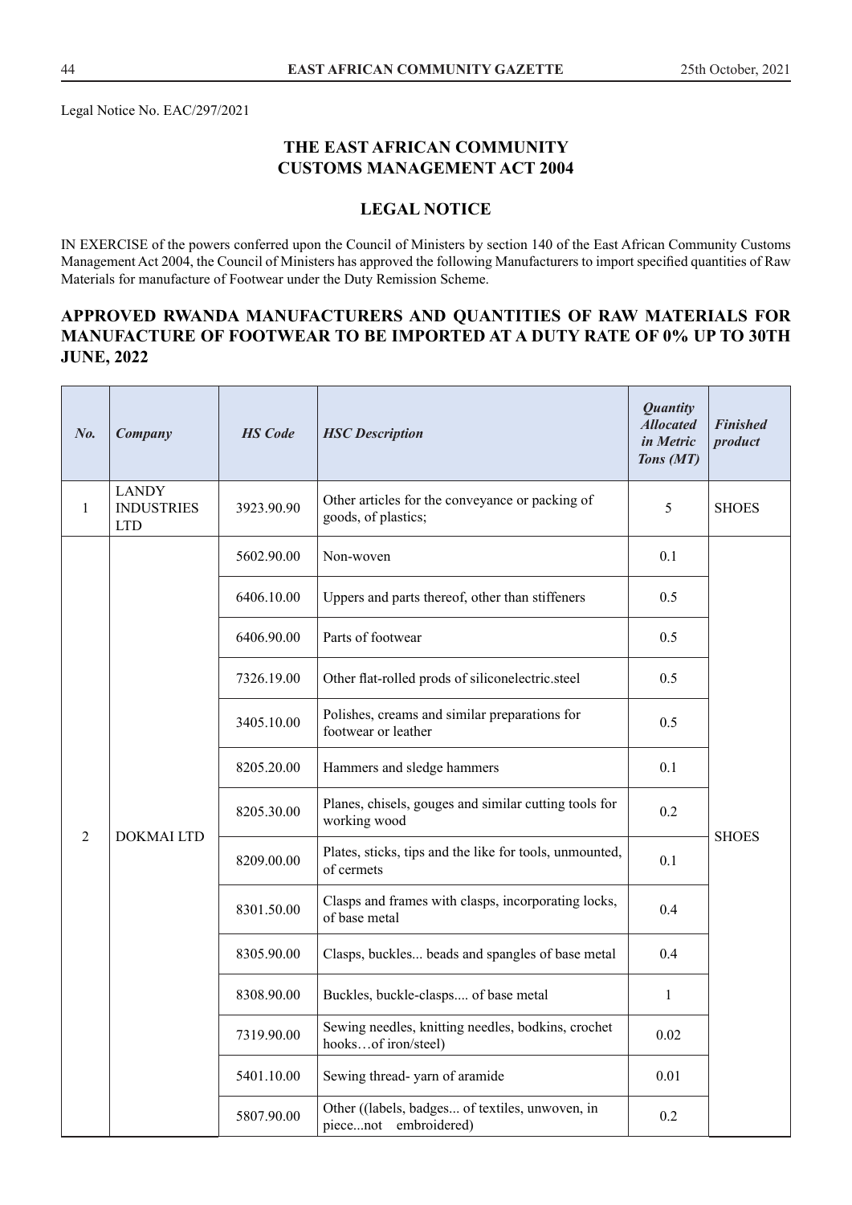Legal Notice No. EAC/297/2021

## THE EAST AFRICAN COMMUNITY CUSTOMS MANAGEMENT ACT 2004

### LEGAL NOTICE

IN EXERCISE of the powers conferred upon the Council of Ministers by section 140 of the East African Community Customs Management Act 2004, the Council of Ministers has approved the following Manufacturers to import specified quantities of Raw Materials for manufacture of Footwear under the Duty Remission Scheme.

### APPROVED RWANDA MANUFACTURERS AND QUANTITIES OF RAW MATERIALS FOR MANUFACTURE OF FOOTWEAR TO BE IMPORTED AT A DUTY RATE OF 0% UP TO 30TH JUNE, 2022

| *No.* | *Company* | *HS Code* | *HSC Description* | *Quantity Allocated in Metric Tons (MT)* | *Finished product* |
|---|---|---|---|---|---|
| 1 | LANDY INDUSTRIES LTD | 3923.90.90 | Other articles for the conveyance or packing of goods, of plastics; | 5 | SHOES |
| 2 | DOKMAI LTD | 5602.90.00 | Non-woven | 0.1 | SHOES |
| | | 6406.10.00 | Uppers and parts thereof, other than stiffeners | 0.5 | |
| | | 6406.90.00 | Parts of footwear | 0.5 | |
| | | 7326.19.00 | Other flat-rolled prods of siliconelectric.steel | 0.5 | |
| | | 3405.10.00 | Polishes, creams and similar preparations for footwear or leather | 0.5 | |
| | | 8205.20.00 | Hammers and sledge hammers | 0.1 | |
| | | 8205.30.00 | Planes, chisels, gouges and similar cutting tools for working wood | 0.2 | |
| | | 8209.00.00 | Plates, sticks, tips and the like for tools, unmounted, of cermets | 0.1 | |
| | | 8301.50.00 | Clasps and frames with clasps, incorporating locks, of base metal | 0.4 | |
| | | 8305.90.00 | Clasps, buckles... beads and spangles of base metal | 0.4 | |
| | | 8308.90.00 | Buckles, buckle-clasps.... of base metal | 1 | |
| | | 7319.90.00 | Sewing needles, knitting needles, bodkins, crochet hooks…of iron/steel) | 0.02 | |
| | | 5401.10.00 | Sewing thread- yarn of aramide | 0.01 | |
| | | 5807.90.00 | Other ((labels, badges... of textiles, unwoven, in piece...not embroidered) | 0.2 | |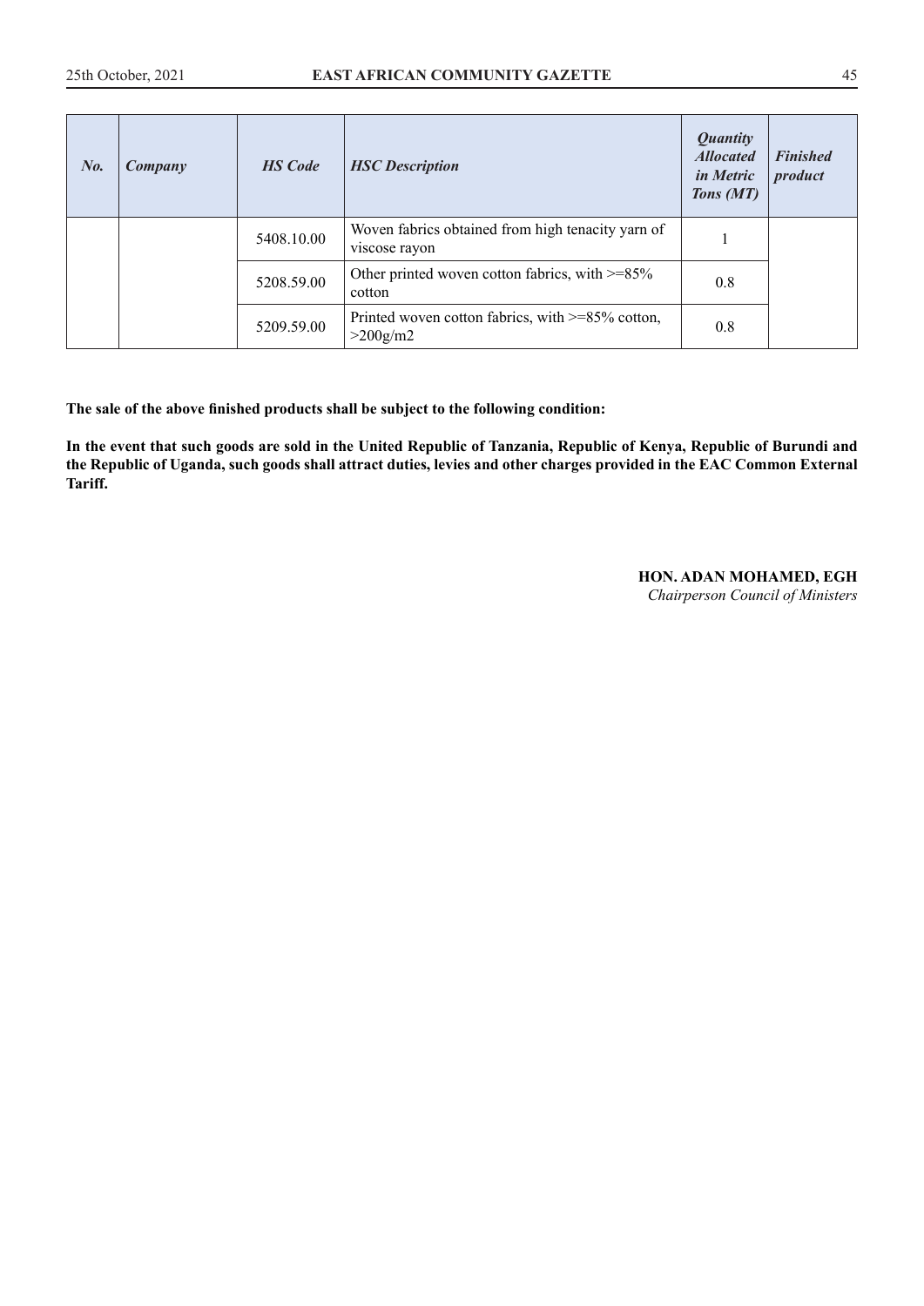| *No.* | *Company* | *HS Code* | *HSC Description* | *Quantity Allocated in Metric Tons (MT)* | *Finished product* |
|---|---|---|---|---|---|
| | | 5408.10.00 | Woven fabrics obtained from high tenacity yarn of viscose rayon | 1 | |
| | | 5208.59.00 | Other printed woven cotton fabrics, with >=85% cotton | 0.8 | |
| | | 5209.59.00 | Printed woven cotton fabrics, with >=85% cotton, >200g/m2 | 0.8 | |

**The sale of the above finished products shall be subject to the following condition:**

**In the event that such goods are sold in the United Republic of Tanzania, Republic of Kenya, Republic of Burundi and the Republic of Uganda, such goods shall attract duties, levies and other charges provided in the EAC Common External Tariff.**

**HON. ADAN MOHAMED, EGH**
*Chairperson Council of Ministers*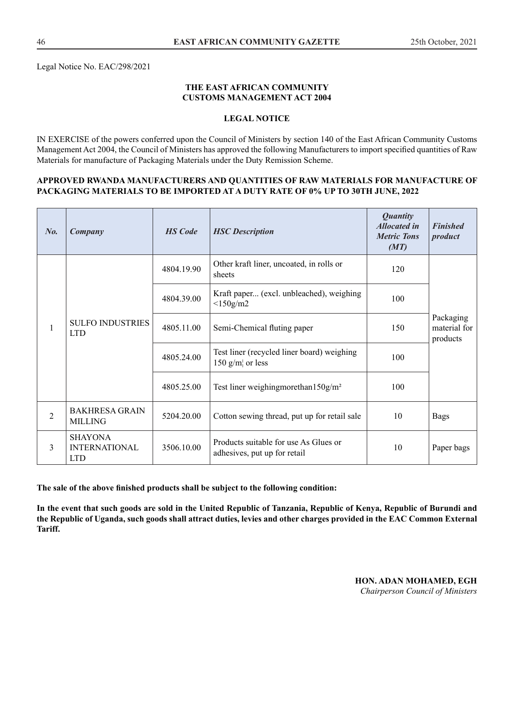Legal Notice No. EAC/298/2021

**THE EAST AFRICAN COMMUNITY**
**CUSTOMS MANAGEMENT ACT 2004**

**LEGAL NOTICE**

IN EXERCISE of the powers conferred upon the Council of Ministers by section 140 of the East African Community Customs Management Act 2004, the Council of Ministers has approved the following Manufacturers to import specified quantities of Raw Materials for manufacture of Packaging Materials under the Duty Remission Scheme.

**APPROVED RWANDA MANUFACTURERS AND QUANTITIES OF RAW MATERIALS FOR MANUFACTURE OF PACKAGING MATERIALS TO BE IMPORTED AT A DUTY RATE OF 0% UP TO 30TH JUNE, 2022**

| *No.* | *Company* | *HS Code* | *HSC Description* | *Quantity Allocated in Metric Tons (MT)* | *Finished product* |
|---|---|---|---|---|---|
| 1 | SULFO INDUSTRIES LTD | 4804.19.90 | Other kraft liner, uncoated, in rolls or sheets | 120 | Packaging material for products |
| | | 4804.39.00 | Kraft paper... (excl. unbleached), weighing <150g/m2 | 100 | |
| | | 4805.11.00 | Semi-Chemical fluting paper | 150 | |
| | | 4805.24.00 | Test liner (recycled liner board) weighing 150 g/m¦ or less | 100 | |
| | | 4805.25.00 | Test liner weighingmorethan150g/m² | 100 | |
| 2 | BAKHRESA GRAIN MILLING | 5204.20.00 | Cotton sewing thread, put up for retail sale | 10 | Bags |
| 3 | SHAYONA INTERNATIONAL LTD | 3506.10.00 | Products suitable for use As Glues or adhesives, put up for retail | 10 | Paper bags |

**The sale of the above finished products shall be subject to the following condition:**

**In the event that such goods are sold in the United Republic of Tanzania, Republic of Kenya, Republic of Burundi and the Republic of Uganda, such goods shall attract duties, levies and other charges provided in the EAC Common External Tariff.**

**HON. ADAN MOHAMED, EGH**
*Chairperson Council of Ministers*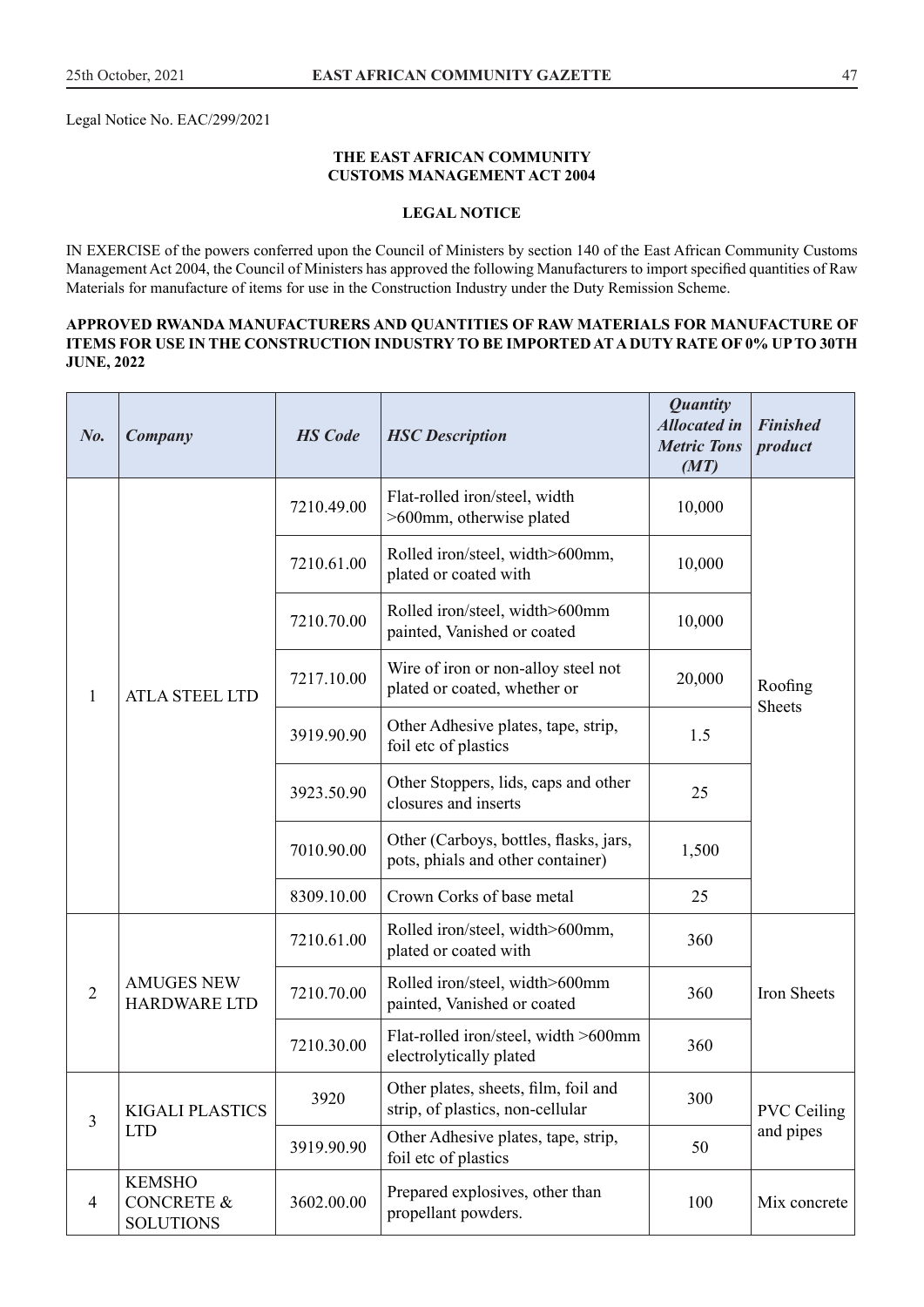Legal Notice No. EAC/299/2021

**THE EAST AFRICAN COMMUNITY**
**CUSTOMS MANAGEMENT ACT 2004**

**LEGAL NOTICE**

IN EXERCISE of the powers conferred upon the Council of Ministers by section 140 of the East African Community Customs Management Act 2004, the Council of Ministers has approved the following Manufacturers to import specified quantities of Raw Materials for manufacture of items for use in the Construction Industry under the Duty Remission Scheme.

**APPROVED RWANDA MANUFACTURERS AND QUANTITIES OF RAW MATERIALS FOR MANUFACTURE OF ITEMS FOR USE IN THE CONSTRUCTION INDUSTRY TO BE IMPORTED AT A DUTY RATE OF 0% UP TO 30TH JUNE, 2022**

| *No.* | *Company* | *HS Code* | *HSC Description* | *Quantity Allocated in Metric Tons (MT)* | *Finished product* |
|---|---|---|---|---|---|
| 1 | ATLA STEEL LTD | 7210.49.00 | Flat-rolled iron/steel, width >600mm, otherwise plated | 10,000 | Roofing Sheets |
| | | 7210.61.00 | Rolled iron/steel, width>600mm, plated or coated with | 10,000 | |
| | | 7210.70.00 | Rolled iron/steel, width>600mm painted, Vanished or coated | 10,000 | |
| | | 7217.10.00 | Wire of iron or non-alloy steel not plated or coated, whether or | 20,000 | |
| | | 3919.90.90 | Other Adhesive plates, tape, strip, foil etc of plastics | 1.5 | |
| | | 3923.50.90 | Other Stoppers, lids, caps and other closures and inserts | 25 | |
| | | 7010.90.00 | Other (Carboys, bottles, flasks, jars, pots, phials and other container) | 1,500 | |
| | | 8309.10.00 | Crown Corks of base metal | 25 | |
| 2 | AMUGES NEW HARDWARE LTD | 7210.61.00 | Rolled iron/steel, width>600mm, plated or coated with | 360 | Iron Sheets |
| | | 7210.70.00 | Rolled iron/steel, width>600mm painted, Vanished or coated | 360 | |
| | | 7210.30.00 | Flat-rolled iron/steel, width >600mm electrolytically plated | 360 | |
| 3 | KIGALI PLASTICS LTD | 3920 | Other plates, sheets, film, foil and strip, of plastics, non-cellular | 300 | PVC Ceiling and pipes |
| | | 3919.90.90 | Other Adhesive plates, tape, strip, foil etc of plastics | 50 | |
| 4 | KEMSHO CONCRETE & SOLUTIONS | 3602.00.00 | Prepared explosives, other than propellant powders. | 100 | Mix concrete |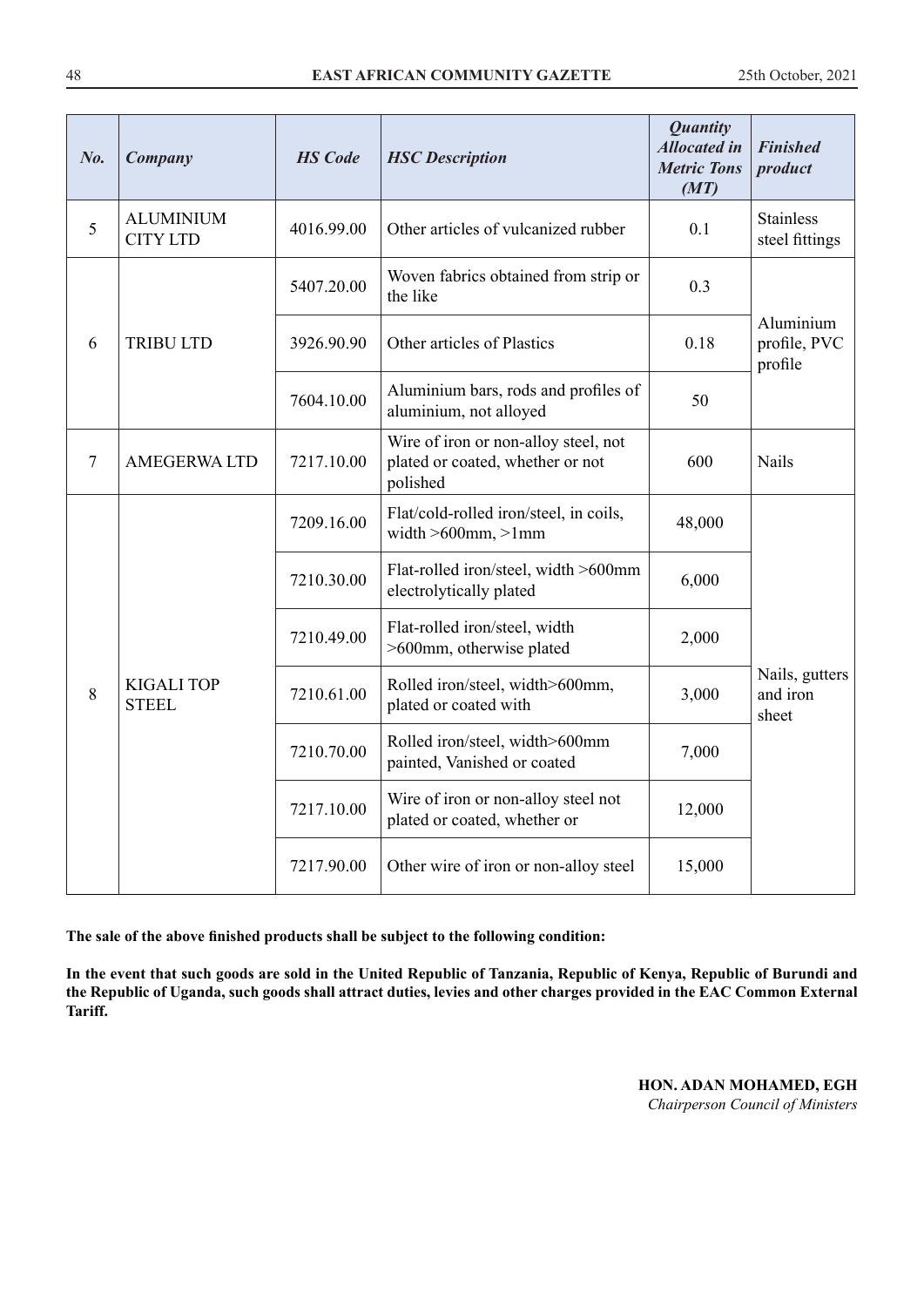| ***No.*** | ***Company*** | ***HS Code*** | ***HSC Description*** | ***Quantity Allocated in Metric Tons (MT)*** | ***Finished product*** |
|---|---|---|---|---|---|
| 5 | ALUMINIUM CITY LTD | 4016.99.00 | Other articles of vulcanized rubber | 0.1 | Stainless steel fittings |
| 6 | TRIBU LTD | 5407.20.00 | Woven fabrics obtained from strip or the like | 0.3 | Aluminium profile, PVC profile |
| | | 3926.90.90 | Other articles of Plastics | 0.18 | |
| | | 7604.10.00 | Aluminium bars, rods and profiles of aluminium, not alloyed | 50 | |
| 7 | AMEGERWA LTD | 7217.10.00 | Wire of iron or non-alloy steel, not plated or coated, whether or not polished | 600 | Nails |
| 8 | KIGALI TOP STEEL | 7209.16.00 | Flat/cold-rolled iron/steel, in coils, width >600mm, >1mm | 48,000 | Nails, gutters and iron sheet |
| | | 7210.30.00 | Flat-rolled iron/steel, width >600mm electrolytically plated | 6,000 | |
| | | 7210.49.00 | Flat-rolled iron/steel, width >600mm, otherwise plated | 2,000 | |
| | | 7210.61.00 | Rolled iron/steel, width>600mm, plated or coated with | 3,000 | |
| | | 7210.70.00 | Rolled iron/steel, width>600mm painted, Vanished or coated | 7,000 | |
| | | 7217.10.00 | Wire of iron or non-alloy steel not plated or coated, whether or | 12,000 | |
| | | 7217.90.00 | Other wire of iron or non-alloy steel | 15,000 | |

**The sale of the above finished products shall be subject to the following condition:**

**In the event that such goods are sold in the United Republic of Tanzania, Republic of Kenya, Republic of Burundi and the Republic of Uganda, such goods shall attract duties, levies and other charges provided in the EAC Common External Tariff.**

**HON. ADAN MOHAMED, EGH**
*Chairperson Council of Ministers*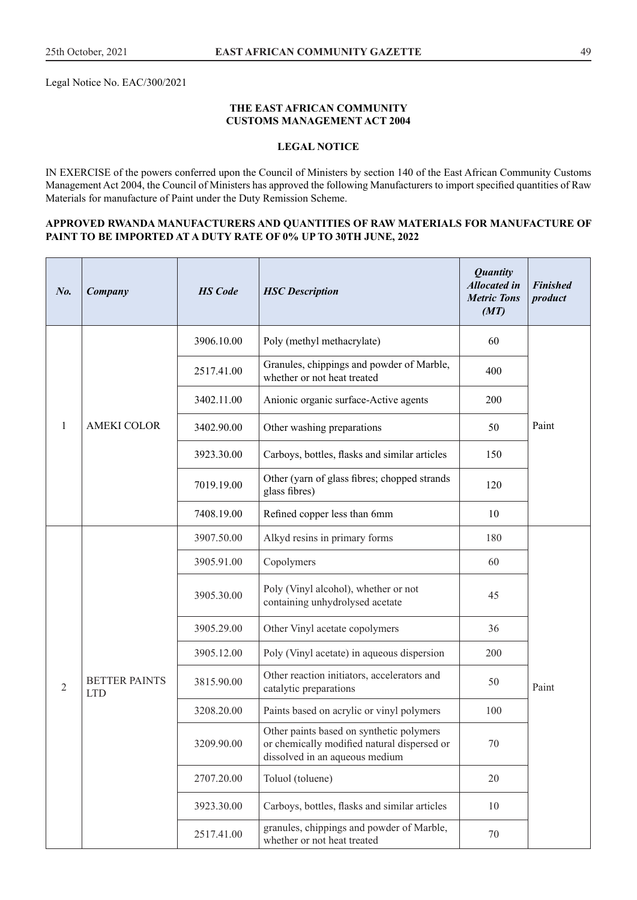Legal Notice No. EAC/300/2021

**THE EAST AFRICAN COMMUNITY**
**CUSTOMS MANAGEMENT ACT 2004**

**LEGAL NOTICE**

IN EXERCISE of the powers conferred upon the Council of Ministers by section 140 of the East African Community Customs Management Act 2004, the Council of Ministers has approved the following Manufacturers to import specified quantities of Raw Materials for manufacture of Paint under the Duty Remission Scheme.

**APPROVED RWANDA MANUFACTURERS AND QUANTITIES OF RAW MATERIALS FOR MANUFACTURE OF PAINT TO BE IMPORTED AT A DUTY RATE OF 0% UP TO 30TH JUNE, 2022**

| ***No.*** | ***Company*** | ***HS Code*** | ***HSC Description*** | ***Quantity Allocated in Metric Tons (MT)*** | ***Finished product*** |
|---|---|---|---|---|---|
| 1 | AMEKI COLOR | 3906.10.00 | Poly (methyl methacrylate) | 60 | Paint |
| | | 2517.41.00 | Granules, chippings and powder of Marble, whether or not heat treated | 400 | |
| | | 3402.11.00 | Anionic organic surface-Active agents | 200 | |
| | | 3402.90.00 | Other washing preparations | 50 | |
| | | 3923.30.00 | Carboys, bottles, flasks and similar articles | 150 | |
| | | 7019.19.00 | Other (yarn of glass fibres; chopped strands glass fibres) | 120 | |
| | | 7408.19.00 | Refined copper less than 6mm | 10 | |
| 2 | BETTER PAINTS LTD | 3907.50.00 | Alkyd resins in primary forms | 180 | Paint |
| | | 3905.91.00 | Copolymers | 60 | |
| | | 3905.30.00 | Poly (Vinyl alcohol), whether or not containing unhydrolysed acetate | 45 | |
| | | 3905.29.00 | Other Vinyl acetate copolymers | 36 | |
| | | 3905.12.00 | Poly (Vinyl acetate) in aqueous dispersion | 200 | |
| | | 3815.90.00 | Other reaction initiators, accelerators and catalytic preparations | 50 | |
| | | 3208.20.00 | Paints based on acrylic or vinyl polymers | 100 | |
| | | 3209.90.00 | Other paints based on synthetic polymers or chemically modified natural dispersed or dissolved in an aqueous medium | 70 | |
| | | 2707.20.00 | Toluol (toluene) | 20 | |
| | | 3923.30.00 | Carboys, bottles, flasks and similar articles | 10 | |
| | | 2517.41.00 | granules, chippings and powder of Marble, whether or not heat treated | 70 | |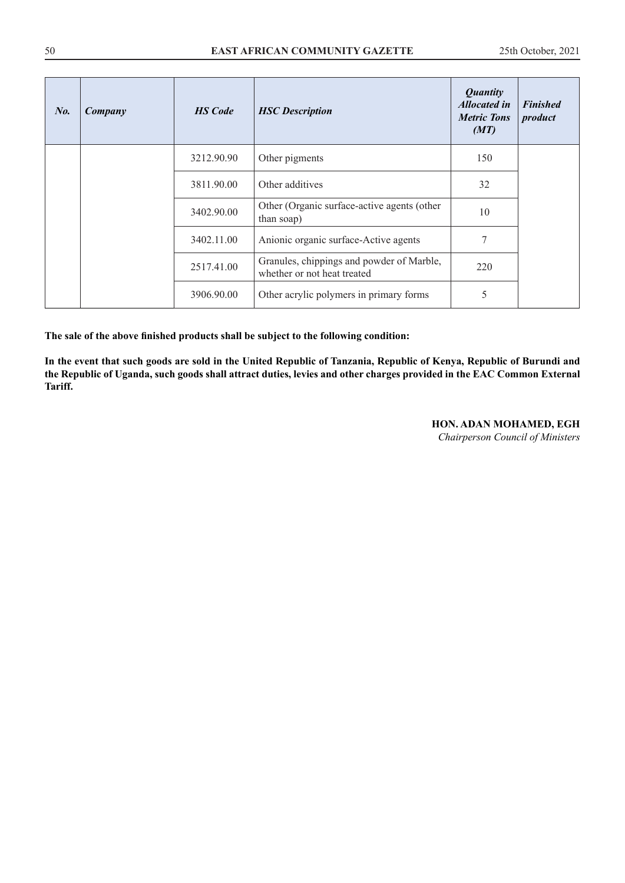| *No.* | *Company* | *HS Code* | *HSC Description* | *Quantity Allocated in Metric Tons (MT)* | *Finished product* |
|---|---|---|---|---|---|
| | | 3212.90.90 | Other pigments | 150 | |
| | | 3811.90.00 | Other additives | 32 | |
| | | 3402.90.00 | Other (Organic surface-active agents (other than soap) | 10 | |
| | | 3402.11.00 | Anionic organic surface-Active agents | 7 | |
| | | 2517.41.00 | Granules, chippings and powder of Marble, whether or not heat treated | 220 | |
| | | 3906.90.00 | Other acrylic polymers in primary forms | 5 | |

**The sale of the above finished products shall be subject to the following condition:**

**In the event that such goods are sold in the United Republic of Tanzania, Republic of Kenya, Republic of Burundi and the Republic of Uganda, such goods shall attract duties, levies and other charges provided in the EAC Common External Tariff.**

**HON. ADAN MOHAMED, EGH**
*Chairperson Council of Ministers*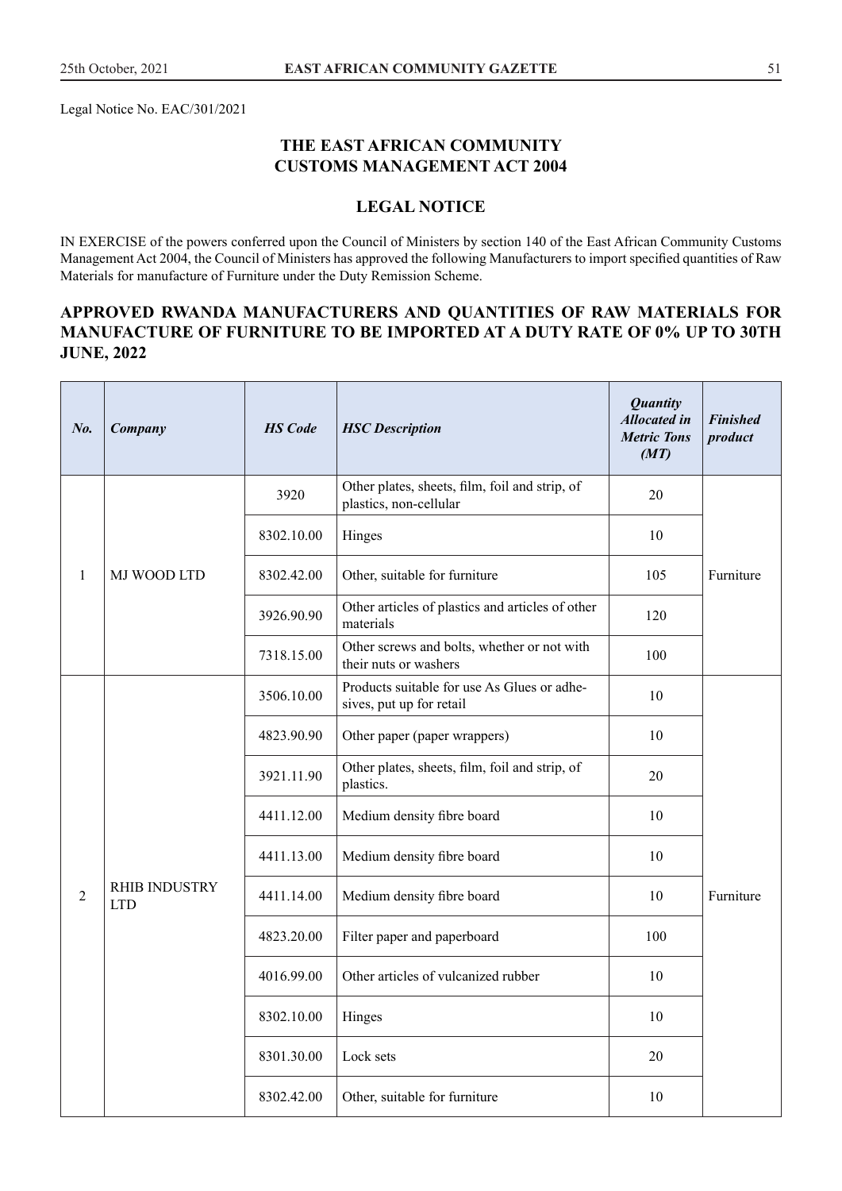Legal Notice No. EAC/301/2021

## THE EAST AFRICAN COMMUNITY CUSTOMS MANAGEMENT ACT 2004

## LEGAL NOTICE

IN EXERCISE of the powers conferred upon the Council of Ministers by section 140 of the East African Community Customs Management Act 2004, the Council of Ministers has approved the following Manufacturers to import specified quantities of Raw Materials for manufacture of Furniture under the Duty Remission Scheme.

## APPROVED RWANDA MANUFACTURERS AND QUANTITIES OF RAW MATERIALS FOR MANUFACTURE OF FURNITURE TO BE IMPORTED AT A DUTY RATE OF 0% UP TO 30TH JUNE, 2022

| *No.* | *Company* | *HS Code* | *HSC Description* | *Quantity Allocated in Metric Tons (MT)* | *Finished product* |
|---|---|---|---|---|---|
| 1 | MJ WOOD LTD | 3920 | Other plates, sheets, film, foil and strip, of plastics, non-cellular | 20 | Furniture |
| | | 8302.10.00 | Hinges | 10 | |
| | | 8302.42.00 | Other, suitable for furniture | 105 | |
| | | 3926.90.90 | Other articles of plastics and articles of other materials | 120 | |
| | | 7318.15.00 | Other screws and bolts, whether or not with their nuts or washers | 100 | |
| 2 | RHIB INDUSTRY LTD | 3506.10.00 | Products suitable for use As Glues or adhesives, put up for retail | 10 | Furniture |
| | | 4823.90.90 | Other paper (paper wrappers) | 10 | |
| | | 3921.11.90 | Other plates, sheets, film, foil and strip, of plastics. | 20 | |
| | | 4411.12.00 | Medium density fibre board | 10 | |
| | | 4411.13.00 | Medium density fibre board | 10 | |
| | | 4411.14.00 | Medium density fibre board | 10 | |
| | | 4823.20.00 | Filter paper and paperboard | 100 | |
| | | 4016.99.00 | Other articles of vulcanized rubber | 10 | |
| | | 8302.10.00 | Hinges | 10 | |
| | | 8301.30.00 | Lock sets | 20 | |
| | | 8302.42.00 | Other, suitable for furniture | 10 | |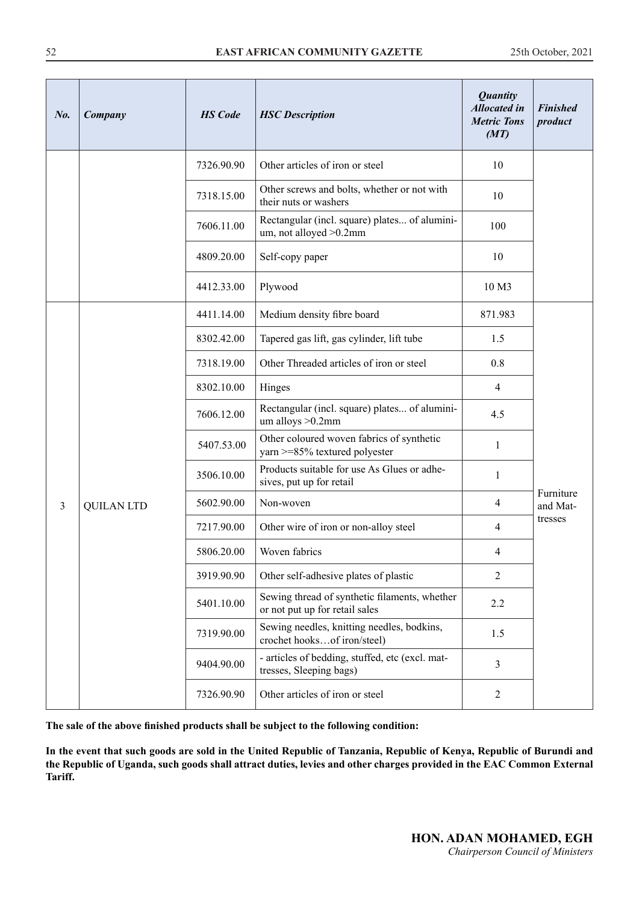| No. | Company | HS Code | HSC Description | Quantity Allocated in Metric Tons (MT) | Finished product |
|---|---|---|---|---|---|
| | | 7326.90.90 | Other articles of iron or steel | 10 | |
| | | 7318.15.00 | Other screws and bolts, whether or not with their nuts or washers | 10 | |
| | | 7606.11.00 | Rectangular (incl. square) plates... of aluminium, not alloyed >0.2mm | 100 | |
| | | 4809.20.00 | Self-copy paper | 10 | |
| | | 4412.33.00 | Plywood | 10 M3 | |
| 3 | QUILAN LTD | 4411.14.00 | Medium density fibre board | 871.983 | Furniture and Mattresses |
| | | 8302.42.00 | Tapered gas lift, gas cylinder, lift tube | 1.5 | |
| | | 7318.19.00 | Other Threaded articles of iron or steel | 0.8 | |
| | | 8302.10.00 | Hinges | 4 | |
| | | 7606.12.00 | Rectangular (incl. square) plates... of aluminium alloys >0.2mm | 4.5 | |
| | | 5407.53.00 | Other coloured woven fabrics of synthetic yarn >=85% textured polyester | 1 | |
| | | 3506.10.00 | Products suitable for use As Glues or adhesives, put up for retail | 1 | |
| | | 5602.90.00 | Non-woven | 4 | |
| | | 7217.90.00 | Other wire of iron or non-alloy steel | 4 | |
| | | 5806.20.00 | Woven fabrics | 4 | |
| | | 3919.90.90 | Other self-adhesive plates of plastic | 2 | |
| | | 5401.10.00 | Sewing thread of synthetic filaments, whether or not put up for retail sales | 2.2 | |
| | | 7319.90.00 | Sewing needles, knitting needles, bodkins, crochet hooks…of iron/steel) | 1.5 | |
| | | 9404.90.00 | - articles of bedding, stuffed, etc (excl. mattresses, Sleeping bags) | 3 | |
| | | 7326.90.90 | Other articles of iron or steel | 2 | |

**The sale of the above finished products shall be subject to the following condition:**

**In the event that such goods are sold in the United Republic of Tanzania, Republic of Kenya, Republic of Burundi and the Republic of Uganda, such goods shall attract duties, levies and other charges provided in the EAC Common External Tariff.**

**HON. ADAN MOHAMED, EGH**
*Chairperson Council of Ministers*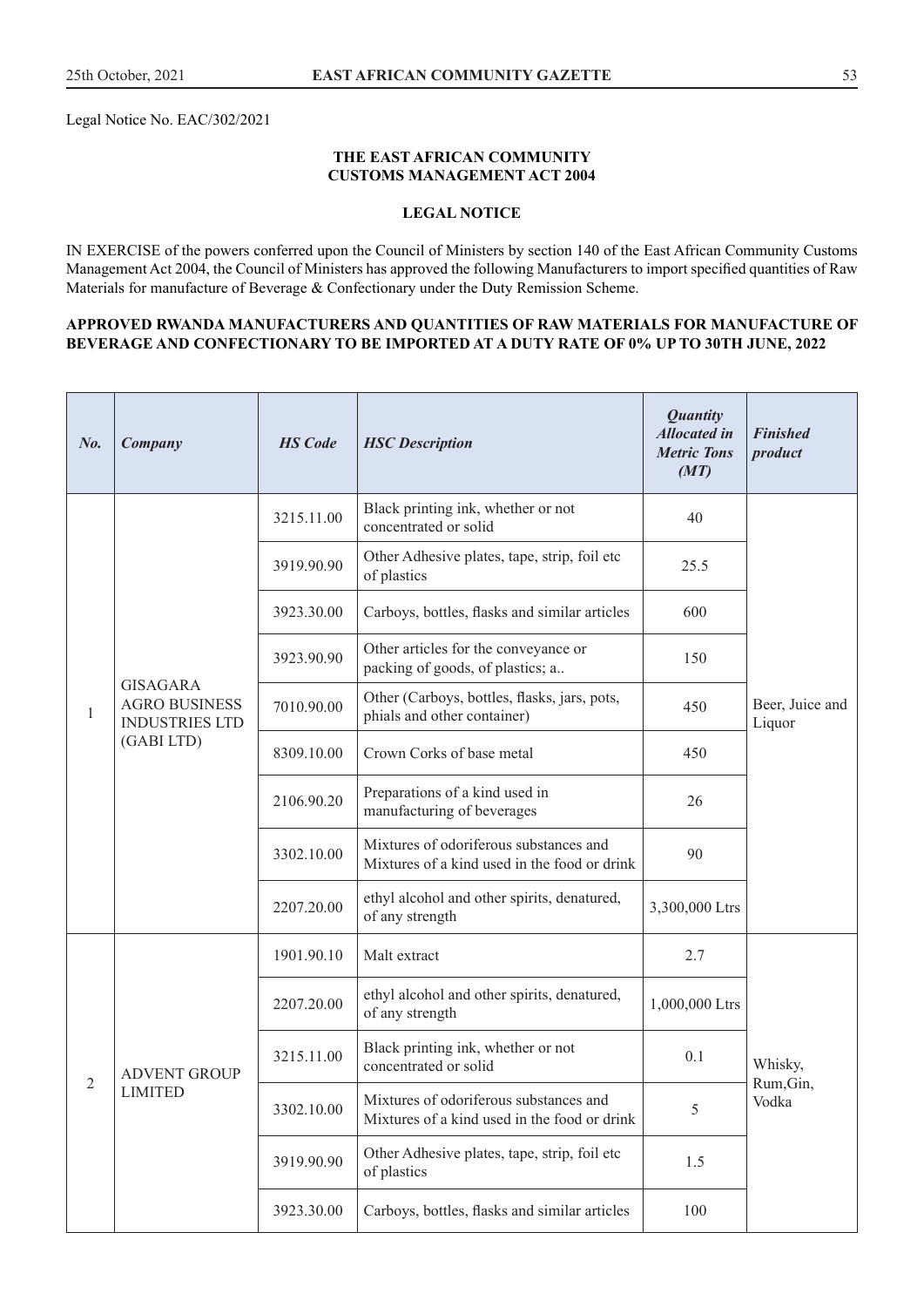Legal Notice No. EAC/302/2021

**THE EAST AFRICAN COMMUNITY**
**CUSTOMS MANAGEMENT ACT 2004**

**LEGAL NOTICE**

IN EXERCISE of the powers conferred upon the Council of Ministers by section 140 of the East African Community Customs Management Act 2004, the Council of Ministers has approved the following Manufacturers to import specified quantities of Raw Materials for manufacture of Beverage & Confectionary under the Duty Remission Scheme.

**APPROVED RWANDA MANUFACTURERS AND QUANTITIES OF RAW MATERIALS FOR MANUFACTURE OF BEVERAGE AND CONFECTIONARY TO BE IMPORTED AT A DUTY RATE OF 0% UP TO 30TH JUNE, 2022**

| *No.* | *Company* | *HS Code* | *HSC Description* | *Quantity Allocated in Metric Tons (MT)* | *Finished product* |
|---|---|---|---|---|---|
| 1 | GISAGARA AGRO BUSINESS INDUSTRIES LTD (GABI LTD) | 3215.11.00 | Black printing ink, whether or not concentrated or solid | 40 | Beer, Juice and Liquor |
| | | 3919.90.90 | Other Adhesive plates, tape, strip, foil etc of plastics | 25.5 | |
| | | 3923.30.00 | Carboys, bottles, flasks and similar articles | 600 | |
| | | 3923.90.90 | Other articles for the conveyance or packing of goods, of plastics; a.. | 150 | |
| | | 7010.90.00 | Other (Carboys, bottles, flasks, jars, pots, phials and other container) | 450 | |
| | | 8309.10.00 | Crown Corks of base metal | 450 | |
| | | 2106.90.20 | Preparations of a kind used in manufacturing of beverages | 26 | |
| | | 3302.10.00 | Mixtures of odoriferous substances and Mixtures of a kind used in the food or drink | 90 | |
| | | 2207.20.00 | ethyl alcohol and other spirits, denatured, of any strength | 3,300,000 Ltrs | |
| 2 | ADVENT GROUP LIMITED | 1901.90.10 | Malt extract | 2.7 | Whisky, Rum,Gin, Vodka |
| | | 2207.20.00 | ethyl alcohol and other spirits, denatured, of any strength | 1,000,000 Ltrs | |
| | | 3215.11.00 | Black printing ink, whether or not concentrated or solid | 0.1 | |
| | | 3302.10.00 | Mixtures of odoriferous substances and Mixtures of a kind used in the food or drink | 5 | |
| | | 3919.90.90 | Other Adhesive plates, tape, strip, foil etc of plastics | 1.5 | |
| | | 3923.30.00 | Carboys, bottles, flasks and similar articles | 100 | |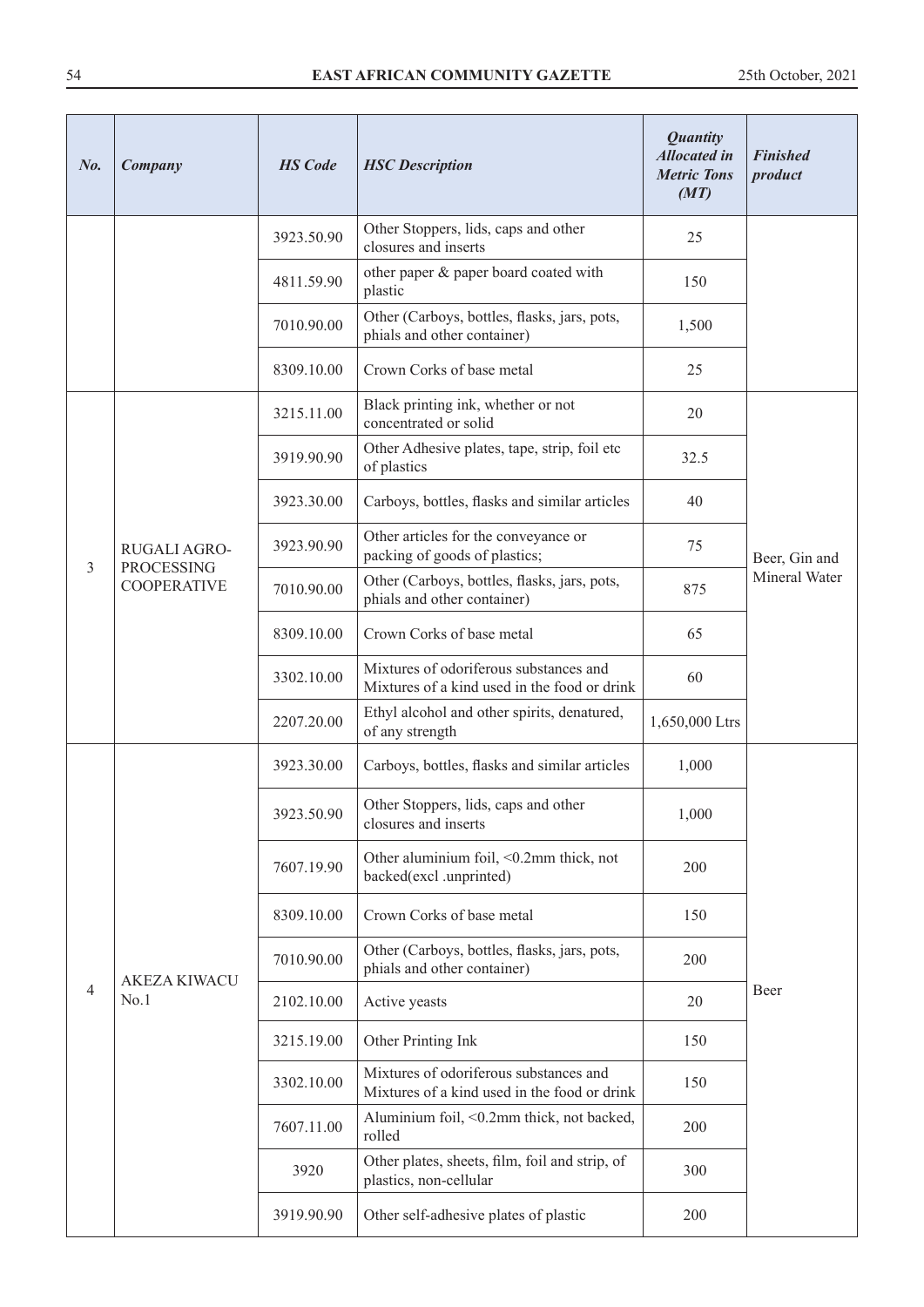| No. | Company | HS Code | HSC Description | Quantity Allocated in Metric Tons (MT) | Finished product |
|---|---|---|---|---|---|
| | | 3923.50.90 | Other Stoppers, lids, caps and other closures and inserts | 25 | |
| | | 4811.59.90 | other paper & paper board coated with plastic | 150 | |
| | | 7010.90.00 | Other (Carboys, bottles, flasks, jars, pots, phials and other container) | 1,500 | |
| | | 8309.10.00 | Crown Corks of base metal | 25 | |
| 3 | RUGALI AGRO-PROCESSING COOPERATIVE | 3215.11.00 | Black printing ink, whether or not concentrated or solid | 20 | Beer, Gin and Mineral Water |
| | | 3919.90.90 | Other Adhesive plates, tape, strip, foil etc of plastics | 32.5 | |
| | | 3923.30.00 | Carboys, bottles, flasks and similar articles | 40 | |
| | | 3923.90.90 | Other articles for the conveyance or packing of goods of plastics; | 75 | |
| | | 7010.90.00 | Other (Carboys, bottles, flasks, jars, pots, phials and other container) | 875 | |
| | | 8309.10.00 | Crown Corks of base metal | 65 | |
| | | 3302.10.00 | Mixtures of odoriferous substances and Mixtures of a kind used in the food or drink | 60 | |
| | | 2207.20.00 | Ethyl alcohol and other spirits, denatured, of any strength | 1,650,000 Ltrs | |
| 4 | AKEZA KIWACU No.1 | 3923.30.00 | Carboys, bottles, flasks and similar articles | 1,000 | Beer |
| | | 3923.50.90 | Other Stoppers, lids, caps and other closures and inserts | 1,000 | |
| | | 7607.19.90 | Other aluminium foil, <0.2mm thick, not backed(excl .unprinted) | 200 | |
| | | 8309.10.00 | Crown Corks of base metal | 150 | |
| | | 7010.90.00 | Other (Carboys, bottles, flasks, jars, pots, phials and other container) | 200 | |
| | | 2102.10.00 | Active yeasts | 20 | |
| | | 3215.19.00 | Other Printing Ink | 150 | |
| | | 3302.10.00 | Mixtures of odoriferous substances and Mixtures of a kind used in the food or drink | 150 | |
| | | 7607.11.00 | Aluminium foil, <0.2mm thick, not backed, rolled | 200 | |
| | | 3920 | Other plates, sheets, film, foil and strip, of plastics, non-cellular | 300 | |
| | | 3919.90.90 | Other self-adhesive plates of plastic | 200 | |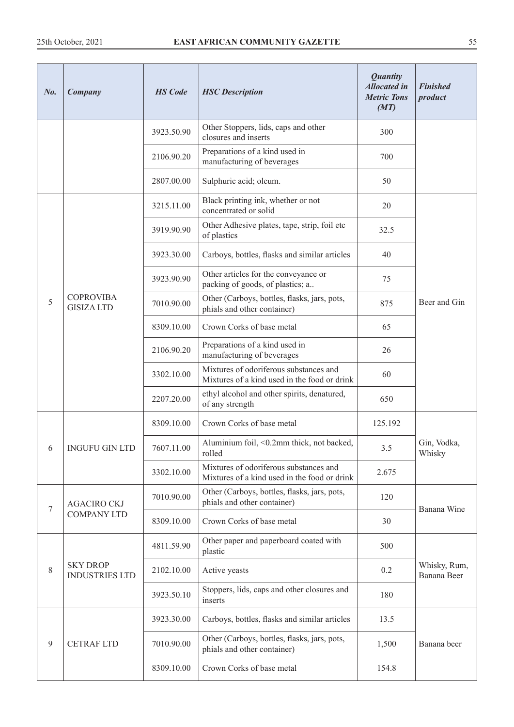| No. | Company | HS Code | HSC Description | Quantity Allocated in Metric Tons (MT) | Finished product |
|---|---|---|---|---|---|
| | | 3923.50.90 | Other Stoppers, lids, caps and other closures and inserts | 300 | |
| | | 2106.90.20 | Preparations of a kind used in manufacturing of beverages | 700 | |
| | | 2807.00.00 | Sulphuric acid; oleum. | 50 | |
| 5 | COPROVIBA GISIZA LTD | 3215.11.00 | Black printing ink, whether or not concentrated or solid | 20 | Beer and Gin |
| | | 3919.90.90 | Other Adhesive plates, tape, strip, foil etc of plastics | 32.5 | |
| | | 3923.30.00 | Carboys, bottles, flasks and similar articles | 40 | |
| | | 3923.90.90 | Other articles for the conveyance or packing of goods, of plastics; a.. | 75 | |
| | | 7010.90.00 | Other (Carboys, bottles, flasks, jars, pots, phials and other container) | 875 | |
| | | 8309.10.00 | Crown Corks of base metal | 65 | |
| | | 2106.90.20 | Preparations of a kind used in manufacturing of beverages | 26 | |
| | | 3302.10.00 | Mixtures of odoriferous substances and Mixtures of a kind used in the food or drink | 60 | |
| | | 2207.20.00 | ethyl alcohol and other spirits, denatured, of any strength | 650 | |
| 6 | INGUFU GIN LTD | 8309.10.00 | Crown Corks of base metal | 125.192 | Gin, Vodka, Whisky |
| | | 7607.11.00 | Aluminium foil, <0.2mm thick, not backed, rolled | 3.5 | |
| | | 3302.10.00 | Mixtures of odoriferous substances and Mixtures of a kind used in the food or drink | 2.675 | |
| 7 | AGACIRO CKJ COMPANY LTD | 7010.90.00 | Other (Carboys, bottles, flasks, jars, pots, phials and other container) | 120 | Banana Wine |
| | | 8309.10.00 | Crown Corks of base metal | 30 | |
| 8 | SKY DROP INDUSTRIES LTD | 4811.59.90 | Other paper and paperboard coated with plastic | 500 | Whisky, Rum, Banana Beer |
| | | 2102.10.00 | Active yeasts | 0.2 | |
| | | 3923.50.10 | Stoppers, lids, caps and other closures and inserts | 180 | |
| 9 | CETRAF LTD | 3923.30.00 | Carboys, bottles, flasks and similar articles | 13.5 | Banana beer |
| | | 7010.90.00 | Other (Carboys, bottles, flasks, jars, pots, phials and other container) | 1,500 | |
| | | 8309.10.00 | Crown Corks of base metal | 154.8 | |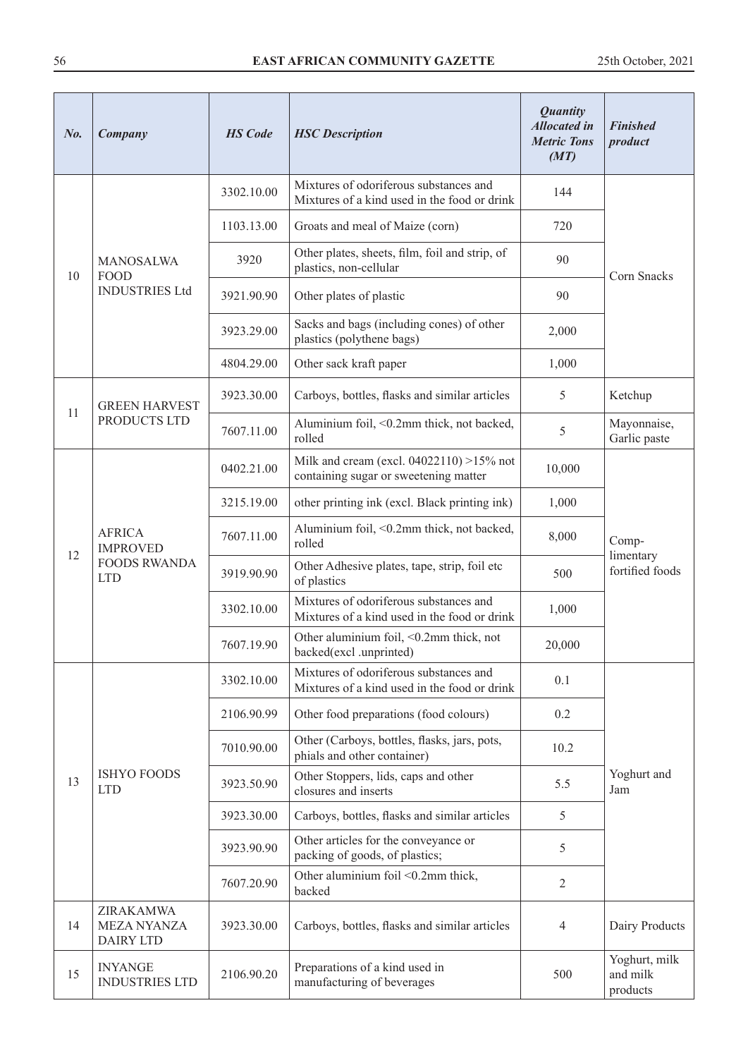| No. | Company | HS Code | HSC Description | Quantity Allocated in Metric Tons (MT) | Finished product |
|---|---|---|---|---|---|
| 10 | MANOSALWA FOOD INDUSTRIES Ltd | 3302.10.00 | Mixtures of odoriferous substances and Mixtures of a kind used in the food or drink | 144 | Corn Snacks |
| | | 1103.13.00 | Groats and meal of Maize (corn) | 720 | |
| | | 3920 | Other plates, sheets, film, foil and strip, of plastics, non-cellular | 90 | |
| | | 3921.90.90 | Other plates of plastic | 90 | |
| | | 3923.29.00 | Sacks and bags (including cones) of other plastics (polythene bags) | 2,000 | |
| | | 4804.29.00 | Other sack kraft paper | 1,000 | |
| 11 | GREEN HARVEST PRODUCTS LTD | 3923.30.00 | Carboys, bottles, flasks and similar articles | 5 | Ketchup |
| | | 7607.11.00 | Aluminium foil, <0.2mm thick, not backed, rolled | 5 | Mayonnaise, Garlic paste |
| 12 | AFRICA IMPROVED FOODS RWANDA LTD | 0402.21.00 | Milk and cream (excl. 04022110) >15% not containing sugar or sweetening matter | 10,000 | Comp-limentary fortified foods |
| | | 3215.19.00 | other printing ink (excl. Black printing ink) | 1,000 | |
| | | 7607.11.00 | Aluminium foil, <0.2mm thick, not backed, rolled | 8,000 | |
| | | 3919.90.90 | Other Adhesive plates, tape, strip, foil etc of plastics | 500 | |
| | | 3302.10.00 | Mixtures of odoriferous substances and Mixtures of a kind used in the food or drink | 1,000 | |
| | | 7607.19.90 | Other aluminium foil, <0.2mm thick, not backed(excl .unprinted) | 20,000 | |
| 13 | ISHYO FOODS LTD | 3302.10.00 | Mixtures of odoriferous substances and Mixtures of a kind used in the food or drink | 0.1 | Yoghurt and Jam |
| | | 2106.90.99 | Other food preparations (food colours) | 0.2 | |
| | | 7010.90.00 | Other (Carboys, bottles, flasks, jars, pots, phials and other container) | 10.2 | |
| | | 3923.50.90 | Other Stoppers, lids, caps and other closures and inserts | 5.5 | |
| | | 3923.30.00 | Carboys, bottles, flasks and similar articles | 5 | |
| | | 3923.90.90 | Other articles for the conveyance or packing of goods, of plastics; | 5 | |
| | | 7607.20.90 | Other aluminium foil <0.2mm thick, backed | 2 | |
| 14 | ZIRAKAMWA MEZA NYANZA DAIRY LTD | 3923.30.00 | Carboys, bottles, flasks and similar articles | 4 | Dairy Products |
| 15 | INYANGE INDUSTRIES LTD | 2106.90.20 | Preparations of a kind used in manufacturing of beverages | 500 | Yoghurt, milk and milk products |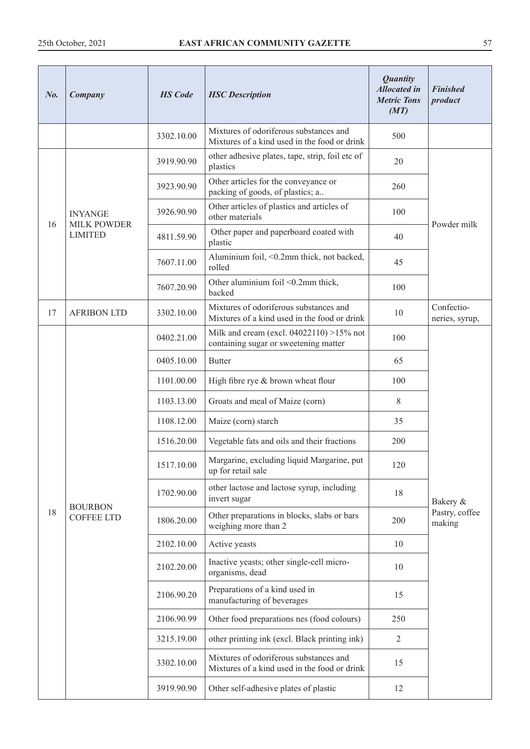| *No.* | *Company* | *HS Code* | *HSC Description* | *Quantity Allocated in Metric Tons (MT)* | *Finished product* |
|---|---|---|---|---|---|
| | | 3302.10.00 | Mixtures of odoriferous substances and Mixtures of a kind used in the food or drink | 500 | |
| 16 | INYANGE MILK POWDER LIMITED | 3919.90.90 | other adhesive plates, tape, strip, foil etc of plastics | 20 | Powder milk |
| | | 3923.90.90 | Other articles for the conveyance or packing of goods, of plastics; a.. | 260 | |
| | | 3926.90.90 | Other articles of plastics and articles of other materials | 100 | |
| | | 4811.59.90 | Other paper and paperboard coated with plastic | 40 | |
| | | 7607.11.00 | Aluminium foil, <0.2mm thick, not backed, rolled | 45 | |
| | | 7607.20.90 | Other aluminium foil <0.2mm thick, backed | 100 | |
| 17 | AFRIBON LTD | 3302.10.00 | Mixtures of odoriferous substances and Mixtures of a kind used in the food or drink | 10 | Confectio-neries, syrup, |
| 18 | BOURBON COFFEE LTD | 0402.21.00 | Milk and cream (excl. 04022110) >15% not containing sugar or sweetening matter | 100 | Bakery & Pastry, coffee making |
| | | 0405.10.00 | Butter | 65 | |
| | | 1101.00.00 | High fibre rye & brown wheat flour | 100 | |
| | | 1103.13.00 | Groats and meal of Maize (corn) | 8 | |
| | | 1108.12.00 | Maize (corn) starch | 35 | |
| | | 1516.20.00 | Vegetable fats and oils and their fractions | 200 | |
| | | 1517.10.00 | Margarine, excluding liquid Margarine, put up for retail sale | 120 | |
| | | 1702.90.00 | other lactose and lactose syrup, including invert sugar | 18 | |
| | | 1806.20.00 | Other preparations in blocks, slabs or bars weighing more than 2 | 200 | |
| | | 2102.10.00 | Active yeasts | 10 | |
| | | 2102.20.00 | Inactive yeasts; other single-cell micro-organisms, dead | 10 | |
| | | 2106.90.20 | Preparations of a kind used in manufacturing of beverages | 15 | |
| | | 2106.90.99 | Other food preparations nes (food colours) | 250 | |
| | | 3215.19.00 | other printing ink (excl. Black printing ink) | 2 | |
| | | 3302.10.00 | Mixtures of odoriferous substances and Mixtures of a kind used in the food or drink | 15 | |
| | | 3919.90.90 | Other self-adhesive plates of plastic | 12 | |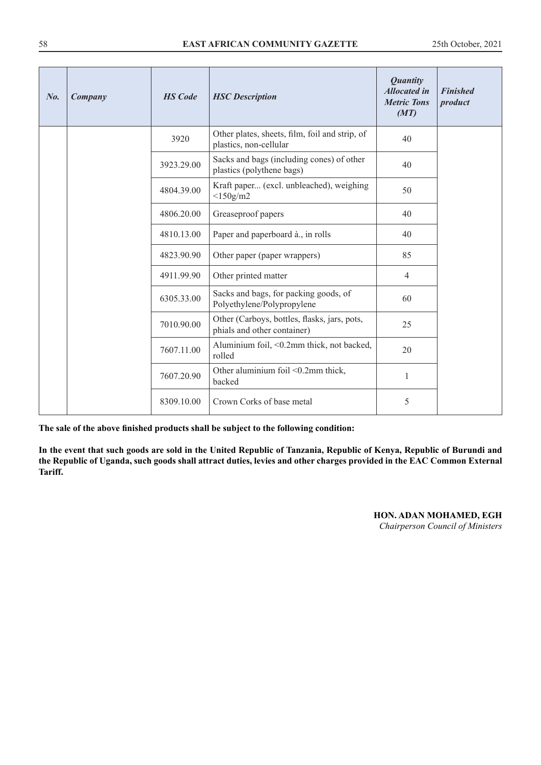| No. | Company | HS Code | HSC Description | Quantity Allocated in Metric Tons (MT) | Finished product |
|---|---|---|---|---|---|
| | | 3920 | Other plates, sheets, film, foil and strip, of plastics, non-cellular | 40 | |
| | | 3923.29.00 | Sacks and bags (including cones) of other plastics (polythene bags) | 40 | |
| | | 4804.39.00 | Kraft paper... (excl. unbleached), weighing <150g/m2 | 50 | |
| | | 4806.20.00 | Greaseproof papers | 40 | |
| | | 4810.13.00 | Paper and paperboard à., in rolls | 40 | |
| | | 4823.90.90 | Other paper (paper wrappers) | 85 | |
| | | 4911.99.90 | Other printed matter | 4 | |
| | | 6305.33.00 | Sacks and bags, for packing goods, of Polyethylene/Polypropylene | 60 | |
| | | 7010.90.00 | Other (Carboys, bottles, flasks, jars, pots, phials and other container) | 25 | |
| | | 7607.11.00 | Aluminium foil, <0.2mm thick, not backed, rolled | 20 | |
| | | 7607.20.90 | Other aluminium foil <0.2mm thick, backed | 1 | |
| | | 8309.10.00 | Crown Corks of base metal | 5 | |

**The sale of the above finished products shall be subject to the following condition:**

**In the event that such goods are sold in the United Republic of Tanzania, Republic of Kenya, Republic of Burundi and the Republic of Uganda, such goods shall attract duties, levies and other charges provided in the EAC Common External Tariff.**

**HON. ADAN MOHAMED, EGH**
*Chairperson Council of Ministers*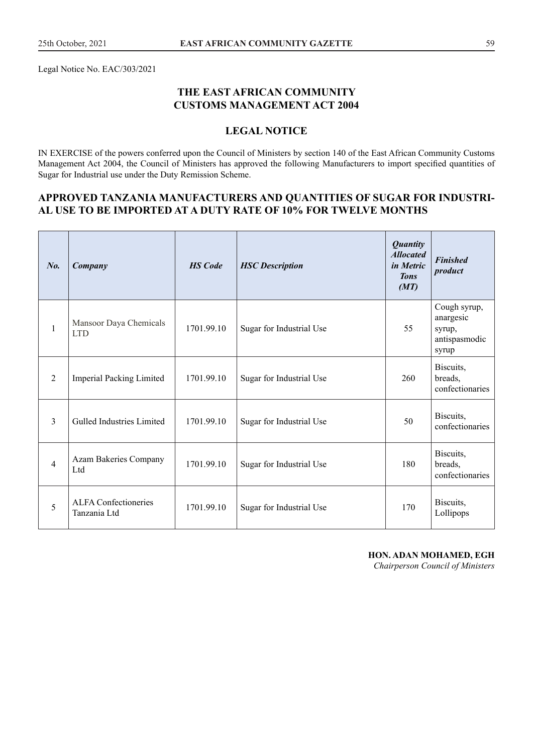Legal Notice No. EAC/303/2021

## THE EAST AFRICAN COMMUNITY
## CUSTOMS MANAGEMENT ACT 2004

### LEGAL NOTICE

IN EXERCISE of the powers conferred upon the Council of Ministers by section 140 of the East African Community Customs Management Act 2004, the Council of Ministers has approved the following Manufacturers to import specified quantities of Sugar for Industrial use under the Duty Remission Scheme.

### APPROVED TANZANIA MANUFACTURERS AND QUANTITIES OF SUGAR FOR INDUSTRIAL USE TO BE IMPORTED AT A DUTY RATE OF 10% FOR TWELVE MONTHS

| *No.* | *Company* | *HS Code* | *HSC Description* | *Quantity Allocated in Metric Tons (MT)* | *Finished product* |
|---|---|---|---|---|---|
| 1 | Mansoor Daya Chemicals LTD | 1701.99.10 | Sugar for Industrial Use | 55 | Cough syrup, anargesic syrup, antispasmodic syrup |
| 2 | Imperial Packing Limited | 1701.99.10 | Sugar for Industrial Use | 260 | Biscuits, breads, confectionaries |
| 3 | Gulled Industries Limited | 1701.99.10 | Sugar for Industrial Use | 50 | Biscuits, confectionaries |
| 4 | Azam Bakeries Company Ltd | 1701.99.10 | Sugar for Industrial Use | 180 | Biscuits, breads, confectionaries |
| 5 | ALFA Confectioneries Tanzania Ltd | 1701.99.10 | Sugar for Industrial Use | 170 | Biscuits, Lollipops |

**HON. ADAN MOHAMED, EGH**
*Chairperson Council of Ministers*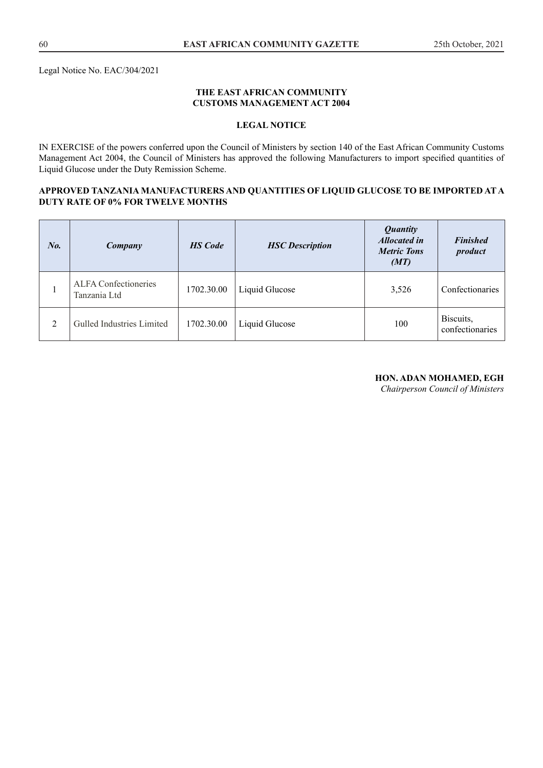Legal Notice No. EAC/304/2021

**THE EAST AFRICAN COMMUNITY**
**CUSTOMS MANAGEMENT ACT 2004**

**LEGAL NOTICE**

IN EXERCISE of the powers conferred upon the Council of Ministers by section 140 of the East African Community Customs Management Act 2004, the Council of Ministers has approved the following Manufacturers to import specified quantities of Liquid Glucose under the Duty Remission Scheme.

**APPROVED TANZANIA MANUFACTURERS AND QUANTITIES OF LIQUID GLUCOSE TO BE IMPORTED AT A DUTY RATE OF 0% FOR TWELVE MONTHS**

| ***No.*** | ***Company*** | ***HS Code*** | ***HSC Description*** | ***Quantity Allocated in Metric Tons (MT)*** | ***Finished product*** |
|---|---|---|---|---|---|
| 1 | ALFA Confectioneries Tanzania Ltd | 1702.30.00 | Liquid Glucose | 3,526 | Confectionaries |
| 2 | Gulled Industries Limited | 1702.30.00 | Liquid Glucose | 100 | Biscuits, confectionaries |

**HON. ADAN MOHAMED, EGH**
*Chairperson Council of Ministers*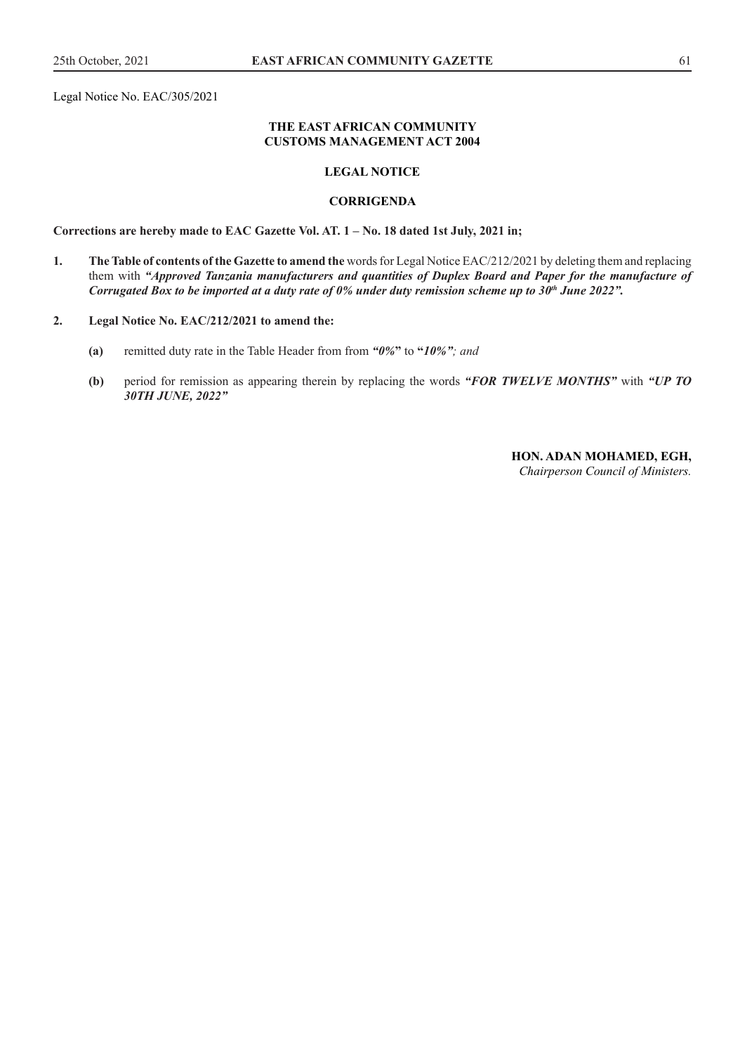Legal Notice No. EAC/305/2021

**THE EAST AFRICAN COMMUNITY**
**CUSTOMS MANAGEMENT ACT 2004**

**LEGAL NOTICE**

**CORRIGENDA**

**Corrections are hereby made to EAC Gazette Vol. AT. 1 – No. 18 dated 1st July, 2021 in;**

1. **The Table of contents of the Gazette to amend the** words for Legal Notice EAC/212/2021 by deleting them and replacing them with ***"Approved Tanzania manufacturers and quantities of Duplex Board and Paper for the manufacture of Corrugated Box to be imported at a duty rate of 0% under duty remission scheme up to 30th June 2022".***

2. **Legal Notice No. EAC/212/2021 to amend the:**

   **(a)** remitted duty rate in the Table Header from from ***"0%"*** to **"*10%"***; and*

   **(b)** period for remission as appearing therein by replacing the words ***"FOR TWELVE MONTHS"*** with ***"UP TO 30TH JUNE, 2022"***

**HON. ADAN MOHAMED, EGH,**
*Chairperson Council of Ministers.*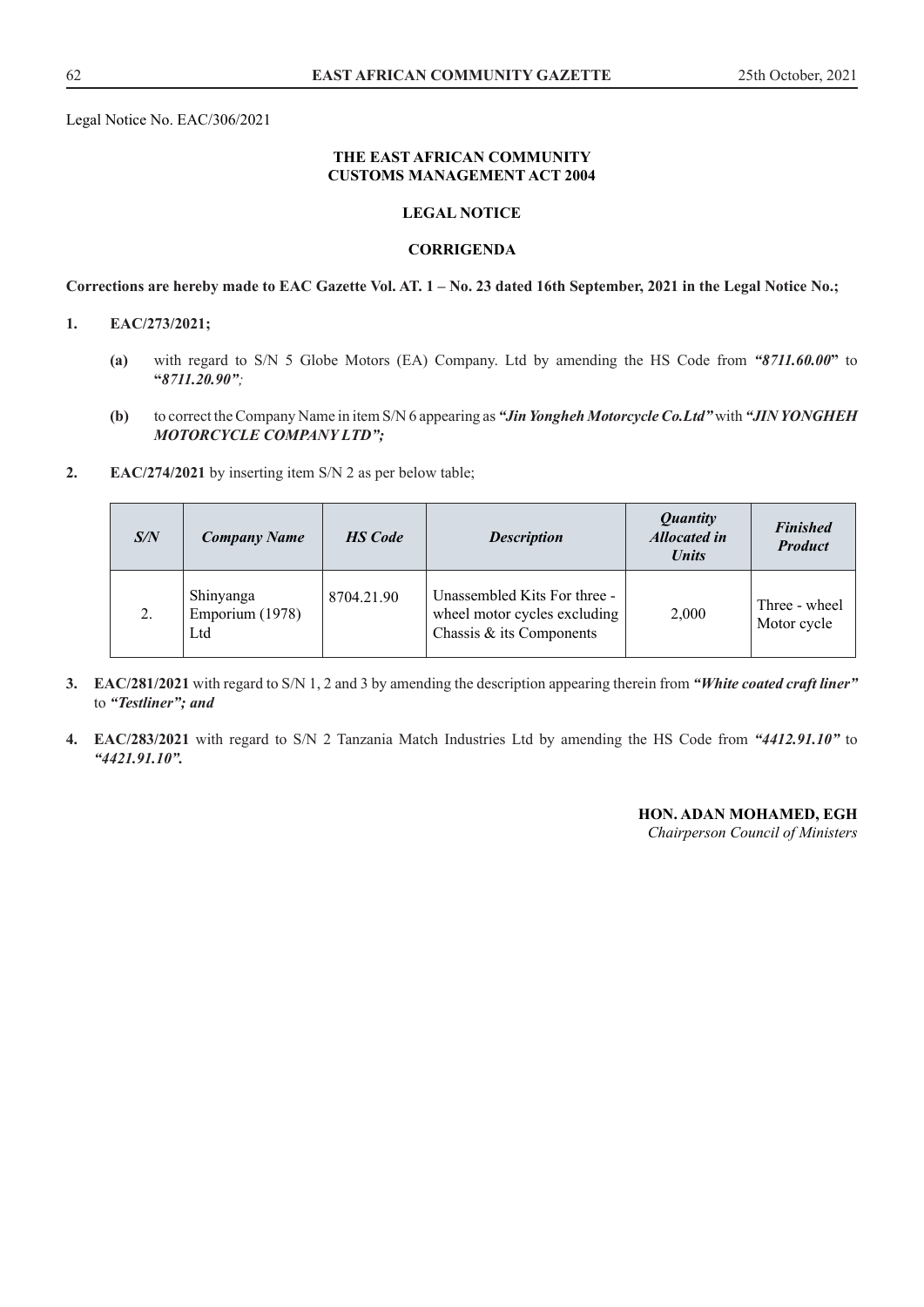Legal Notice No. EAC/306/2021

**THE EAST AFRICAN COMMUNITY**
**CUSTOMS MANAGEMENT ACT 2004**

**LEGAL NOTICE**

**CORRIGENDA**

**Corrections are hereby made to EAC Gazette Vol. AT. 1 – No. 23 dated 16th September, 2021 in the Legal Notice No.;**

1. **EAC/273/2021;**

   **(a)** with regard to S/N 5 Globe Motors (EA) Company. Ltd by amending the HS Code from ***"8711.60.00"*** to ***"8711.20.90"****;*

   **(b)** to correct the Company Name in item S/N 6 appearing as ***"Jin Yongheh Motorcycle Co.Ltd"*** with ***"JIN YONGHEH MOTORCYCLE COMPANY LTD";***

2. **EAC/274/2021** by inserting item S/N 2 as per below table;

| ***S/N*** | ***Company Name*** | ***HS Code*** | ***Description*** | ***Quantity Allocated in Units*** | ***Finished Product*** |
|---|---|---|---|---|---|
| 2. | Shinyanga Emporium (1978) Ltd | 8704.21.90 | Unassembled Kits For three - wheel motor cycles excluding Chassis & its Components | 2,000 | Three - wheel Motor cycle |

3. **EAC/281/2021** with regard to S/N 1, 2 and 3 by amending the description appearing therein from ***"White coated craft liner"*** to ***"Testliner"; and***

4. **EAC/283/2021** with regard to S/N 2 Tanzania Match Industries Ltd by amending the HS Code from ***"4412.91.10"*** to ***"4421.91.10".***

**HON. ADAN MOHAMED, EGH**
*Chairperson Council of Ministers*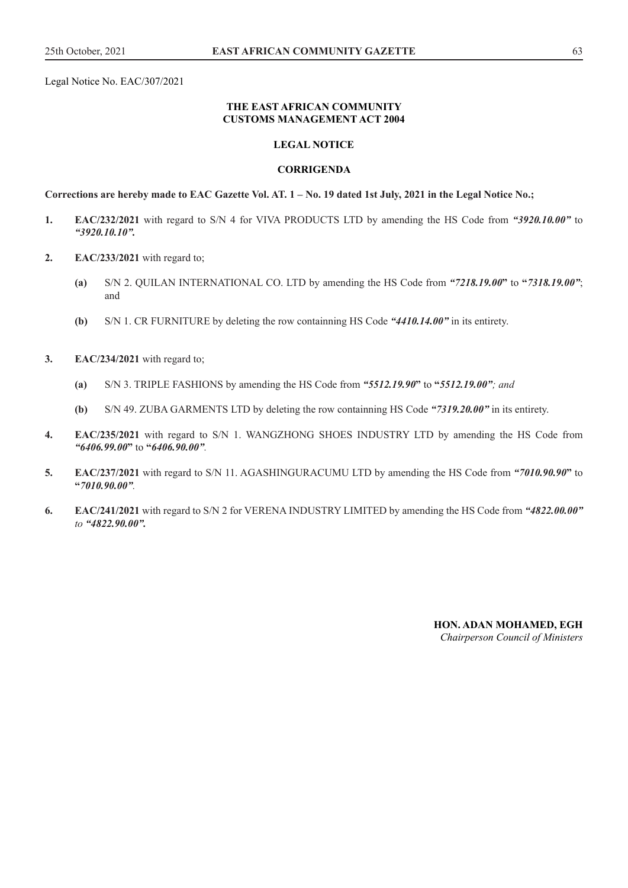Legal Notice No. EAC/307/2021

**THE EAST AFRICAN COMMUNITY**
**CUSTOMS MANAGEMENT ACT 2004**

**LEGAL NOTICE**

**CORRIGENDA**

**Corrections are hereby made to EAC Gazette Vol. AT. 1 – No. 19 dated 1st July, 2021 in the Legal Notice No.;**

1. **EAC/232/2021** with regard to S/N 4 for VIVA PRODUCTS LTD by amending the HS Code from ***"3920.10.00"*** to ***"3920.10.10".***

2. **EAC/233/2021** with regard to;

   **(a)** S/N 2. QUILAN INTERNATIONAL CO. LTD by amending the HS Code from ***"7218.19.00"*** to ***"7318.19.00"***; and

   **(b)** S/N 1. CR FURNITURE by deleting the row containning HS Code ***"4410.14.00"*** in its entirety.

3. **EAC/234/2021** with regard to;

   **(a)** S/N 3. TRIPLE FASHIONS by amending the HS Code from ***"5512.19.90"*** to ***"5512.19.00"***; *and*

   **(b)** S/N 49. ZUBA GARMENTS LTD by deleting the row containning HS Code ***"7319.20.00"*** in its entirety.

4. **EAC/235/2021** with regard to S/N 1. WANGZHONG SHOES INDUSTRY LTD by amending the HS Code from ***"6406.99.00"*** to ***"6406.90.00"***.

5. **EAC/237/2021** with regard to S/N 11. AGASHINGURACUMU LTD by amending the HS Code from ***"7010.90.90"*** to ***"7010.90.00"***.

6. **EAC/241/2021** with regard to S/N 2 for VERENA INDUSTRY LIMITED by amending the HS Code from ***"4822.00.00"*** *to* ***"4822.90.00".***

**HON. ADAN MOHAMED, EGH**
*Chairperson Council of Ministers*